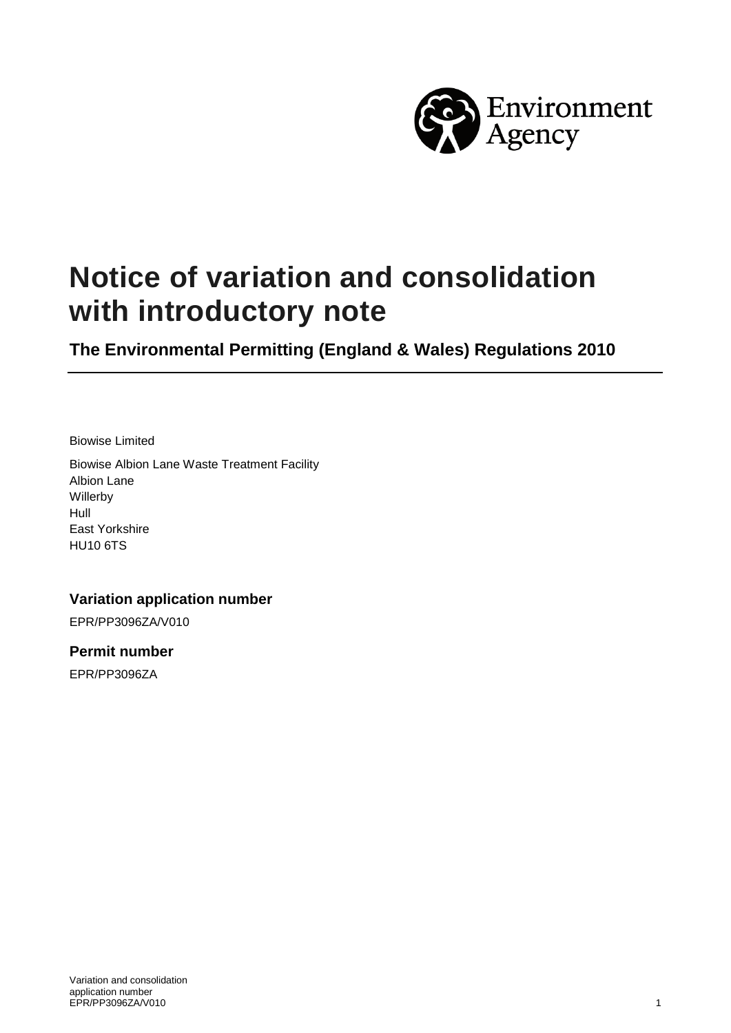# Notice of variation and consolidation with introductory note

## The Environmental Permitting (England & Wales) Regulations 2010

Biowise Limited

Biowise Albion Lane Waste Treatment Facility
Albion Lane
Willerby
Hull
East Yorkshire
HU10 6TS

### Variation application number

EPR/PP3096ZA/V010

### Permit number

EPR/PP3096ZA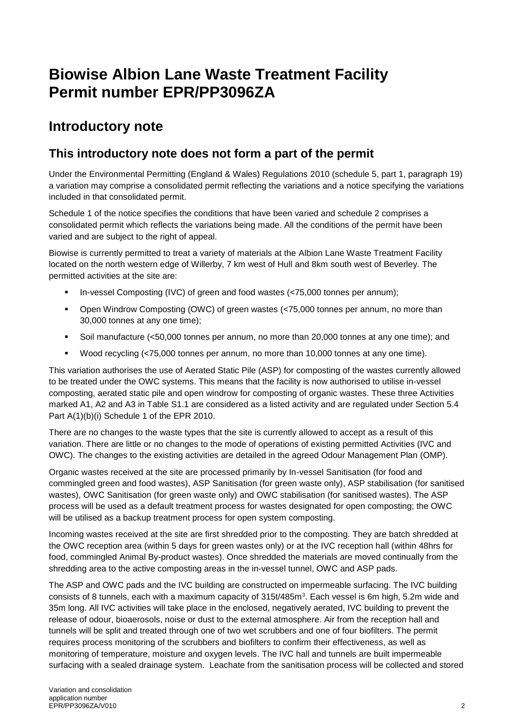# Biowise Albion Lane Waste Treatment Facility Permit number EPR/PP3096ZA

## Introductory note

### This introductory note does not form a part of the permit

Under the Environmental Permitting (England & Wales) Regulations 2010 (schedule 5, part 1, paragraph 19) a variation may comprise a consolidated permit reflecting the variations and a notice specifying the variations included in that consolidated permit.

Schedule 1 of the notice specifies the conditions that have been varied and schedule 2 comprises a consolidated permit which reflects the variations being made. All the conditions of the permit have been varied and are subject to the right of appeal.

Biowise is currently permitted to treat a variety of materials at the Albion Lane Waste Treatment Facility located on the north western edge of Willerby, 7 km west of Hull and 8km south west of Beverley. The permitted activities at the site are:

- In-vessel Composting (IVC) of green and food wastes (<75,000 tonnes per annum);
- Open Windrow Composting (OWC) of green wastes (<75,000 tonnes per annum, no more than 30,000 tonnes at any one time);
- Soil manufacture (<50,000 tonnes per annum, no more than 20,000 tonnes at any one time); and
- Wood recycling (<75,000 tonnes per annum, no more than 10,000 tonnes at any one time).

This variation authorises the use of Aerated Static Pile (ASP) for composting of the wastes currently allowed to be treated under the OWC systems. This means that the facility is now authorised to utilise in-vessel composting, aerated static pile and open windrow for composting of organic wastes. These three Activities marked A1, A2 and A3 in Table S1.1 are considered as a listed activity and are regulated under Section 5.4 Part A(1)(b)(i) Schedule 1 of the EPR 2010.

There are no changes to the waste types that the site is currently allowed to accept as a result of this variation. There are little or no changes to the mode of operations of existing permitted Activities (IVC and OWC). The changes to the existing activities are detailed in the agreed Odour Management Plan (OMP).

Organic wastes received at the site are processed primarily by In-vessel Sanitisation (for food and commingled green and food wastes), ASP Sanitisation (for green waste only), ASP stabilisation (for sanitised wastes), OWC Sanitisation (for green waste only) and OWC stabilisation (for sanitised wastes). The ASP process will be used as a default treatment process for wastes designated for open composting; the OWC will be utilised as a backup treatment process for open system composting.

Incoming wastes received at the site are first shredded prior to the composting. They are batch shredded at the OWC reception area (within 5 days for green wastes only) or at the IVC reception hall (within 48hrs for food, commingled Animal By-product wastes). Once shredded the materials are moved continually from the shredding area to the active composting areas in the in-vessel tunnel, OWC and ASP pads.

The ASP and OWC pads and the IVC building are constructed on impermeable surfacing. The IVC building consists of 8 tunnels, each with a maximum capacity of 315t/485m$^3$. Each vessel is 6m high, 5.2m wide and 35m long. All IVC activities will take place in the enclosed, negatively aerated, IVC building to prevent the release of odour, bioaerosols, noise or dust to the external atmosphere. Air from the reception hall and tunnels will be split and treated through one of two wet scrubbers and one of four biofilters. The permit requires process monitoring of the scrubbers and biofilters to confirm their effectiveness, as well as monitoring of temperature, moisture and oxygen levels. The IVC hall and tunnels are built impermeable surfacing with a sealed drainage system. Leachate from the sanitisation process will be collected and stored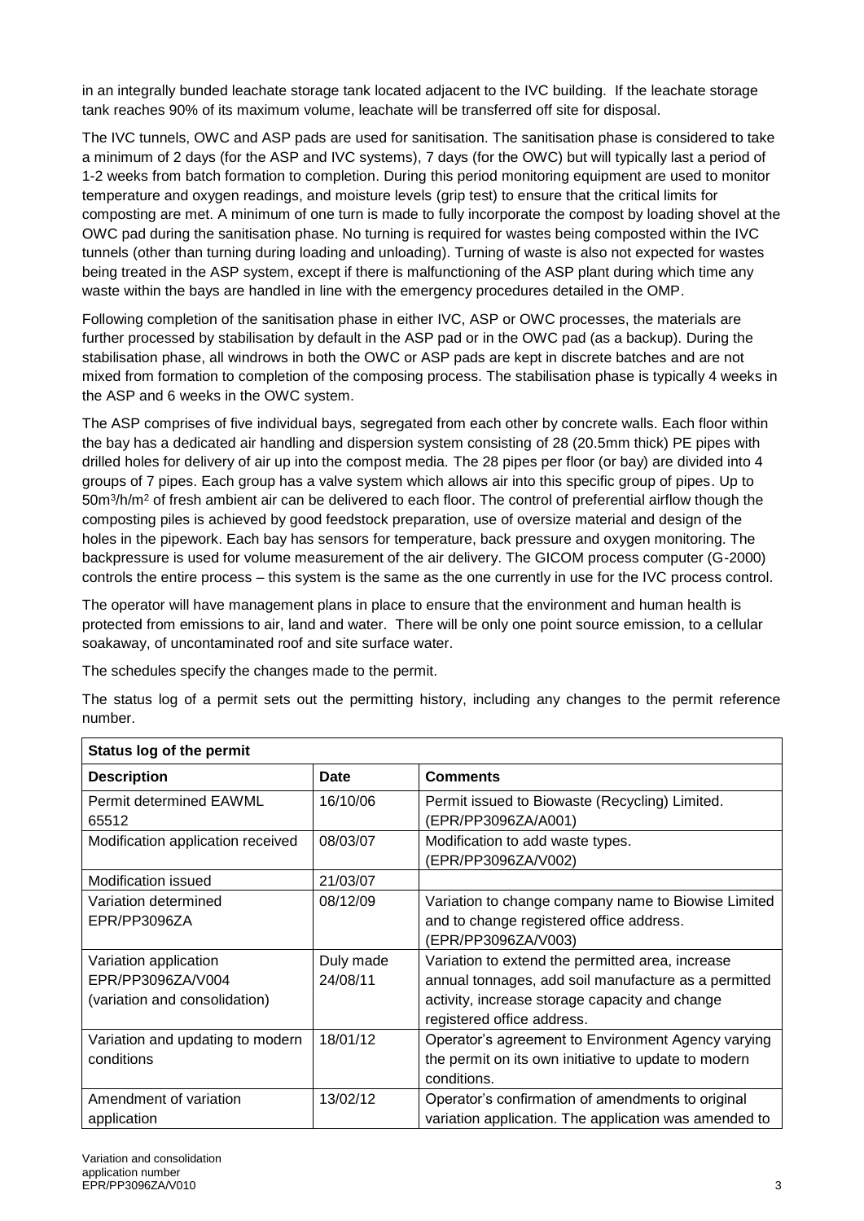in an integrally bunded leachate storage tank located adjacent to the IVC building. If the leachate storage tank reaches 90% of its maximum volume, leachate will be transferred off site for disposal.

The IVC tunnels, OWC and ASP pads are used for sanitisation. The sanitisation phase is considered to take a minimum of 2 days (for the ASP and IVC systems), 7 days (for the OWC) but will typically last a period of 1-2 weeks from batch formation to completion. During this period monitoring equipment are used to monitor temperature and oxygen readings, and moisture levels (grip test) to ensure that the critical limits for composting are met. A minimum of one turn is made to fully incorporate the compost by loading shovel at the OWC pad during the sanitisation phase. No turning is required for wastes being composted within the IVC tunnels (other than turning during loading and unloading). Turning of waste is also not expected for wastes being treated in the ASP system, except if there is malfunctioning of the ASP plant during which time any waste within the bays are handled in line with the emergency procedures detailed in the OMP.

Following completion of the sanitisation phase in either IVC, ASP or OWC processes, the materials are further processed by stabilisation by default in the ASP pad or in the OWC pad (as a backup). During the stabilisation phase, all windrows in both the OWC or ASP pads are kept in discrete batches and are not mixed from formation to completion of the composing process. The stabilisation phase is typically 4 weeks in the ASP and 6 weeks in the OWC system.

The ASP comprises of five individual bays, segregated from each other by concrete walls. Each floor within the bay has a dedicated air handling and dispersion system consisting of 28 (20.5mm thick) PE pipes with drilled holes for delivery of air up into the compost media. The 28 pipes per floor (or bay) are divided into 4 groups of 7 pipes. Each group has a valve system which allows air into this specific group of pipes. Up to $50m^3/h/m^2$ of fresh ambient air can be delivered to each floor. The control of preferential airflow though the composting piles is achieved by good feedstock preparation, use of oversize material and design of the holes in the pipework. Each bay has sensors for temperature, back pressure and oxygen monitoring. The backpressure is used for volume measurement of the air delivery. The GICOM process computer (G-2000) controls the entire process – this system is the same as the one currently in use for the IVC process control.

The operator will have management plans in place to ensure that the environment and human health is protected from emissions to air, land and water. There will be only one point source emission, to a cellular soakaway, of uncontaminated roof and site surface water.

The schedules specify the changes made to the permit.

The status log of a permit sets out the permitting history, including any changes to the permit reference number.

| Status log of the permit | | |
|---|---|---|
| **Description** | **Date** | **Comments** |
| Permit determined EAWML 65512 | 16/10/06 | Permit issued to Biowaste (Recycling) Limited. (EPR/PP3096ZA/A001) |
| Modification application received | 08/03/07 | Modification to add waste types. (EPR/PP3096ZA/V002) |
| Modification issued | 21/03/07 | |
| Variation determined EPR/PP3096ZA | 08/12/09 | Variation to change company name to Biowise Limited and to change registered office address. (EPR/PP3096ZA/V003) |
| Variation application EPR/PP3096ZA/V004 (variation and consolidation) | Duly made 24/08/11 | Variation to extend the permitted area, increase annual tonnages, add soil manufacture as a permitted activity, increase storage capacity and change registered office address. |
| Variation and updating to modern conditions | 18/01/12 | Operator's agreement to Environment Agency varying the permit on its own initiative to update to modern conditions. |
| Amendment of variation application | 13/02/12 | Operator's confirmation of amendments to original variation application. The application was amended to |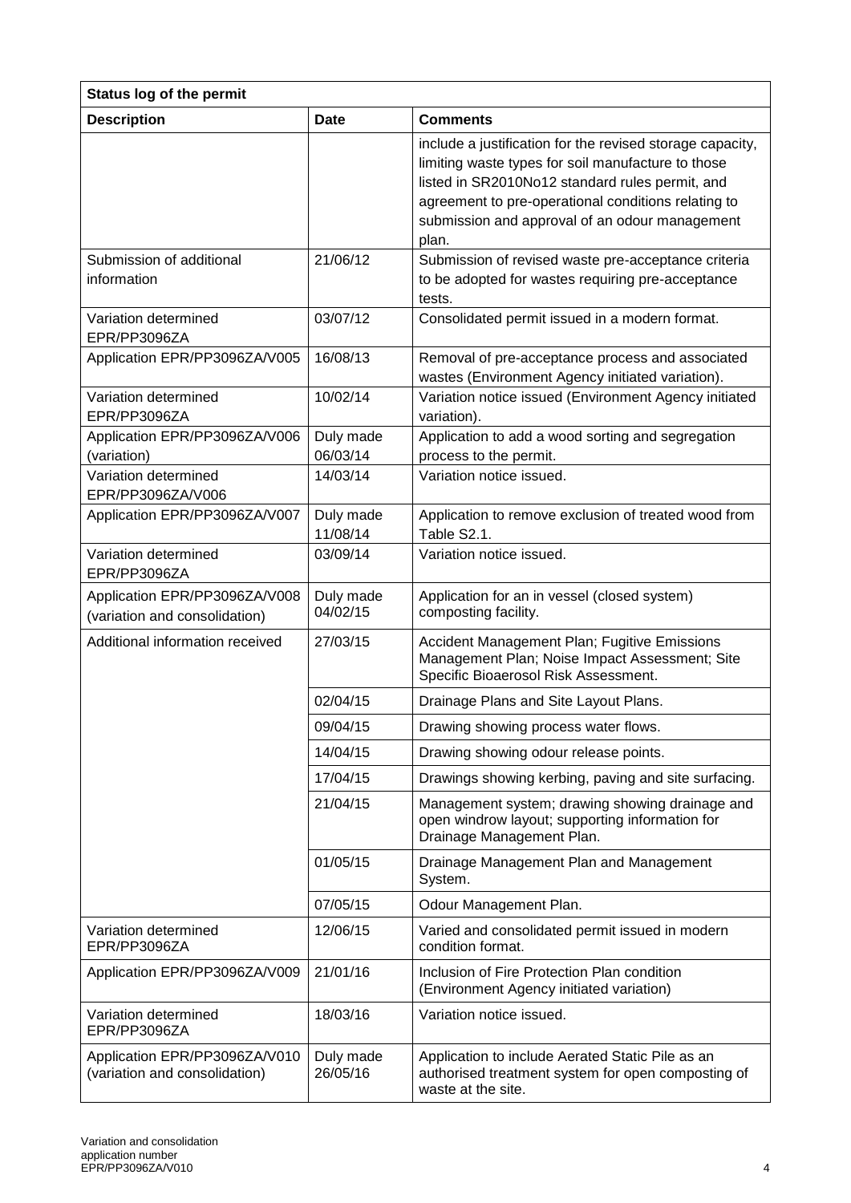| Status log of the permit | | |
|---|---|---|
| **Description** | **Date** | **Comments** |
| | | include a justification for the revised storage capacity, limiting waste types for soil manufacture to those listed in SR2010No12 standard rules permit, and agreement to pre-operational conditions relating to submission and approval of an odour management plan. |
| Submission of additional information | 21/06/12 | Submission of revised waste pre-acceptance criteria to be adopted for wastes requiring pre-acceptance tests. |
| Variation determined EPR/PP3096ZA | 03/07/12 | Consolidated permit issued in a modern format. |
| Application EPR/PP3096ZA/V005 | 16/08/13 | Removal of pre-acceptance process and associated wastes (Environment Agency initiated variation). |
| Variation determined EPR/PP3096ZA | 10/02/14 | Variation notice issued (Environment Agency initiated variation). |
| Application EPR/PP3096ZA/V006 (variation) | Duly made 06/03/14 | Application to add a wood sorting and segregation process to the permit. |
| Variation determined EPR/PP3096ZA/V006 | 14/03/14 | Variation notice issued. |
| Application EPR/PP3096ZA/V007 | Duly made 11/08/14 | Application to remove exclusion of treated wood from Table S2.1. |
| Variation determined EPR/PP3096ZA | 03/09/14 | Variation notice issued. |
| Application EPR/PP3096ZA/V008 (variation and consolidation) | Duly made 04/02/15 | Application for an in vessel (closed system) composting facility. |
| Additional information received | 27/03/15 | Accident Management Plan; Fugitive Emissions Management Plan; Noise Impact Assessment; Site Specific Bioaerosol Risk Assessment. |
| | 02/04/15 | Drainage Plans and Site Layout Plans. |
| | 09/04/15 | Drawing showing process water flows. |
| | 14/04/15 | Drawing showing odour release points. |
| | 17/04/15 | Drawings showing kerbing, paving and site surfacing. |
| | 21/04/15 | Management system; drawing showing drainage and open windrow layout; supporting information for Drainage Management Plan. |
| | 01/05/15 | Drainage Management Plan and Management System. |
| | 07/05/15 | Odour Management Plan. |
| Variation determined EPR/PP3096ZA | 12/06/15 | Varied and consolidated permit issued in modern condition format. |
| Application EPR/PP3096ZA/V009 | 21/01/16 | Inclusion of Fire Protection Plan condition (Environment Agency initiated variation) |
| Variation determined EPR/PP3096ZA | 18/03/16 | Variation notice issued. |
| Application EPR/PP3096ZA/V010 (variation and consolidation) | Duly made 26/05/16 | Application to include Aerated Static Pile as an authorised treatment system for open composting of waste at the site. |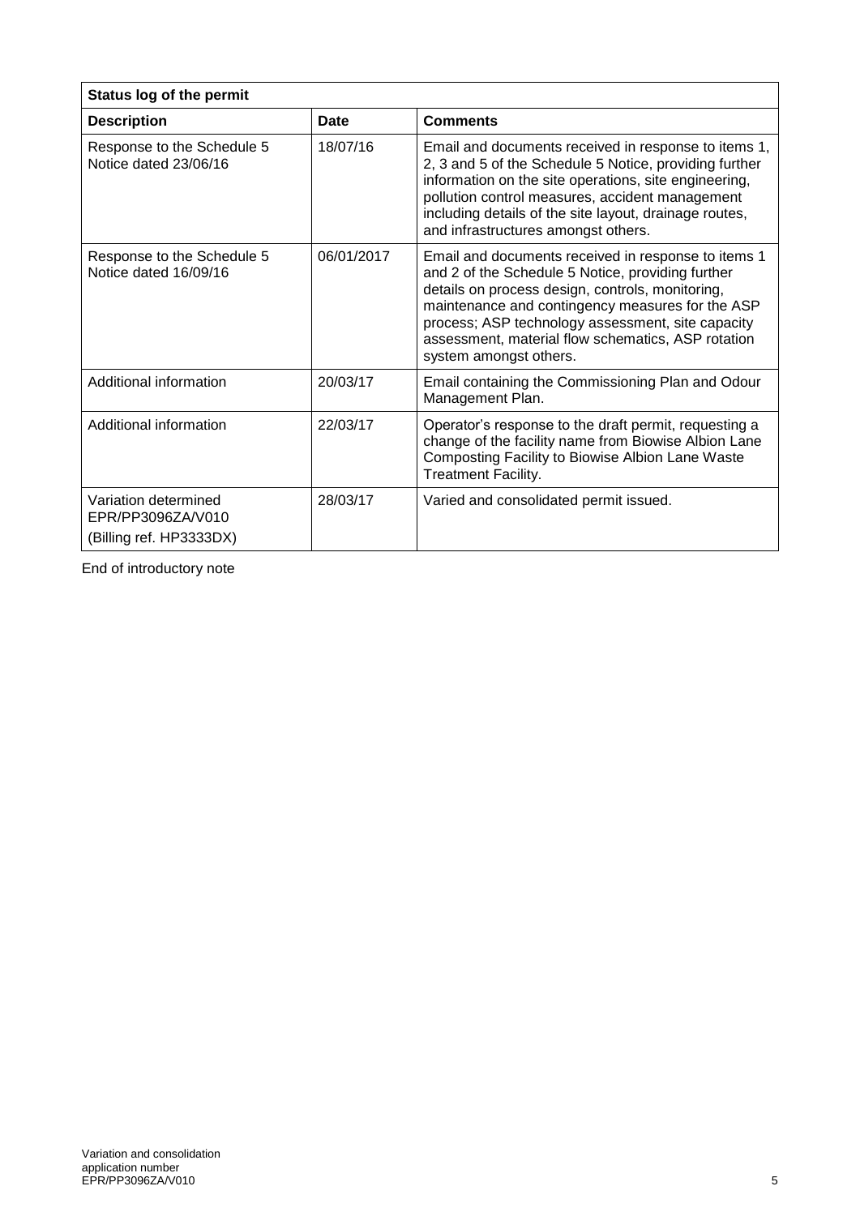| Status log of the permit | | |
|---|---|---|
| **Description** | **Date** | **Comments** |
| Response to the Schedule 5 Notice dated 23/06/16 | 18/07/16 | Email and documents received in response to items 1, 2, 3 and 5 of the Schedule 5 Notice, providing further information on the site operations, site engineering, pollution control measures, accident management including details of the site layout, drainage routes, and infrastructures amongst others. |
| Response to the Schedule 5 Notice dated 16/09/16 | 06/01/2017 | Email and documents received in response to items 1 and 2 of the Schedule 5 Notice, providing further details on process design, controls, monitoring, maintenance and contingency measures for the ASP process; ASP technology assessment, site capacity assessment, material flow schematics, ASP rotation system amongst others. |
| Additional information | 20/03/17 | Email containing the Commissioning Plan and Odour Management Plan. |
| Additional information | 22/03/17 | Operator's response to the draft permit, requesting a change of the facility name from Biowise Albion Lane Composting Facility to Biowise Albion Lane Waste Treatment Facility. |
| Variation determined EPR/PP3096ZA/V010 (Billing ref. HP3333DX) | 28/03/17 | Varied and consolidated permit issued. |

End of introductory note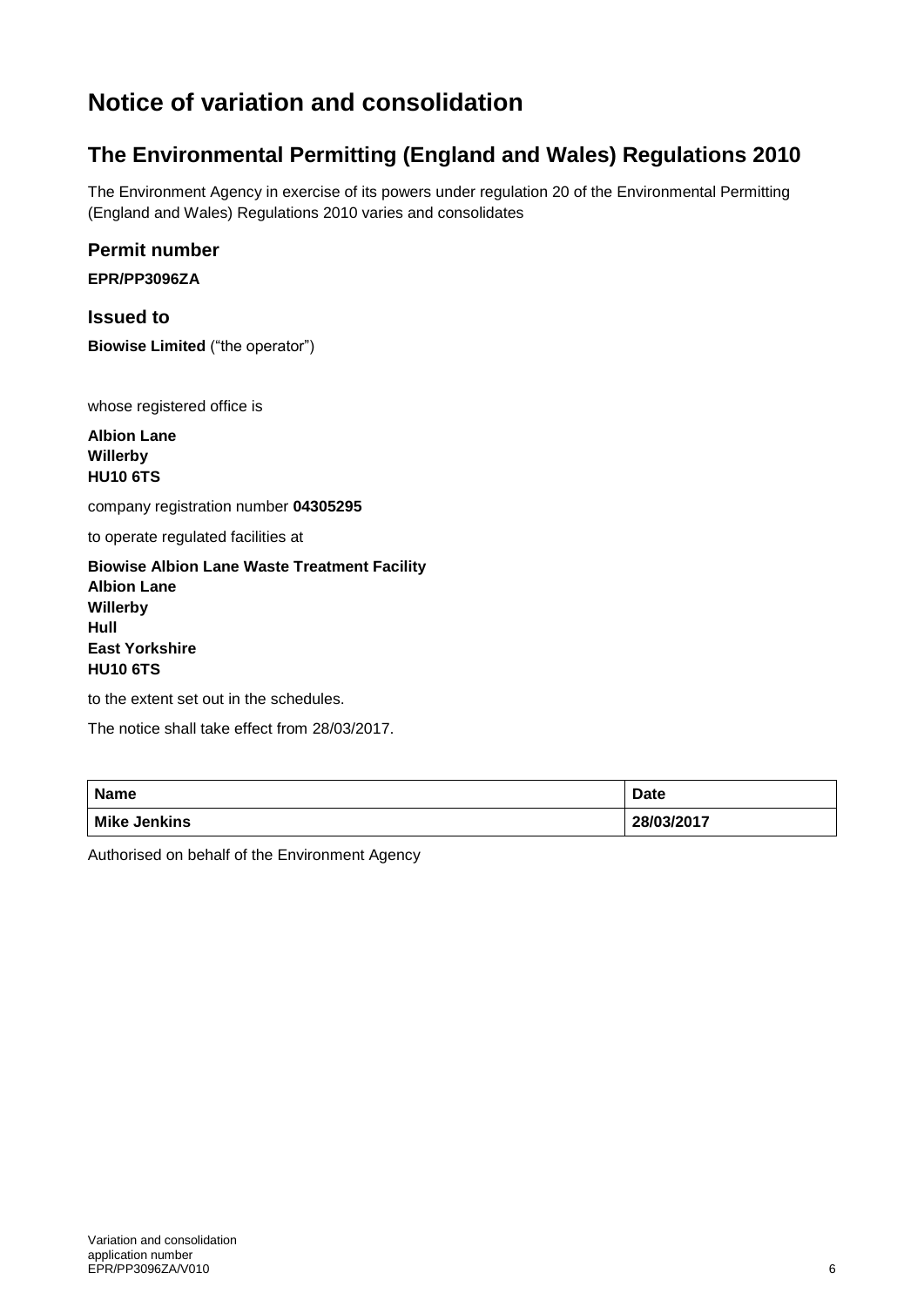# Notice of variation and consolidation

## The Environmental Permitting (England and Wales) Regulations 2010

The Environment Agency in exercise of its powers under regulation 20 of the Environmental Permitting (England and Wales) Regulations 2010 varies and consolidates

### Permit number

**EPR/PP3096ZA**

### Issued to

**Biowise Limited** ("the operator")

whose registered office is

**Albion Lane**
**Willerby**
**HU10 6TS**

company registration number **04305295**

to operate regulated facilities at

**Biowise Albion Lane Waste Treatment Facility**
**Albion Lane**
**Willerby**
**Hull**
**East Yorkshire**
**HU10 6TS**

to the extent set out in the schedules.

The notice shall take effect from 28/03/2017.

| Name | Date |
|---|---|
| Mike Jenkins | 28/03/2017 |

Authorised on behalf of the Environment Agency

Variation and consolidation
application number
EPR/PP3096ZA/V010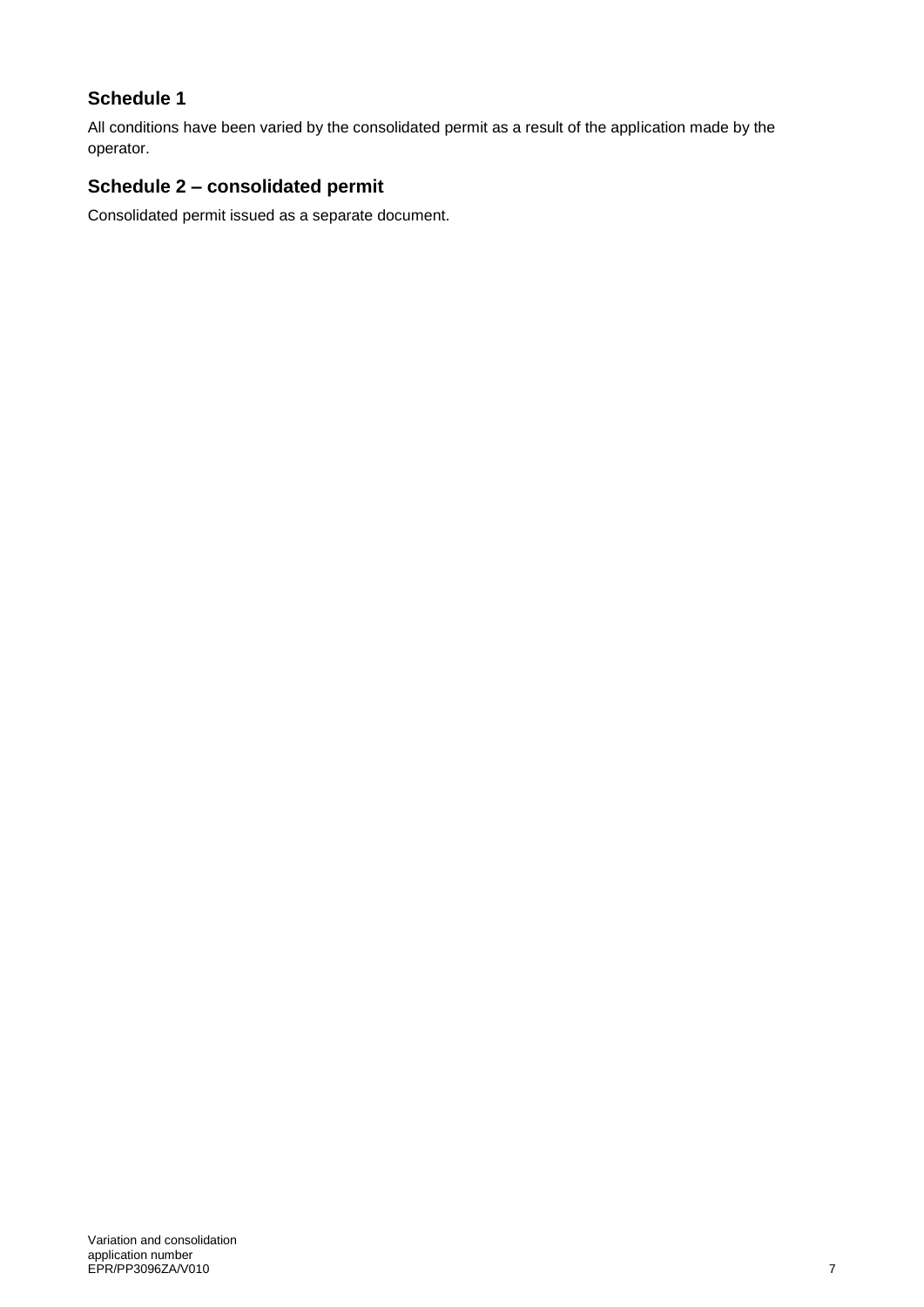## Schedule 1

All conditions have been varied by the consolidated permit as a result of the application made by the operator.

## Schedule 2 – consolidated permit

Consolidated permit issued as a separate document.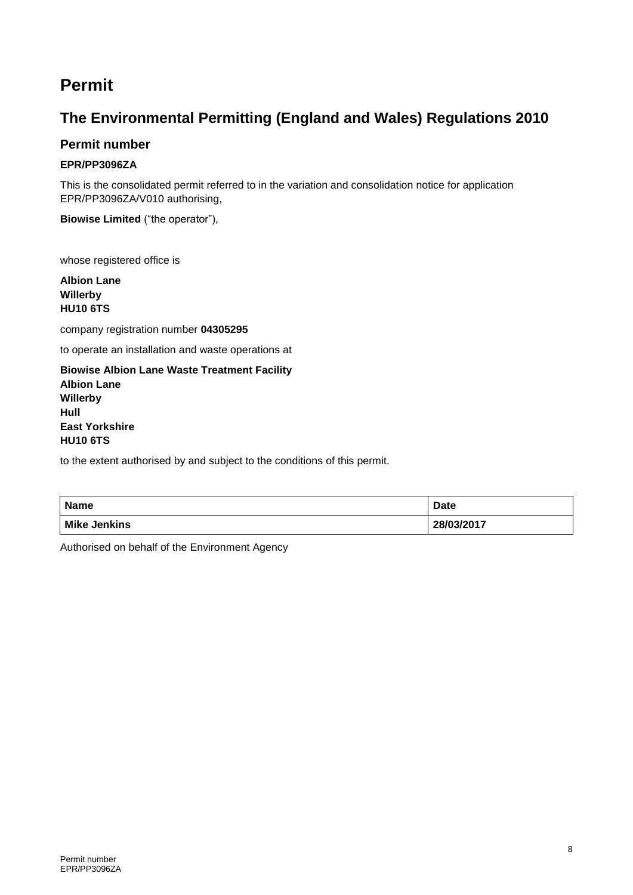# Permit

## The Environmental Permitting (England and Wales) Regulations 2010

### Permit number

**EPR/PP3096ZA**

This is the consolidated permit referred to in the variation and consolidation notice for application EPR/PP3096ZA/V010 authorising,

**Biowise Limited** ("the operator"),

whose registered office is

**Albion Lane**
**Willerby**
**HU10 6TS**

company registration number **04305295**

to operate an installation and waste operations at

**Biowise Albion Lane Waste Treatment Facility**
**Albion Lane**
**Willerby**
**Hull**
**East Yorkshire**
**HU10 6TS**

to the extent authorised by and subject to the conditions of this permit.

| Name | Date |
|---|---|
| **Mike Jenkins** | **28/03/2017** |

Authorised on behalf of the Environment Agency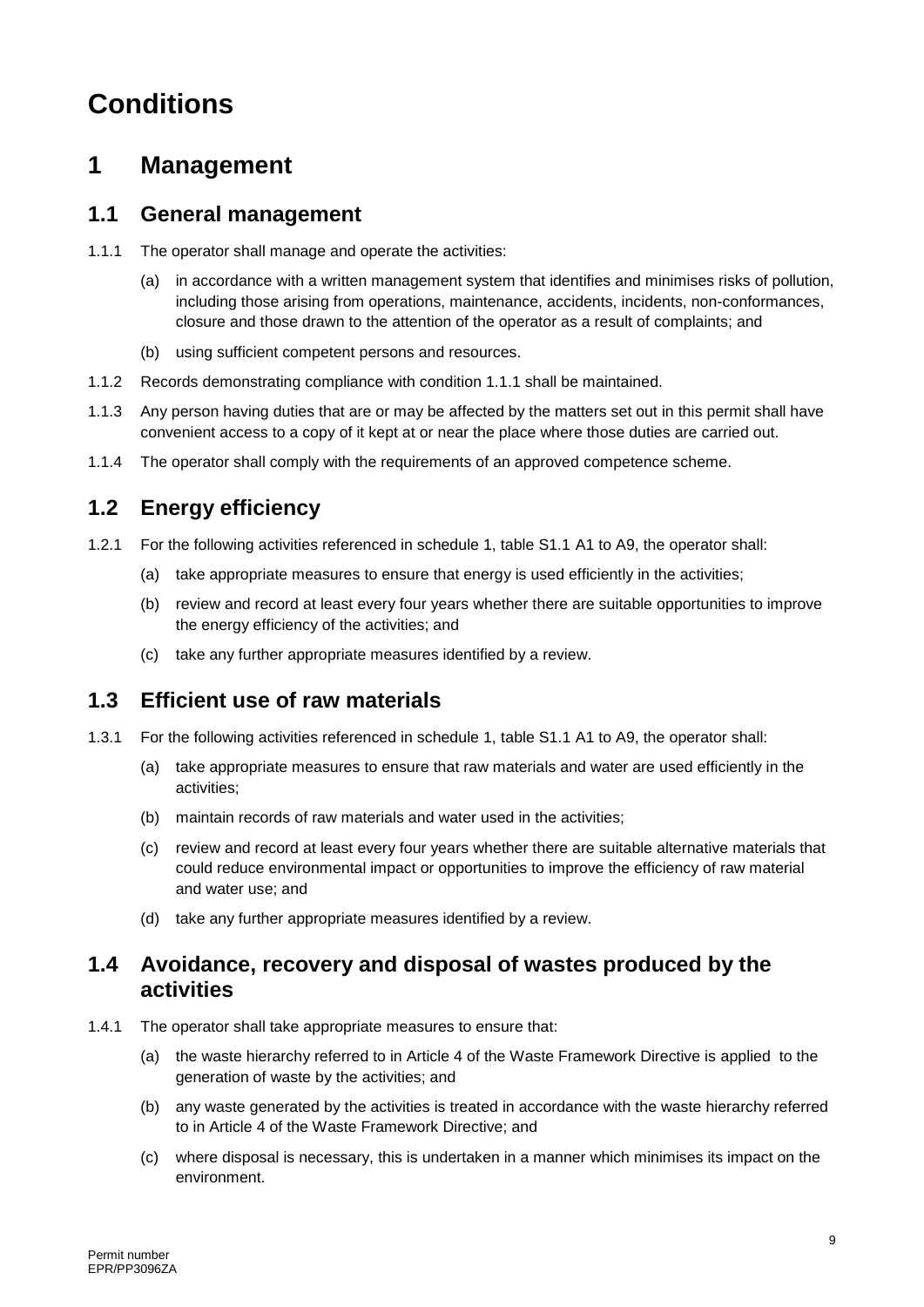# Conditions

## 1 Management

### 1.1 General management

1.1.1 The operator shall manage and operate the activities:

(a) in accordance with a written management system that identifies and minimises risks of pollution, including those arising from operations, maintenance, accidents, incidents, non-conformances, closure and those drawn to the attention of the operator as a result of complaints; and

(b) using sufficient competent persons and resources.

1.1.2 Records demonstrating compliance with condition 1.1.1 shall be maintained.

1.1.3 Any person having duties that are or may be affected by the matters set out in this permit shall have convenient access to a copy of it kept at or near the place where those duties are carried out.

1.1.4 The operator shall comply with the requirements of an approved competence scheme.

### 1.2 Energy efficiency

1.2.1 For the following activities referenced in schedule 1, table S1.1 A1 to A9, the operator shall:

(a) take appropriate measures to ensure that energy is used efficiently in the activities;

(b) review and record at least every four years whether there are suitable opportunities to improve the energy efficiency of the activities; and

(c) take any further appropriate measures identified by a review.

### 1.3 Efficient use of raw materials

1.3.1 For the following activities referenced in schedule 1, table S1.1 A1 to A9, the operator shall:

(a) take appropriate measures to ensure that raw materials and water are used efficiently in the activities;

(b) maintain records of raw materials and water used in the activities;

(c) review and record at least every four years whether there are suitable alternative materials that could reduce environmental impact or opportunities to improve the efficiency of raw material and water use; and

(d) take any further appropriate measures identified by a review.

### 1.4 Avoidance, recovery and disposal of wastes produced by the activities

1.4.1 The operator shall take appropriate measures to ensure that:

(a) the waste hierarchy referred to in Article 4 of the Waste Framework Directive is applied to the generation of waste by the activities; and

(b) any waste generated by the activities is treated in accordance with the waste hierarchy referred to in Article 4 of the Waste Framework Directive; and

(c) where disposal is necessary, this is undertaken in a manner which minimises its impact on the environment.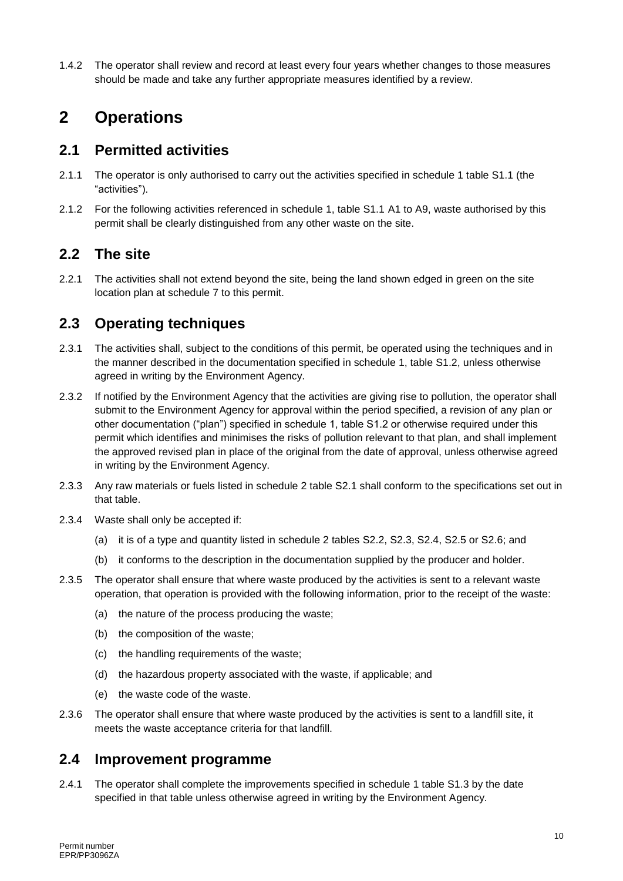1.4.2 The operator shall review and record at least every four years whether changes to those measures should be made and take any further appropriate measures identified by a review.

# 2 Operations

## 2.1 Permitted activities

2.1.1 The operator is only authorised to carry out the activities specified in schedule 1 table S1.1 (the "activities").

2.1.2 For the following activities referenced in schedule 1, table S1.1 A1 to A9, waste authorised by this permit shall be clearly distinguished from any other waste on the site.

## 2.2 The site

2.2.1 The activities shall not extend beyond the site, being the land shown edged in green on the site location plan at schedule 7 to this permit.

## 2.3 Operating techniques

2.3.1 The activities shall, subject to the conditions of this permit, be operated using the techniques and in the manner described in the documentation specified in schedule 1, table S1.2, unless otherwise agreed in writing by the Environment Agency.

2.3.2 If notified by the Environment Agency that the activities are giving rise to pollution, the operator shall submit to the Environment Agency for approval within the period specified, a revision of any plan or other documentation ("plan") specified in schedule 1, table S1.2 or otherwise required under this permit which identifies and minimises the risks of pollution relevant to that plan, and shall implement the approved revised plan in place of the original from the date of approval, unless otherwise agreed in writing by the Environment Agency.

2.3.3 Any raw materials or fuels listed in schedule 2 table S2.1 shall conform to the specifications set out in that table.

2.3.4 Waste shall only be accepted if:

(a) it is of a type and quantity listed in schedule 2 tables S2.2, S2.3, S2.4, S2.5 or S2.6; and

(b) it conforms to the description in the documentation supplied by the producer and holder.

2.3.5 The operator shall ensure that where waste produced by the activities is sent to a relevant waste operation, that operation is provided with the following information, prior to the receipt of the waste:

(a) the nature of the process producing the waste;

(b) the composition of the waste;

(c) the handling requirements of the waste;

(d) the hazardous property associated with the waste, if applicable; and

(e) the waste code of the waste.

2.3.6 The operator shall ensure that where waste produced by the activities is sent to a landfill site, it meets the waste acceptance criteria for that landfill.

## 2.4 Improvement programme

2.4.1 The operator shall complete the improvements specified in schedule 1 table S1.3 by the date specified in that table unless otherwise agreed in writing by the Environment Agency.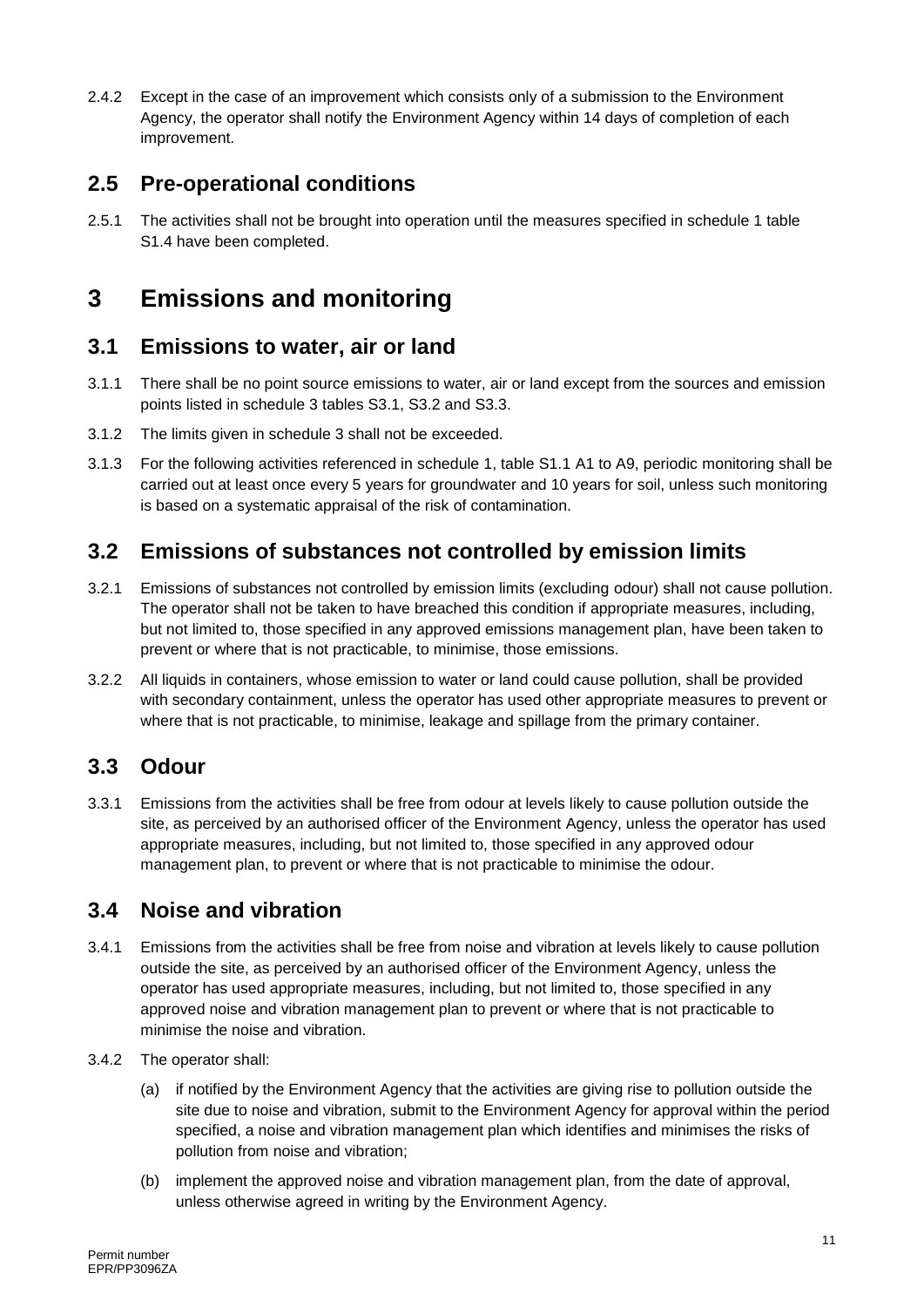2.4.2 Except in the case of an improvement which consists only of a submission to the Environment Agency, the operator shall notify the Environment Agency within 14 days of completion of each improvement.

## 2.5 Pre-operational conditions

2.5.1 The activities shall not be brought into operation until the measures specified in schedule 1 table S1.4 have been completed.

# 3 Emissions and monitoring

## 3.1 Emissions to water, air or land

3.1.1 There shall be no point source emissions to water, air or land except from the sources and emission points listed in schedule 3 tables S3.1, S3.2 and S3.3.

3.1.2 The limits given in schedule 3 shall not be exceeded.

3.1.3 For the following activities referenced in schedule 1, table S1.1 A1 to A9, periodic monitoring shall be carried out at least once every 5 years for groundwater and 10 years for soil, unless such monitoring is based on a systematic appraisal of the risk of contamination.

## 3.2 Emissions of substances not controlled by emission limits

3.2.1 Emissions of substances not controlled by emission limits (excluding odour) shall not cause pollution. The operator shall not be taken to have breached this condition if appropriate measures, including, but not limited to, those specified in any approved emissions management plan, have been taken to prevent or where that is not practicable, to minimise, those emissions.

3.2.2 All liquids in containers, whose emission to water or land could cause pollution, shall be provided with secondary containment, unless the operator has used other appropriate measures to prevent or where that is not practicable, to minimise, leakage and spillage from the primary container.

## 3.3 Odour

3.3.1 Emissions from the activities shall be free from odour at levels likely to cause pollution outside the site, as perceived by an authorised officer of the Environment Agency, unless the operator has used appropriate measures, including, but not limited to, those specified in any approved odour management plan, to prevent or where that is not practicable to minimise the odour.

## 3.4 Noise and vibration

3.4.1 Emissions from the activities shall be free from noise and vibration at levels likely to cause pollution outside the site, as perceived by an authorised officer of the Environment Agency, unless the operator has used appropriate measures, including, but not limited to, those specified in any approved noise and vibration management plan to prevent or where that is not practicable to minimise the noise and vibration.

3.4.2 The operator shall:

(a) if notified by the Environment Agency that the activities are giving rise to pollution outside the site due to noise and vibration, submit to the Environment Agency for approval within the period specified, a noise and vibration management plan which identifies and minimises the risks of pollution from noise and vibration;

(b) implement the approved noise and vibration management plan, from the date of approval, unless otherwise agreed in writing by the Environment Agency.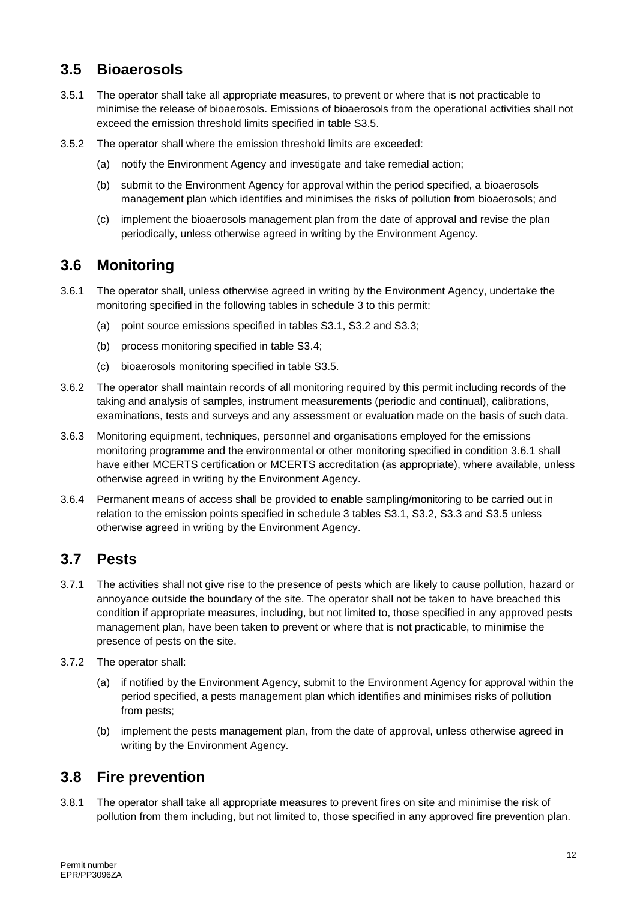## 3.5 Bioaerosols

3.5.1 The operator shall take all appropriate measures, to prevent or where that is not practicable to minimise the release of bioaerosols. Emissions of bioaerosols from the operational activities shall not exceed the emission threshold limits specified in table S3.5.

3.5.2 The operator shall where the emission threshold limits are exceeded:

(a) notify the Environment Agency and investigate and take remedial action;

(b) submit to the Environment Agency for approval within the period specified, a bioaerosols management plan which identifies and minimises the risks of pollution from bioaerosols; and

(c) implement the bioaerosols management plan from the date of approval and revise the plan periodically, unless otherwise agreed in writing by the Environment Agency.

## 3.6 Monitoring

3.6.1 The operator shall, unless otherwise agreed in writing by the Environment Agency, undertake the monitoring specified in the following tables in schedule 3 to this permit:

(a) point source emissions specified in tables S3.1, S3.2 and S3.3;

(b) process monitoring specified in table S3.4;

(c) bioaerosols monitoring specified in table S3.5.

3.6.2 The operator shall maintain records of all monitoring required by this permit including records of the taking and analysis of samples, instrument measurements (periodic and continual), calibrations, examinations, tests and surveys and any assessment or evaluation made on the basis of such data.

3.6.3 Monitoring equipment, techniques, personnel and organisations employed for the emissions monitoring programme and the environmental or other monitoring specified in condition 3.6.1 shall have either MCERTS certification or MCERTS accreditation (as appropriate), where available, unless otherwise agreed in writing by the Environment Agency.

3.6.4 Permanent means of access shall be provided to enable sampling/monitoring to be carried out in relation to the emission points specified in schedule 3 tables S3.1, S3.2, S3.3 and S3.5 unless otherwise agreed in writing by the Environment Agency.

## 3.7 Pests

3.7.1 The activities shall not give rise to the presence of pests which are likely to cause pollution, hazard or annoyance outside the boundary of the site. The operator shall not be taken to have breached this condition if appropriate measures, including, but not limited to, those specified in any approved pests management plan, have been taken to prevent or where that is not practicable, to minimise the presence of pests on the site.

3.7.2 The operator shall:

(a) if notified by the Environment Agency, submit to the Environment Agency for approval within the period specified, a pests management plan which identifies and minimises risks of pollution from pests;

(b) implement the pests management plan, from the date of approval, unless otherwise agreed in writing by the Environment Agency.

## 3.8 Fire prevention

3.8.1 The operator shall take all appropriate measures to prevent fires on site and minimise the risk of pollution from them including, but not limited to, those specified in any approved fire prevention plan.

Permit number
EPR/PP3096ZA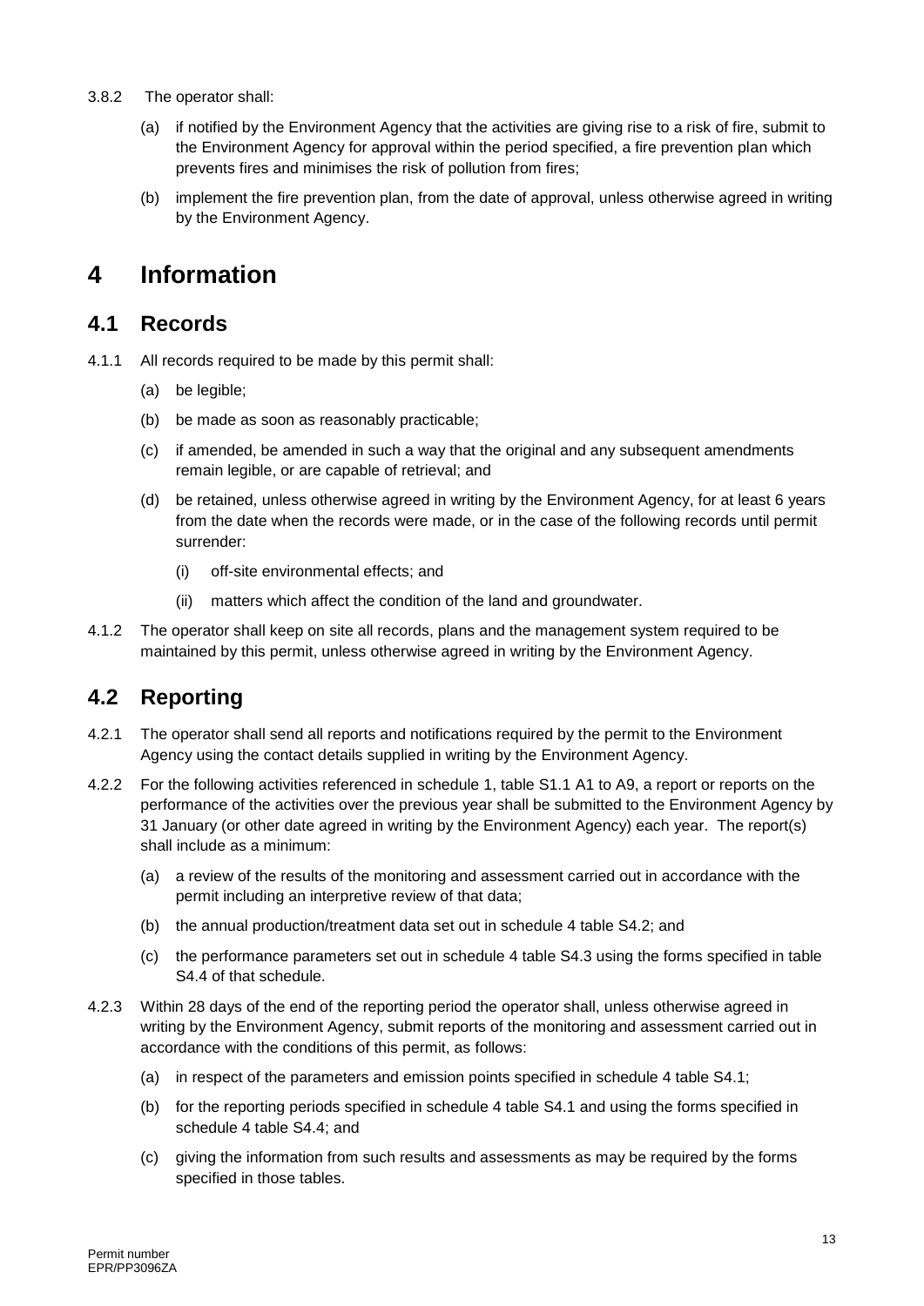3.8.2 The operator shall:

(a) if notified by the Environment Agency that the activities are giving rise to a risk of fire, submit to the Environment Agency for approval within the period specified, a fire prevention plan which prevents fires and minimises the risk of pollution from fires;

(b) implement the fire prevention plan, from the date of approval, unless otherwise agreed in writing by the Environment Agency.

# 4 Information

## 4.1 Records

4.1.1 All records required to be made by this permit shall:

(a) be legible;

(b) be made as soon as reasonably practicable;

(c) if amended, be amended in such a way that the original and any subsequent amendments remain legible, or are capable of retrieval; and

(d) be retained, unless otherwise agreed in writing by the Environment Agency, for at least 6 years from the date when the records were made, or in the case of the following records until permit surrender:

(i) off-site environmental effects; and

(ii) matters which affect the condition of the land and groundwater.

4.1.2 The operator shall keep on site all records, plans and the management system required to be maintained by this permit, unless otherwise agreed in writing by the Environment Agency.

## 4.2 Reporting

4.2.1 The operator shall send all reports and notifications required by the permit to the Environment Agency using the contact details supplied in writing by the Environment Agency.

4.2.2 For the following activities referenced in schedule 1, table S1.1 A1 to A9, a report or reports on the performance of the activities over the previous year shall be submitted to the Environment Agency by 31 January (or other date agreed in writing by the Environment Agency) each year. The report(s) shall include as a minimum:

(a) a review of the results of the monitoring and assessment carried out in accordance with the permit including an interpretive review of that data;

(b) the annual production/treatment data set out in schedule 4 table S4.2; and

(c) the performance parameters set out in schedule 4 table S4.3 using the forms specified in table S4.4 of that schedule.

4.2.3 Within 28 days of the end of the reporting period the operator shall, unless otherwise agreed in writing by the Environment Agency, submit reports of the monitoring and assessment carried out in accordance with the conditions of this permit, as follows:

(a) in respect of the parameters and emission points specified in schedule 4 table S4.1;

(b) for the reporting periods specified in schedule 4 table S4.1 and using the forms specified in schedule 4 table S4.4; and

(c) giving the information from such results and assessments as may be required by the forms specified in those tables.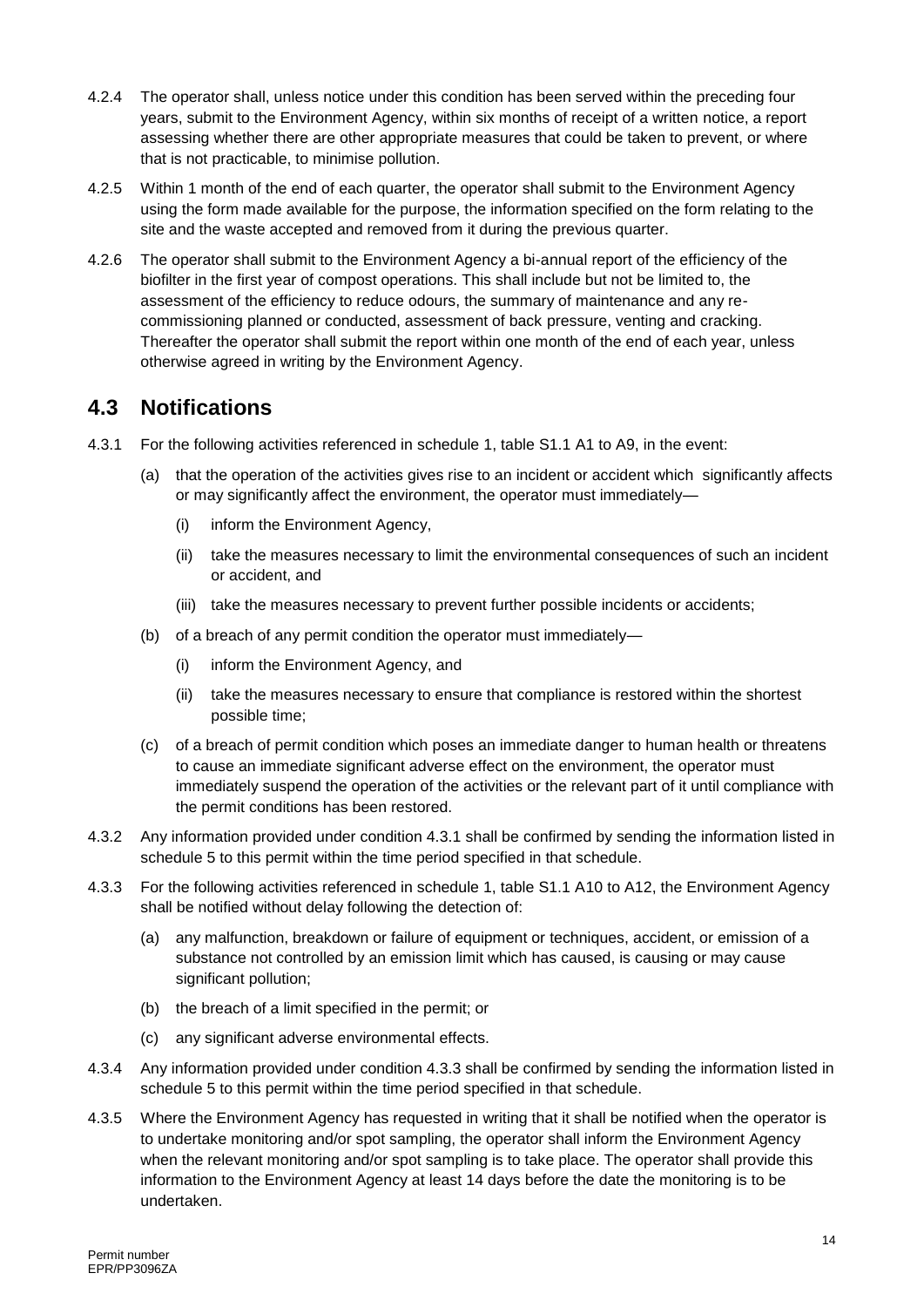4.2.4 The operator shall, unless notice under this condition has been served within the preceding four years, submit to the Environment Agency, within six months of receipt of a written notice, a report assessing whether there are other appropriate measures that could be taken to prevent, or where that is not practicable, to minimise pollution.

4.2.5 Within 1 month of the end of each quarter, the operator shall submit to the Environment Agency using the form made available for the purpose, the information specified on the form relating to the site and the waste accepted and removed from it during the previous quarter.

4.2.6 The operator shall submit to the Environment Agency a bi-annual report of the efficiency of the biofilter in the first year of compost operations. This shall include but not be limited to, the assessment of the efficiency to reduce odours, the summary of maintenance and any re-commissioning planned or conducted, assessment of back pressure, venting and cracking. Thereafter the operator shall submit the report within one month of the end of each year, unless otherwise agreed in writing by the Environment Agency.

## 4.3 Notifications

4.3.1 For the following activities referenced in schedule 1, table S1.1 A1 to A9, in the event:

- (a) that the operation of the activities gives rise to an incident or accident which significantly affects or may significantly affect the environment, the operator must immediately—
  - (i) inform the Environment Agency,
  - (ii) take the measures necessary to limit the environmental consequences of such an incident or accident, and
  - (iii) take the measures necessary to prevent further possible incidents or accidents;
- (b) of a breach of any permit condition the operator must immediately—
  - (i) inform the Environment Agency, and
  - (ii) take the measures necessary to ensure that compliance is restored within the shortest possible time;
- (c) of a breach of permit condition which poses an immediate danger to human health or threatens to cause an immediate significant adverse effect on the environment, the operator must immediately suspend the operation of the activities or the relevant part of it until compliance with the permit conditions has been restored.

4.3.2 Any information provided under condition 4.3.1 shall be confirmed by sending the information listed in schedule 5 to this permit within the time period specified in that schedule.

4.3.3 For the following activities referenced in schedule 1, table S1.1 A10 to A12, the Environment Agency shall be notified without delay following the detection of:

- (a) any malfunction, breakdown or failure of equipment or techniques, accident, or emission of a substance not controlled by an emission limit which has caused, is causing or may cause significant pollution;
- (b) the breach of a limit specified in the permit; or
- (c) any significant adverse environmental effects.

4.3.4 Any information provided under condition 4.3.3 shall be confirmed by sending the information listed in schedule 5 to this permit within the time period specified in that schedule.

4.3.5 Where the Environment Agency has requested in writing that it shall be notified when the operator is to undertake monitoring and/or spot sampling, the operator shall inform the Environment Agency when the relevant monitoring and/or spot sampling is to take place. The operator shall provide this information to the Environment Agency at least 14 days before the date the monitoring is to be undertaken.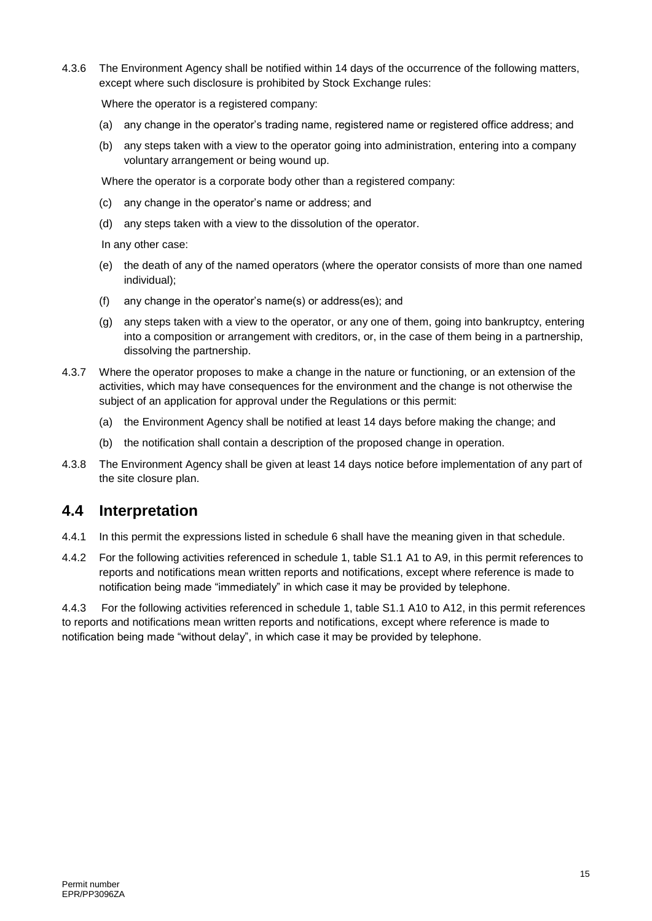4.3.6 The Environment Agency shall be notified within 14 days of the occurrence of the following matters, except where such disclosure is prohibited by Stock Exchange rules:

Where the operator is a registered company:

(a) any change in the operator's trading name, registered name or registered office address; and

(b) any steps taken with a view to the operator going into administration, entering into a company voluntary arrangement or being wound up.

Where the operator is a corporate body other than a registered company:

(c) any change in the operator's name or address; and

(d) any steps taken with a view to the dissolution of the operator.

In any other case:

(e) the death of any of the named operators (where the operator consists of more than one named individual);

(f) any change in the operator's name(s) or address(es); and

(g) any steps taken with a view to the operator, or any one of them, going into bankruptcy, entering into a composition or arrangement with creditors, or, in the case of them being in a partnership, dissolving the partnership.

4.3.7 Where the operator proposes to make a change in the nature or functioning, or an extension of the activities, which may have consequences for the environment and the change is not otherwise the subject of an application for approval under the Regulations or this permit:

(a) the Environment Agency shall be notified at least 14 days before making the change; and

(b) the notification shall contain a description of the proposed change in operation.

4.3.8 The Environment Agency shall be given at least 14 days notice before implementation of any part of the site closure plan.

## 4.4 Interpretation

4.4.1 In this permit the expressions listed in schedule 6 shall have the meaning given in that schedule.

4.4.2 For the following activities referenced in schedule 1, table S1.1 A1 to A9, in this permit references to reports and notifications mean written reports and notifications, except where reference is made to notification being made "immediately" in which case it may be provided by telephone.

4.4.3 For the following activities referenced in schedule 1, table S1.1 A10 to A12, in this permit references to reports and notifications mean written reports and notifications, except where reference is made to notification being made "without delay", in which case it may be provided by telephone.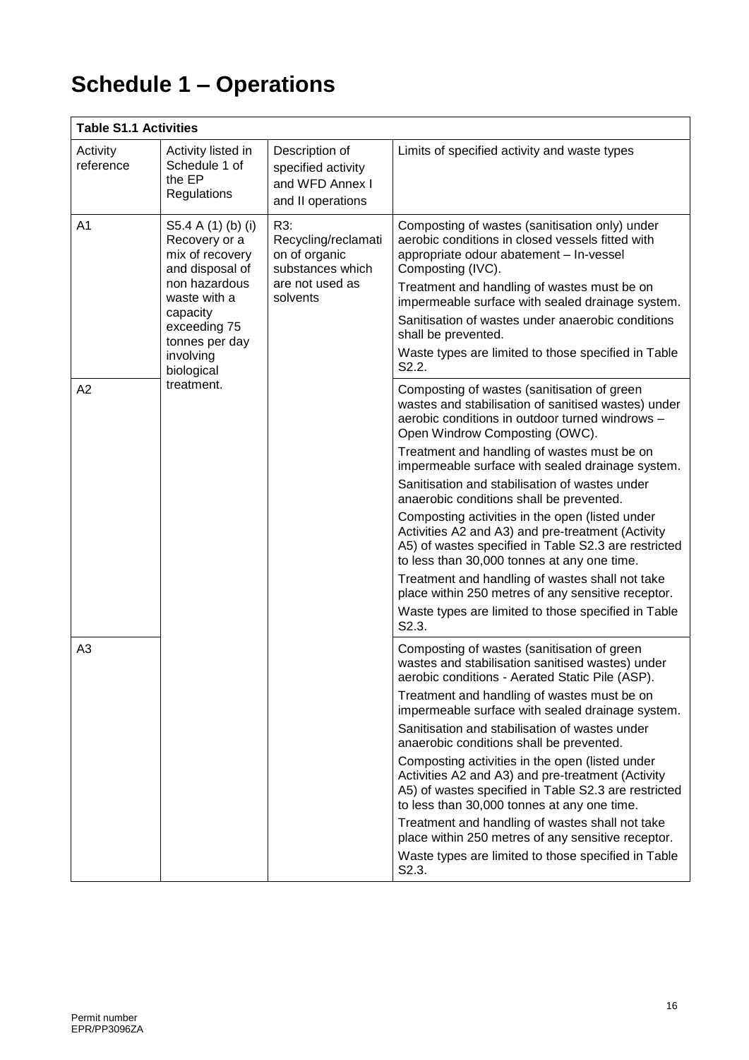# Schedule 1 – Operations

| Table S1.1 Activities | | | |
|---|---|---|---|
| Activity reference | Activity listed in Schedule 1 of the EP Regulations | Description of specified activity and WFD Annex I and II operations | Limits of specified activity and waste types |
| A1 | S5.4 A (1) (b) (i) Recovery or a mix of recovery and disposal of non hazardous waste with a capacity exceeding 75 tonnes per day involving biological treatment. | R3: Recycling/reclamation of organic substances which are not used as solvents | Composting of wastes (sanitisation only) under aerobic conditions in closed vessels fitted with appropriate odour abatement – In-vessel Composting (IVC).<br>Treatment and handling of wastes must be on impermeable surface with sealed drainage system.<br>Sanitisation of wastes under anaerobic conditions shall be prevented.<br>Waste types are limited to those specified in Table S2.2. |
| A2 | | | Composting of wastes (sanitisation of green wastes and stabilisation of sanitised wastes) under aerobic conditions in outdoor turned windrows – Open Windrow Composting (OWC).<br>Treatment and handling of wastes must be on impermeable surface with sealed drainage system.<br>Sanitisation and stabilisation of wastes under anaerobic conditions shall be prevented.<br>Composting activities in the open (listed under Activities A2 and A3) and pre-treatment (Activity A5) of wastes specified in Table S2.3 are restricted to less than 30,000 tonnes at any one time.<br>Treatment and handling of wastes shall not take place within 250 metres of any sensitive receptor.<br>Waste types are limited to those specified in Table S2.3. |
| A3 | | | Composting of wastes (sanitisation of green wastes and stabilisation sanitised wastes) under aerobic conditions - Aerated Static Pile (ASP).<br>Treatment and handling of wastes must be on impermeable surface with sealed drainage system.<br>Sanitisation and stabilisation of wastes under anaerobic conditions shall be prevented.<br>Composting activities in the open (listed under Activities A2 and A3) and pre-treatment (Activity A5) of wastes specified in Table S2.3 are restricted to less than 30,000 tonnes at any one time.<br>Treatment and handling of wastes shall not take place within 250 metres of any sensitive receptor.<br>Waste types are limited to those specified in Table S2.3. |

Permit number
EPR/PP3096ZA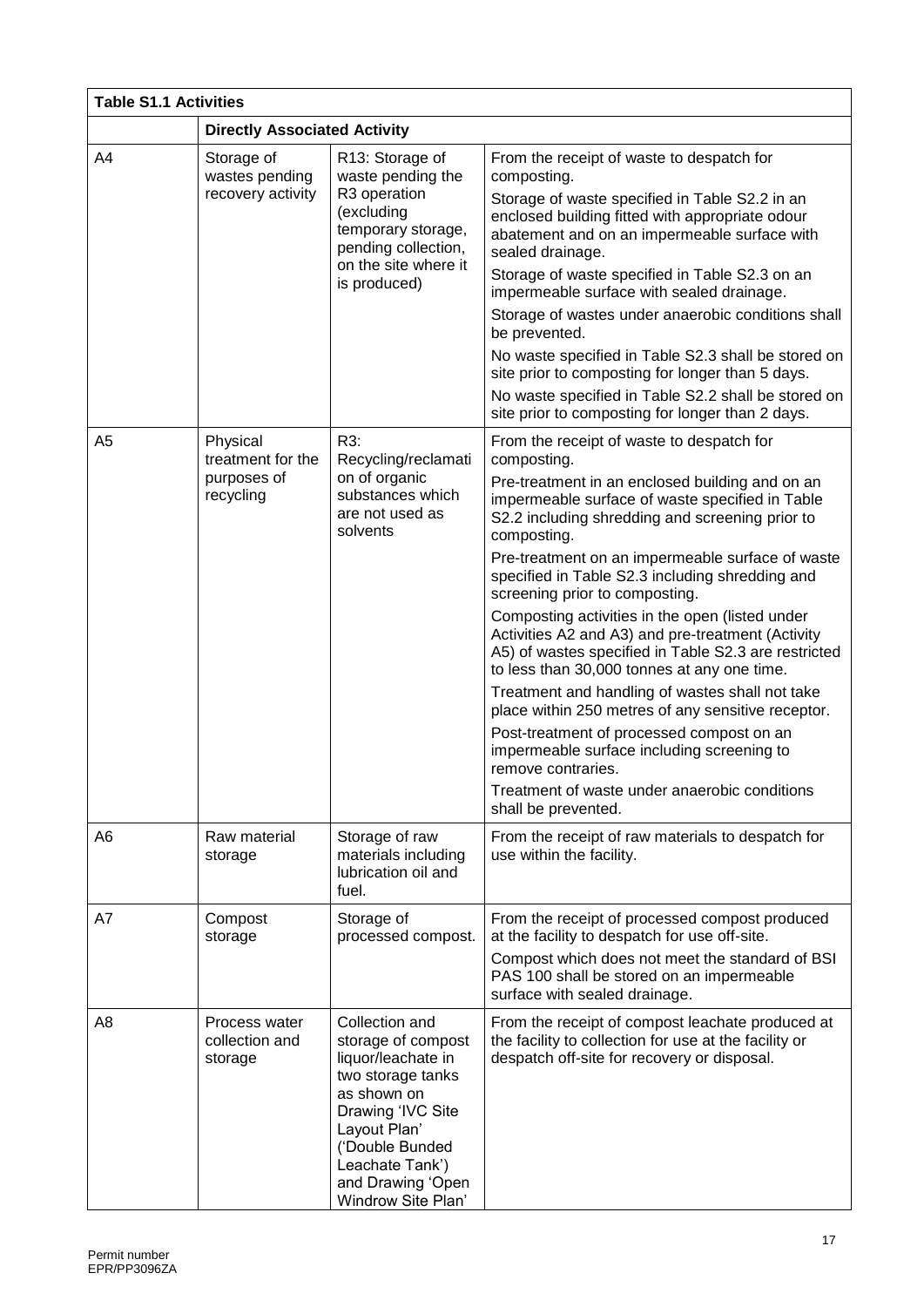| **Table S1.1 Activities** | | | |
|---|---|---|---|
| | **Directly Associated Activity** | | |
| A4 | Storage of wastes pending recovery activity | R13: Storage of waste pending the R3 operation (excluding temporary storage, pending collection, on the site where it is produced) | From the receipt of waste to despatch for composting.<br>Storage of waste specified in Table S2.2 in an enclosed building fitted with appropriate odour abatement and on an impermeable surface with sealed drainage.<br>Storage of waste specified in Table S2.3 on an impermeable surface with sealed drainage.<br>Storage of wastes under anaerobic conditions shall be prevented.<br>No waste specified in Table S2.3 shall be stored on site prior to composting for longer than 5 days.<br>No waste specified in Table S2.2 shall be stored on site prior to composting for longer than 2 days. |
| A5 | Physical treatment for the purposes of recycling | R3: Recycling/reclamation of organic substances which are not used as solvents | From the receipt of waste to despatch for composting.<br>Pre-treatment in an enclosed building and on an impermeable surface of waste specified in Table S2.2 including shredding and screening prior to composting.<br>Pre-treatment on an impermeable surface of waste specified in Table S2.3 including shredding and screening prior to composting.<br>Composting activities in the open (listed under Activities A2 and A3) and pre-treatment (Activity A5) of wastes specified in Table S2.3 are restricted to less than 30,000 tonnes at any one time.<br>Treatment and handling of wastes shall not take place within 250 metres of any sensitive receptor.<br>Post-treatment of processed compost on an impermeable surface including screening to remove contraries.<br>Treatment of waste under anaerobic conditions shall be prevented. |
| A6 | Raw material storage | Storage of raw materials including lubrication oil and fuel. | From the receipt of raw materials to despatch for use within the facility. |
| A7 | Compost storage | Storage of processed compost. | From the receipt of processed compost produced at the facility to despatch for use off-site.<br>Compost which does not meet the standard of BSI PAS 100 shall be stored on an impermeable surface with sealed drainage. |
| A8 | Process water collection and storage | Collection and storage of compost liquor/leachate in two storage tanks as shown on Drawing 'IVC Site Layout Plan' ('Double Bunded Leachate Tank') and Drawing 'Open Windrow Site Plan' | From the receipt of compost leachate produced at the facility to collection for use at the facility or despatch off-site for recovery or disposal. |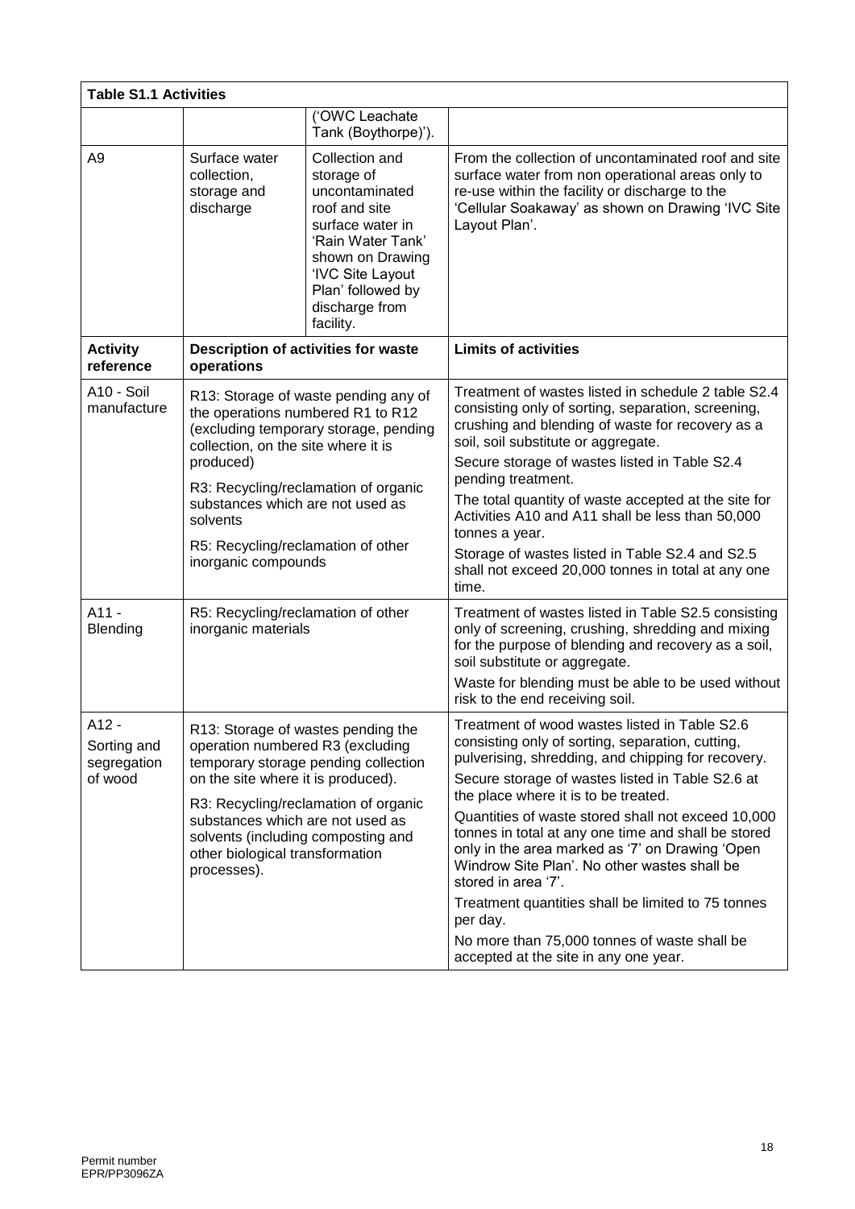| Table S1.1 Activities | | | |
|---|---|---|---|
| | | ('OWC Leachate Tank (Boythorpe)'). | |
| A9 | Surface water collection, storage and discharge | Collection and storage of uncontaminated roof and site surface water in 'Rain Water Tank' shown on Drawing 'IVC Site Layout Plan' followed by discharge from facility. | From the collection of uncontaminated roof and site surface water from non operational areas only to re-use within the facility or discharge to the 'Cellular Soakaway' as shown on Drawing 'IVC Site Layout Plan'. |
| **Activity reference** | **Description of activities for waste operations** | | **Limits of activities** |
| A10 - Soil manufacture | R13: Storage of waste pending any of the operations numbered R1 to R12 (excluding temporary storage, pending collection, on the site where it is produced)<br><br>R3: Recycling/reclamation of organic substances which are not used as solvents<br><br>R5: Recycling/reclamation of other inorganic compounds | | Treatment of wastes listed in schedule 2 table S2.4 consisting only of sorting, separation, screening, crushing and blending of waste for recovery as a soil, soil substitute or aggregate.<br><br>Secure storage of wastes listed in Table S2.4 pending treatment.<br><br>The total quantity of waste accepted at the site for Activities A10 and A11 shall be less than 50,000 tonnes a year.<br><br>Storage of wastes listed in Table S2.4 and S2.5 shall not exceed 20,000 tonnes in total at any one time. |
| A11 - Blending | R5: Recycling/reclamation of other inorganic materials | | Treatment of wastes listed in Table S2.5 consisting only of screening, crushing, shredding and mixing for the purpose of blending and recovery as a soil, soil substitute or aggregate.<br><br>Waste for blending must be able to be used without risk to the end receiving soil. |
| A12 - Sorting and segregation of wood | R13: Storage of wastes pending the operation numbered R3 (excluding temporary storage pending collection on the site where it is produced).<br><br>R3: Recycling/reclamation of organic substances which are not used as solvents (including composting and other biological transformation processes). | | Treatment of wood wastes listed in Table S2.6 consisting only of sorting, separation, cutting, pulverising, shredding, and chipping for recovery.<br><br>Secure storage of wastes listed in Table S2.6 at the place where it is to be treated.<br><br>Quantities of waste stored shall not exceed 10,000 tonnes in total at any one time and shall be stored only in the area marked as '7' on Drawing 'Open Windrow Site Plan'. No other wastes shall be stored in area '7'.<br><br>Treatment quantities shall be limited to 75 tonnes per day.<br><br>No more than 75,000 tonnes of waste shall be accepted at the site in any one year. |

Permit number
EPR/PP3096ZA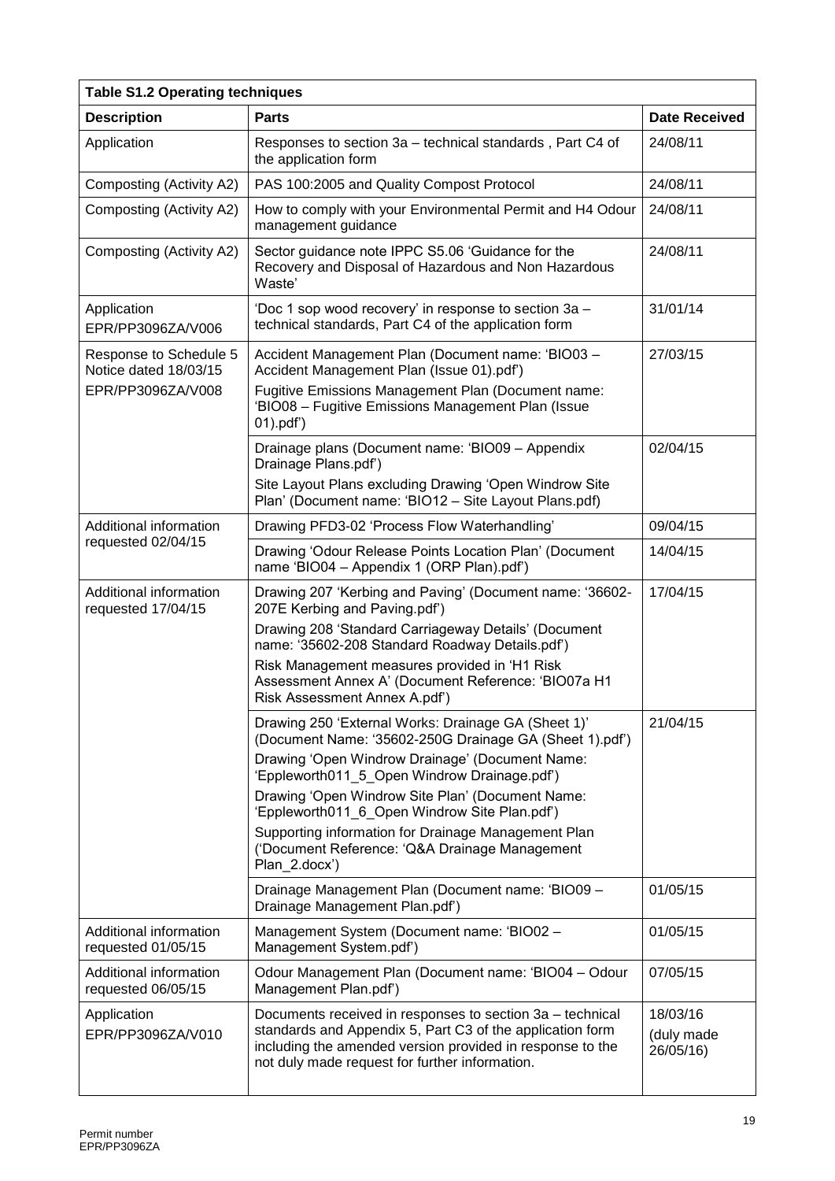| Table S1.2 Operating techniques | | |
|---|---|---|
| **Description** | **Parts** | **Date Received** |
| Application | Responses to section 3a – technical standards , Part C4 of the application form | 24/08/11 |
| Composting (Activity A2) | PAS 100:2005 and Quality Compost Protocol | 24/08/11 |
| Composting (Activity A2) | How to comply with your Environmental Permit and H4 Odour management guidance | 24/08/11 |
| Composting (Activity A2) | Sector guidance note IPPC S5.06 'Guidance for the Recovery and Disposal of Hazardous and Non Hazardous Waste' | 24/08/11 |
| Application EPR/PP3096ZA/V006 | 'Doc 1 sop wood recovery' in response to section 3a – technical standards, Part C4 of the application form | 31/01/14 |
| Response to Schedule 5 Notice dated 18/03/15 EPR/PP3096ZA/V008 | Accident Management Plan (Document name: 'BIO03 – Accident Management Plan (Issue 01).pdf')<br>Fugitive Emissions Management Plan (Document name: 'BIO08 – Fugitive Emissions Management Plan (Issue 01).pdf') | 27/03/15 |
| | Drainage plans (Document name: 'BIO09 – Appendix Drainage Plans.pdf')<br>Site Layout Plans excluding Drawing 'Open Windrow Site Plan' (Document name: 'BIO12 – Site Layout Plans.pdf) | 02/04/15 |
| Additional information requested 02/04/15 | Drawing PFD3-02 'Process Flow Waterhandling' | 09/04/15 |
| | Drawing 'Odour Release Points Location Plan' (Document name 'BIO04 – Appendix 1 (ORP Plan).pdf') | 14/04/15 |
| Additional information requested 17/04/15 | Drawing 207 'Kerbing and Paving' (Document name: '36602-207E Kerbing and Paving.pdf')<br>Drawing 208 'Standard Carriageway Details' (Document name: '35602-208 Standard Roadway Details.pdf')<br>Risk Management measures provided in 'H1 Risk Assessment Annex A' (Document Reference: 'BIO07a H1 Risk Assessment Annex A.pdf') | 17/04/15 |
| | Drawing 250 'External Works: Drainage GA (Sheet 1)' (Document Name: '35602-250G Drainage GA (Sheet 1).pdf')<br>Drawing 'Open Windrow Drainage' (Document Name: 'Eppleworth011_5_Open Windrow Drainage.pdf')<br>Drawing 'Open Windrow Site Plan' (Document Name: 'Eppleworth011_6_Open Windrow Site Plan.pdf')<br>Supporting information for Drainage Management Plan ('Document Reference: 'Q&A Drainage Management Plan_2.docx') | 21/04/15 |
| | Drainage Management Plan (Document name: 'BIO09 – Drainage Management Plan.pdf') | 01/05/15 |
| Additional information requested 01/05/15 | Management System (Document name: 'BIO02 – Management System.pdf') | 01/05/15 |
| Additional information requested 06/05/15 | Odour Management Plan (Document name: 'BIO04 – Odour Management Plan.pdf') | 07/05/15 |
| Application EPR/PP3096ZA/V010 | Documents received in responses to section 3a – technical standards and Appendix 5, Part C3 of the application form including the amended version provided in response to the not duly made request for further information. | 18/03/16 (duly made 26/05/16) |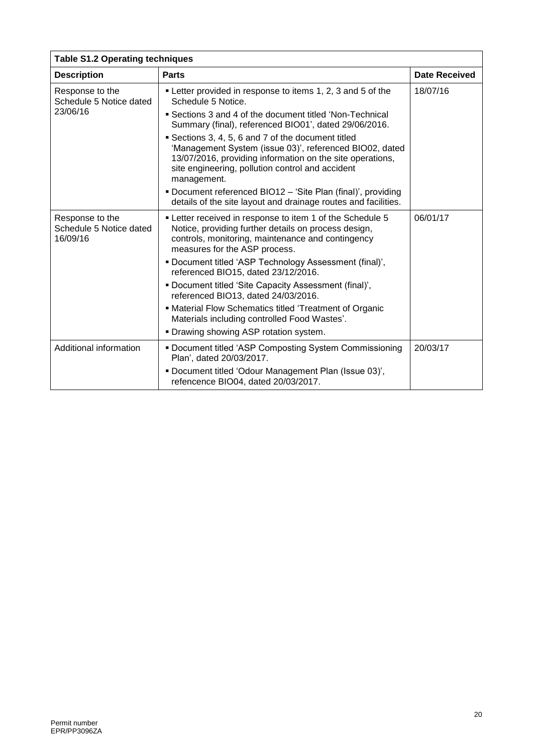| **Table S1.2 Operating techniques** | | |
|---|---|---|
| **Description** | **Parts** | **Date Received** |
| Response to the Schedule 5 Notice dated 23/06/16 | ▪ Letter provided in response to items 1, 2, 3 and 5 of the Schedule 5 Notice.<br>▪ Sections 3 and 4 of the document titled 'Non-Technical Summary (final), referenced BIO01', dated 29/06/2016.<br>▪ Sections 3, 4, 5, 6 and 7 of the document titled 'Management System (issue 03)', referenced BIO02, dated 13/07/2016, providing information on the site operations, site engineering, pollution control and accident management.<br>▪ Document referenced BIO12 – 'Site Plan (final)', providing details of the site layout and drainage routes and facilities. | 18/07/16 |
| Response to the Schedule 5 Notice dated 16/09/16 | ▪ Letter received in response to item 1 of the Schedule 5 Notice, providing further details on process design, controls, monitoring, maintenance and contingency measures for the ASP process.<br>▪ Document titled 'ASP Technology Assessment (final)', referenced BIO15, dated 23/12/2016.<br>▪ Document titled 'Site Capacity Assessment (final)', referenced BIO13, dated 24/03/2016.<br>▪ Material Flow Schematics titled 'Treatment of Organic Materials including controlled Food Wastes'.<br>▪ Drawing showing ASP rotation system. | 06/01/17 |
| Additional information | ▪ Document titled 'ASP Composting System Commissioning Plan', dated 20/03/2017.<br>▪ Document titled 'Odour Management Plan (Issue 03)', refencence BIO04, dated 20/03/2017. | 20/03/17 |

Permit number
EPR/PP3096ZA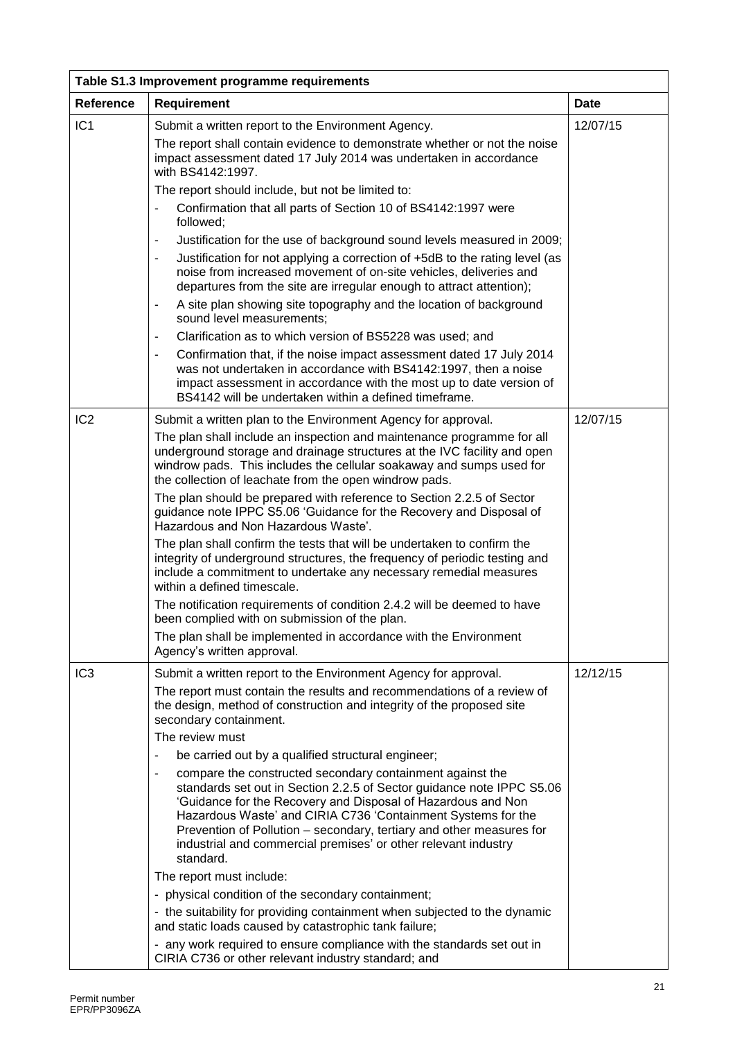| Table S1.3 Improvement programme requirements | | |
|---|---|---|
| **Reference** | **Requirement** | **Date** |
| IC1 | Submit a written report to the Environment Agency.<br>The report shall contain evidence to demonstrate whether or not the noise impact assessment dated 17 July 2014 was undertaken in accordance with BS4142:1997.<br>The report should include, but not be limited to:<br>- Confirmation that all parts of Section 10 of BS4142:1997 were followed;<br>- Justification for the use of background sound levels measured in 2009;<br>- Justification for not applying a correction of +5dB to the rating level (as noise from increased movement of on-site vehicles, deliveries and departures from the site are irregular enough to attract attention);<br>- A site plan showing site topography and the location of background sound level measurements;<br>- Clarification as to which version of BS5228 was used; and<br>- Confirmation that, if the noise impact assessment dated 17 July 2014 was not undertaken in accordance with BS4142:1997, then a noise impact assessment in accordance with the most up to date version of BS4142 will be undertaken within a defined timeframe. | 12/07/15 |
| IC2 | Submit a written plan to the Environment Agency for approval.<br>The plan shall include an inspection and maintenance programme for all underground storage and drainage structures at the IVC facility and open windrow pads. This includes the cellular soakaway and sumps used for the collection of leachate from the open windrow pads.<br>The plan should be prepared with reference to Section 2.2.5 of Sector guidance note IPPC S5.06 'Guidance for the Recovery and Disposal of Hazardous and Non Hazardous Waste'.<br>The plan shall confirm the tests that will be undertaken to confirm the integrity of underground structures, the frequency of periodic testing and include a commitment to undertake any necessary remedial measures within a defined timescale.<br>The notification requirements of condition 2.4.2 will be deemed to have been complied with on submission of the plan.<br>The plan shall be implemented in accordance with the Environment Agency's written approval. | 12/07/15 |
| IC3 | Submit a written report to the Environment Agency for approval.<br>The report must contain the results and recommendations of a review of the design, method of construction and integrity of the proposed site secondary containment.<br>The review must<br>- be carried out by a qualified structural engineer;<br>- compare the constructed secondary containment against the standards set out in Section 2.2.5 of Sector guidance note IPPC S5.06 'Guidance for the Recovery and Disposal of Hazardous and Non Hazardous Waste' and CIRIA C736 'Containment Systems for the Prevention of Pollution – secondary, tertiary and other measures for industrial and commercial premises' or other relevant industry standard.<br>The report must include:<br>- physical condition of the secondary containment;<br>- the suitability for providing containment when subjected to the dynamic and static loads caused by catastrophic tank failure;<br>- any work required to ensure compliance with the standards set out in CIRIA C736 or other relevant industry standard; and | 12/12/15 |

Permit number
EPR/PP3096ZA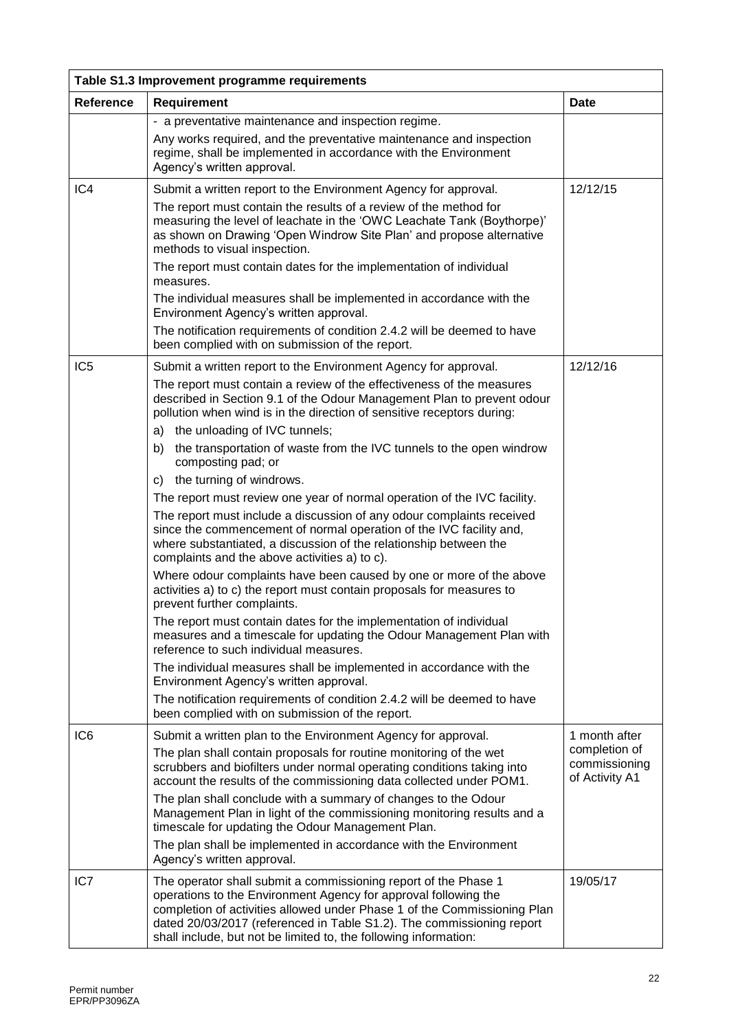| Table S1.3 Improvement programme requirements | | |
|---|---|---|
| **Reference** | **Requirement** | **Date** |
| | - a preventative maintenance and inspection regime.<br>Any works required, and the preventative maintenance and inspection regime, shall be implemented in accordance with the Environment Agency's written approval. | |
| IC4 | Submit a written report to the Environment Agency for approval.<br>The report must contain the results of a review of the method for measuring the level of leachate in the 'OWC Leachate Tank (Boythorpe)' as shown on Drawing 'Open Windrow Site Plan' and propose alternative methods to visual inspection.<br>The report must contain dates for the implementation of individual measures.<br>The individual measures shall be implemented in accordance with the Environment Agency's written approval.<br>The notification requirements of condition 2.4.2 will be deemed to have been complied with on submission of the report. | 12/12/15 |
| IC5 | Submit a written report to the Environment Agency for approval.<br>The report must contain a review of the effectiveness of the measures described in Section 9.1 of the Odour Management Plan to prevent odour pollution when wind is in the direction of sensitive receptors during:<br>a) the unloading of IVC tunnels;<br>b) the transportation of waste from the IVC tunnels to the open windrow composting pad; or<br>c) the turning of windrows.<br>The report must review one year of normal operation of the IVC facility.<br>The report must include a discussion of any odour complaints received since the commencement of normal operation of the IVC facility and, where substantiated, a discussion of the relationship between the complaints and the above activities a) to c).<br>Where odour complaints have been caused by one or more of the above activities a) to c) the report must contain proposals for measures to prevent further complaints.<br>The report must contain dates for the implementation of individual measures and a timescale for updating the Odour Management Plan with reference to such individual measures.<br>The individual measures shall be implemented in accordance with the Environment Agency's written approval.<br>The notification requirements of condition 2.4.2 will be deemed to have been complied with on submission of the report. | 12/12/16 |
| IC6 | Submit a written plan to the Environment Agency for approval.<br>The plan shall contain proposals for routine monitoring of the wet scrubbers and biofilters under normal operating conditions taking into account the results of the commissioning data collected under POM1.<br>The plan shall conclude with a summary of changes to the Odour Management Plan in light of the commissioning monitoring results and a timescale for updating the Odour Management Plan.<br>The plan shall be implemented in accordance with the Environment Agency's written approval. | 1 month after completion of commissioning of Activity A1 |
| IC7 | The operator shall submit a commissioning report of the Phase 1 operations to the Environment Agency for approval following the completion of activities allowed under Phase 1 of the Commissioning Plan dated 20/03/2017 (referenced in Table S1.2). The commissioning report shall include, but not be limited to, the following information: | 19/05/17 |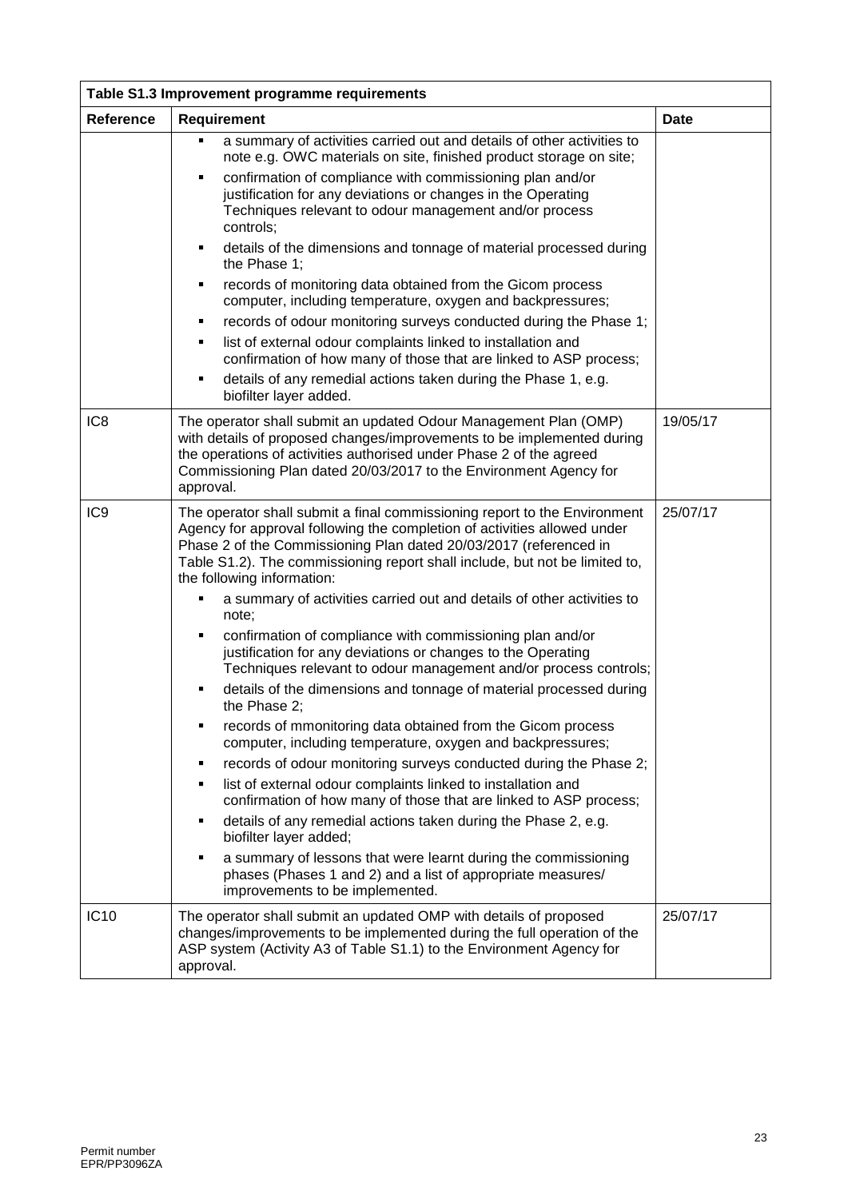| Table S1.3 Improvement programme requirements | | |
|---|---|---|
| **Reference** | **Requirement** | **Date** |
| | ▪ a summary of activities carried out and details of other activities to note e.g. OWC materials on site, finished product storage on site;<br>▪ confirmation of compliance with commissioning plan and/or justification for any deviations or changes in the Operating Techniques relevant to odour management and/or process controls;<br>▪ details of the dimensions and tonnage of material processed during the Phase 1;<br>▪ records of monitoring data obtained from the Gicom process computer, including temperature, oxygen and backpressures;<br>▪ records of odour monitoring surveys conducted during the Phase 1;<br>▪ list of external odour complaints linked to installation and confirmation of how many of those that are linked to ASP process;<br>▪ details of any remedial actions taken during the Phase 1, e.g. biofilter layer added. | |
| IC8 | The operator shall submit an updated Odour Management Plan (OMP) with details of proposed changes/improvements to be implemented during the operations of activities authorised under Phase 2 of the agreed Commissioning Plan dated 20/03/2017 to the Environment Agency for approval. | 19/05/17 |
| IC9 | The operator shall submit a final commissioning report to the Environment Agency for approval following the completion of activities allowed under Phase 2 of the Commissioning Plan dated 20/03/2017 (referenced in Table S1.2). The commissioning report shall include, but not be limited to, the following information:<br>▪ a summary of activities carried out and details of other activities to note;<br>▪ confirmation of compliance with commissioning plan and/or justification for any deviations or changes to the Operating Techniques relevant to odour management and/or process controls;<br>▪ details of the dimensions and tonnage of material processed during the Phase 2;<br>▪ records of mmonitoring data obtained from the Gicom process computer, including temperature, oxygen and backpressures;<br>▪ records of odour monitoring surveys conducted during the Phase 2;<br>▪ list of external odour complaints linked to installation and confirmation of how many of those that are linked to ASP process;<br>▪ details of any remedial actions taken during the Phase 2, e.g. biofilter layer added;<br>▪ a summary of lessons that were learnt during the commissioning phases (Phases 1 and 2) and a list of appropriate measures/ improvements to be implemented. | 25/07/17 |
| IC10 | The operator shall submit an updated OMP with details of proposed changes/improvements to be implemented during the full operation of the ASP system (Activity A3 of Table S1.1) to the Environment Agency for approval. | 25/07/17 |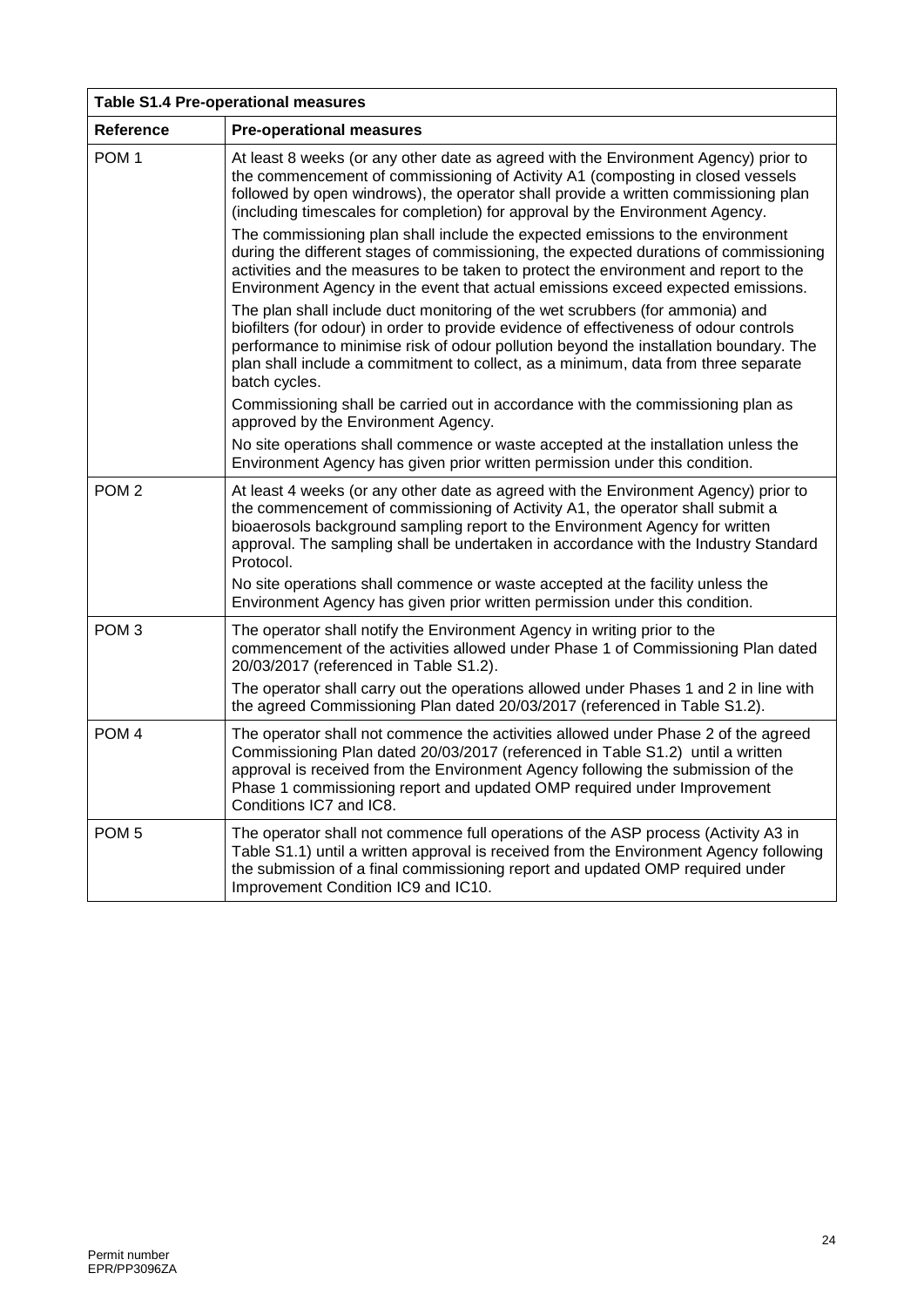| Table S1.4 Pre-operational measures | |
|---|---|
| **Reference** | **Pre-operational measures** |
| POM 1 | At least 8 weeks (or any other date as agreed with the Environment Agency) prior to the commencement of commissioning of Activity A1 (composting in closed vessels followed by open windrows), the operator shall provide a written commissioning plan (including timescales for completion) for approval by the Environment Agency.<br><br>The commissioning plan shall include the expected emissions to the environment during the different stages of commissioning, the expected durations of commissioning activities and the measures to be taken to protect the environment and report to the Environment Agency in the event that actual emissions exceed expected emissions.<br><br>The plan shall include duct monitoring of the wet scrubbers (for ammonia) and biofilters (for odour) in order to provide evidence of effectiveness of odour controls performance to minimise risk of odour pollution beyond the installation boundary. The plan shall include a commitment to collect, as a minimum, data from three separate batch cycles.<br><br>Commissioning shall be carried out in accordance with the commissioning plan as approved by the Environment Agency.<br><br>No site operations shall commence or waste accepted at the installation unless the Environment Agency has given prior written permission under this condition. |
| POM 2 | At least 4 weeks (or any other date as agreed with the Environment Agency) prior to the commencement of commissioning of Activity A1, the operator shall submit a bioaerosols background sampling report to the Environment Agency for written approval. The sampling shall be undertaken in accordance with the Industry Standard Protocol.<br><br>No site operations shall commence or waste accepted at the facility unless the Environment Agency has given prior written permission under this condition. |
| POM 3 | The operator shall notify the Environment Agency in writing prior to the commencement of the activities allowed under Phase 1 of Commissioning Plan dated 20/03/2017 (referenced in Table S1.2).<br><br>The operator shall carry out the operations allowed under Phases 1 and 2 in line with the agreed Commissioning Plan dated 20/03/2017 (referenced in Table S1.2). |
| POM 4 | The operator shall not commence the activities allowed under Phase 2 of the agreed Commissioning Plan dated 20/03/2017 (referenced in Table S1.2) until a written approval is received from the Environment Agency following the submission of the Phase 1 commissioning report and updated OMP required under Improvement Conditions IC7 and IC8. |
| POM 5 | The operator shall not commence full operations of the ASP process (Activity A3 in Table S1.1) until a written approval is received from the Environment Agency following the submission of a final commissioning report and updated OMP required under Improvement Condition IC9 and IC10. |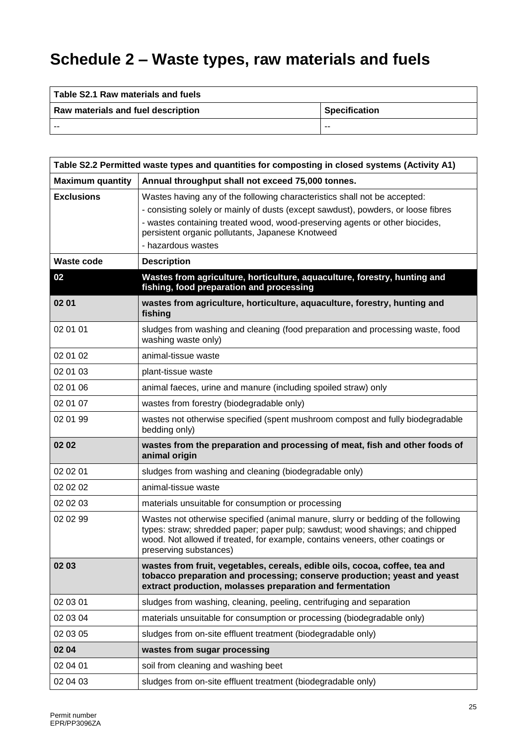# Schedule 2 – Waste types, raw materials and fuels

| Table S2.1 Raw materials and fuels | |
|---|---|
| **Raw materials and fuel description** | **Specification** |
| -- | -- |

| Table S2.2 Permitted waste types and quantities for composting in closed systems (Activity A1) | |
|---|---|
| **Maximum quantity** | **Annual throughput shall not exceed 75,000 tonnes.** |
| **Exclusions** | Wastes having any of the following characteristics shall not be accepted:<br>- consisting solely or mainly of dusts (except sawdust), powders, or loose fibres<br>- wastes containing treated wood, wood-preserving agents or other biocides, persistent organic pollutants, Japanese Knotweed<br>- hazardous wastes |
| **Waste code** | **Description** |
| **02** | **Wastes from agriculture, horticulture, aquaculture, forestry, hunting and fishing, food preparation and processing** |
| **02 01** | **wastes from agriculture, horticulture, aquaculture, forestry, hunting and fishing** |
| 02 01 01 | sludges from washing and cleaning (food preparation and processing waste, food washing waste only) |
| 02 01 02 | animal-tissue waste |
| 02 01 03 | plant-tissue waste |
| 02 01 06 | animal faeces, urine and manure (including spoiled straw) only |
| 02 01 07 | wastes from forestry (biodegradable only) |
| 02 01 99 | wastes not otherwise specified (spent mushroom compost and fully biodegradable bedding only) |
| **02 02** | **wastes from the preparation and processing of meat, fish and other foods of animal origin** |
| 02 02 01 | sludges from washing and cleaning (biodegradable only) |
| 02 02 02 | animal-tissue waste |
| 02 02 03 | materials unsuitable for consumption or processing |
| 02 02 99 | Wastes not otherwise specified (animal manure, slurry or bedding of the following types: straw; shredded paper; paper pulp; sawdust; wood shavings; and chipped wood. Not allowed if treated, for example, contains veneers, other coatings or preserving substances) |
| **02 03** | **wastes from fruit, vegetables, cereals, edible oils, cocoa, coffee, tea and tobacco preparation and processing; conserve production; yeast and yeast extract production, molasses preparation and fermentation** |
| 02 03 01 | sludges from washing, cleaning, peeling, centrifuging and separation |
| 02 03 04 | materials unsuitable for consumption or processing (biodegradable only) |
| 02 03 05 | sludges from on-site effluent treatment (biodegradable only) |
| **02 04** | **wastes from sugar processing** |
| 02 04 01 | soil from cleaning and washing beet |
| 02 04 03 | sludges from on-site effluent treatment (biodegradable only) |

Permit number
EPR/PP3096ZA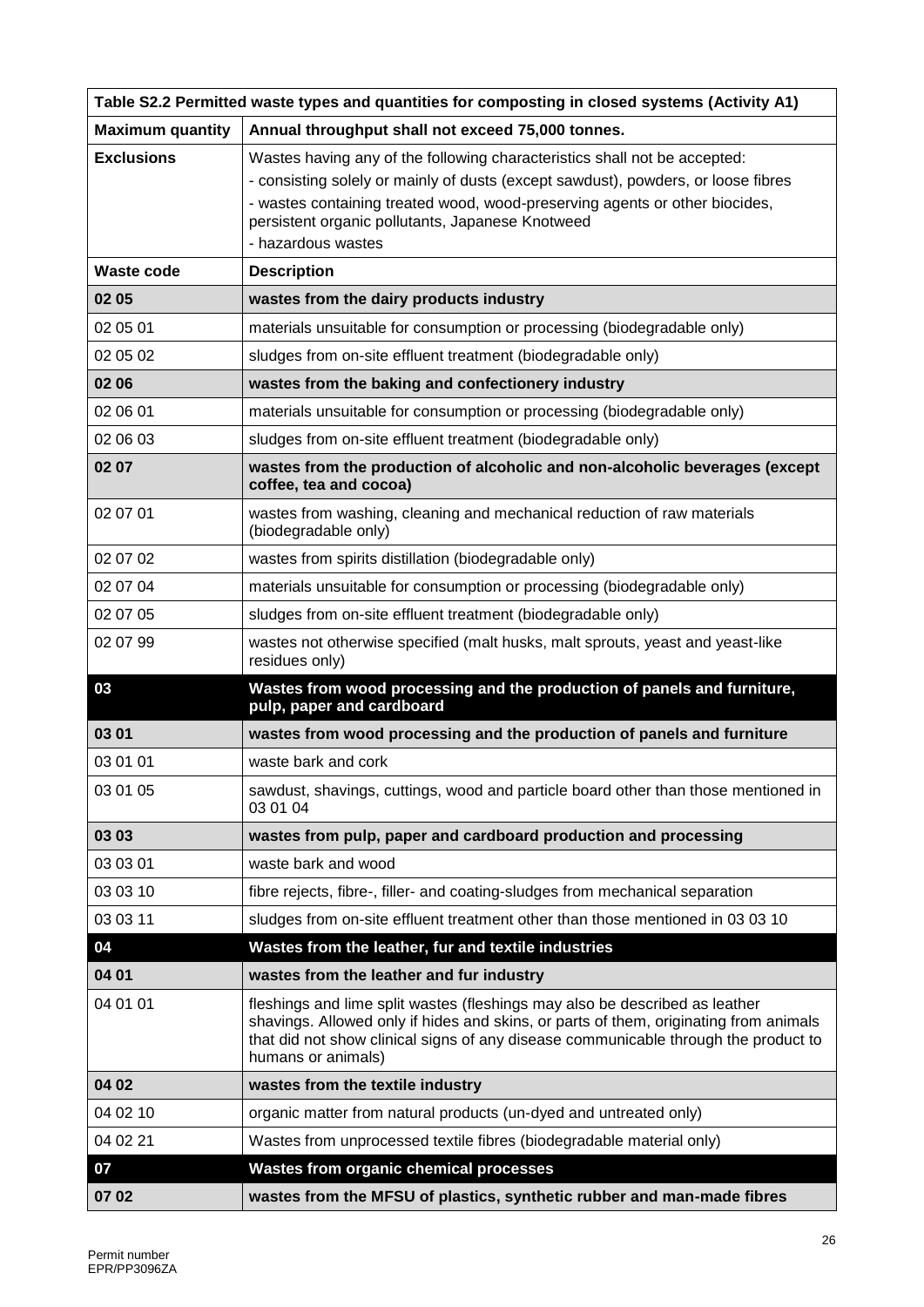| Table S2.2 Permitted waste types and quantities for composting in closed systems (Activity A1) | |
|---|---|
| **Maximum quantity** | **Annual throughput shall not exceed 75,000 tonnes.** |
| **Exclusions** | Wastes having any of the following characteristics shall not be accepted:<br>- consisting solely or mainly of dusts (except sawdust), powders, or loose fibres<br>- wastes containing treated wood, wood-preserving agents or other biocides, persistent organic pollutants, Japanese Knotweed<br>- hazardous wastes |
| **Waste code** | **Description** |
| **02 05** | **wastes from the dairy products industry** |
| 02 05 01 | materials unsuitable for consumption or processing (biodegradable only) |
| 02 05 02 | sludges from on-site effluent treatment (biodegradable only) |
| **02 06** | **wastes from the baking and confectionery industry** |
| 02 06 01 | materials unsuitable for consumption or processing (biodegradable only) |
| 02 06 03 | sludges from on-site effluent treatment (biodegradable only) |
| **02 07** | **wastes from the production of alcoholic and non-alcoholic beverages (except coffee, tea and cocoa)** |
| 02 07 01 | wastes from washing, cleaning and mechanical reduction of raw materials (biodegradable only) |
| 02 07 02 | wastes from spirits distillation (biodegradable only) |
| 02 07 04 | materials unsuitable for consumption or processing (biodegradable only) |
| 02 07 05 | sludges from on-site effluent treatment (biodegradable only) |
| 02 07 99 | wastes not otherwise specified (malt husks, malt sprouts, yeast and yeast-like residues only) |
| **03** | **Wastes from wood processing and the production of panels and furniture, pulp, paper and cardboard** |
| **03 01** | **wastes from wood processing and the production of panels and furniture** |
| 03 01 01 | waste bark and cork |
| 03 01 05 | sawdust, shavings, cuttings, wood and particle board other than those mentioned in 03 01 04 |
| **03 03** | **wastes from pulp, paper and cardboard production and processing** |
| 03 03 01 | waste bark and wood |
| 03 03 10 | fibre rejects, fibre-, filler- and coating-sludges from mechanical separation |
| 03 03 11 | sludges from on-site effluent treatment other than those mentioned in 03 03 10 |
| **04** | **Wastes from the leather, fur and textile industries** |
| **04 01** | **wastes from the leather and fur industry** |
| 04 01 01 | fleshings and lime split wastes (fleshings may also be described as leather shavings. Allowed only if hides and skins, or parts of them, originating from animals that did not show clinical signs of any disease communicable through the product to humans or animals) |
| **04 02** | **wastes from the textile industry** |
| 04 02 10 | organic matter from natural products (un-dyed and untreated only) |
| 04 02 21 | Wastes from unprocessed textile fibres (biodegradable material only) |
| **07** | **Wastes from organic chemical processes** |
| **07 02** | **wastes from the MFSU of plastics, synthetic rubber and man-made fibres** |

Permit number
EPR/PP3096ZA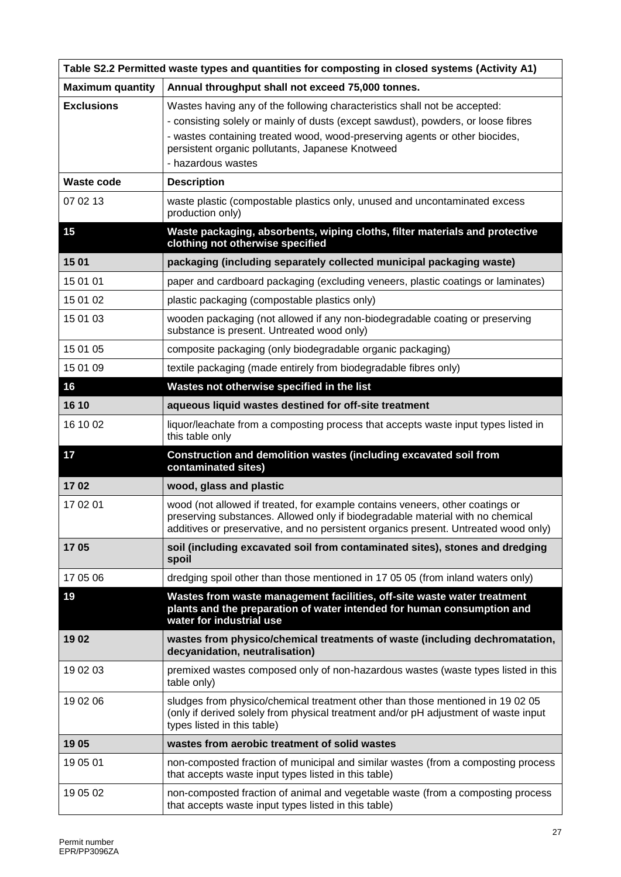| Table S2.2 Permitted waste types and quantities for composting in closed systems (Activity A1) | |
|---|---|
| **Maximum quantity** | **Annual throughput shall not exceed 75,000 tonnes.** |
| **Exclusions** | Wastes having any of the following characteristics shall not be accepted:<br>- consisting solely or mainly of dusts (except sawdust), powders, or loose fibres<br>- wastes containing treated wood, wood-preserving agents or other biocides, persistent organic pollutants, Japanese Knotweed<br>- hazardous wastes |
| **Waste code** | **Description** |
| 07 02 13 | waste plastic (compostable plastics only, unused and uncontaminated excess production only) |
| **15** | **Waste packaging, absorbents, wiping cloths, filter materials and protective clothing not otherwise specified** |
| **15 01** | **packaging (including separately collected municipal packaging waste)** |
| 15 01 01 | paper and cardboard packaging (excluding veneers, plastic coatings or laminates) |
| 15 01 02 | plastic packaging (compostable plastics only) |
| 15 01 03 | wooden packaging (not allowed if any non-biodegradable coating or preserving substance is present. Untreated wood only) |
| 15 01 05 | composite packaging (only biodegradable organic packaging) |
| 15 01 09 | textile packaging (made entirely from biodegradable fibres only) |
| **16** | **Wastes not otherwise specified in the list** |
| **16 10** | **aqueous liquid wastes destined for off-site treatment** |
| 16 10 02 | liquor/leachate from a composting process that accepts waste input types listed in this table only |
| **17** | **Construction and demolition wastes (including excavated soil from contaminated sites)** |
| **17 02** | **wood, glass and plastic** |
| 17 02 01 | wood (not allowed if treated, for example contains veneers, other coatings or preserving substances. Allowed only if biodegradable material with no chemical additives or preservative, and no persistent organics present. Untreated wood only) |
| **17 05** | **soil (including excavated soil from contaminated sites), stones and dredging spoil** |
| 17 05 06 | dredging spoil other than those mentioned in 17 05 05 (from inland waters only) |
| **19** | **Wastes from waste management facilities, off-site waste water treatment plants and the preparation of water intended for human consumption and water for industrial use** |
| **19 02** | **wastes from physico/chemical treatments of waste (including dechromatation, decyanidation, neutralisation)** |
| 19 02 03 | premixed wastes composed only of non-hazardous wastes (waste types listed in this table only) |
| 19 02 06 | sludges from physico/chemical treatment other than those mentioned in 19 02 05 (only if derived solely from physical treatment and/or pH adjustment of waste input types listed in this table) |
| **19 05** | **wastes from aerobic treatment of solid wastes** |
| 19 05 01 | non-composted fraction of municipal and similar wastes (from a composting process that accepts waste input types listed in this table) |
| 19 05 02 | non-composted fraction of animal and vegetable waste (from a composting process that accepts waste input types listed in this table) |

Permit number
EPR/PP3096ZA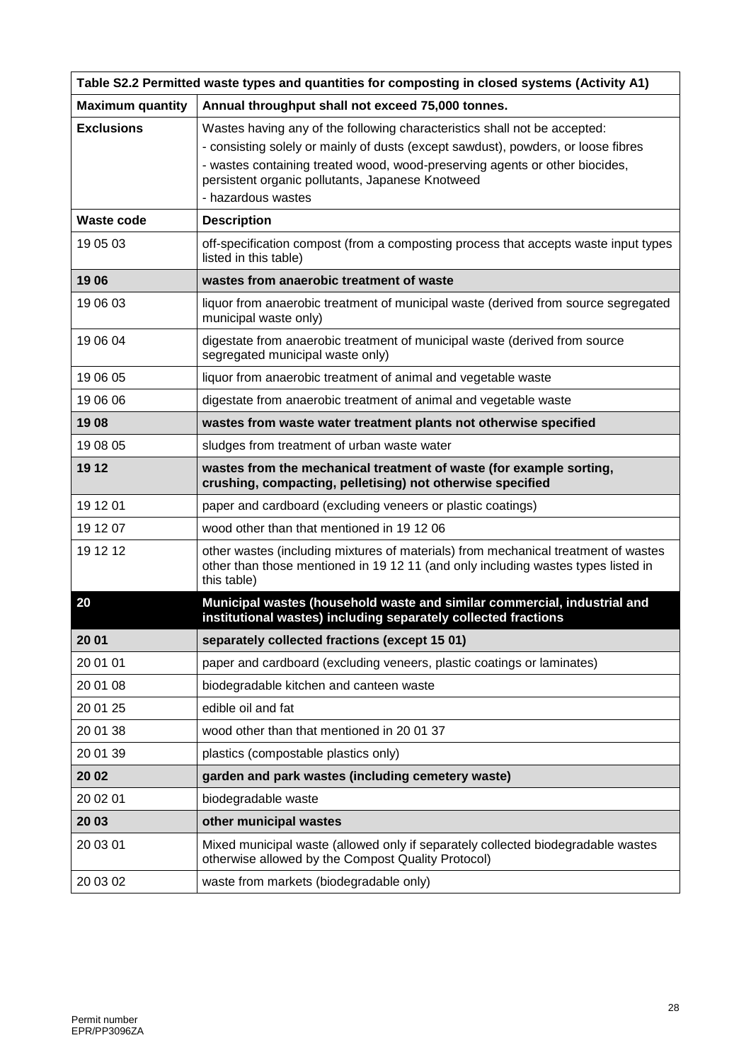| Table S2.2 Permitted waste types and quantities for composting in closed systems (Activity A1) | |
|---|---|
| **Maximum quantity** | **Annual throughput shall not exceed 75,000 tonnes.** |
| **Exclusions** | Wastes having any of the following characteristics shall not be accepted:<br>- consisting solely or mainly of dusts (except sawdust), powders, or loose fibres<br>- wastes containing treated wood, wood-preserving agents or other biocides, persistent organic pollutants, Japanese Knotweed<br>- hazardous wastes |
| **Waste code** | **Description** |
| 19 05 03 | off-specification compost (from a composting process that accepts waste input types listed in this table) |
| **19 06** | **wastes from anaerobic treatment of waste** |
| 19 06 03 | liquor from anaerobic treatment of municipal waste (derived from source segregated municipal waste only) |
| 19 06 04 | digestate from anaerobic treatment of municipal waste (derived from source segregated municipal waste only) |
| 19 06 05 | liquor from anaerobic treatment of animal and vegetable waste |
| 19 06 06 | digestate from anaerobic treatment of animal and vegetable waste |
| **19 08** | **wastes from waste water treatment plants not otherwise specified** |
| 19 08 05 | sludges from treatment of urban waste water |
| **19 12** | **wastes from the mechanical treatment of waste (for example sorting, crushing, compacting, pelletising) not otherwise specified** |
| 19 12 01 | paper and cardboard (excluding veneers or plastic coatings) |
| 19 12 07 | wood other than that mentioned in 19 12 06 |
| 19 12 12 | other wastes (including mixtures of materials) from mechanical treatment of wastes other than those mentioned in 19 12 11 (and only including wastes types listed in this table) |
| **20** | **Municipal wastes (household waste and similar commercial, industrial and institutional wastes) including separately collected fractions** |
| **20 01** | **separately collected fractions (except 15 01)** |
| 20 01 01 | paper and cardboard (excluding veneers, plastic coatings or laminates) |
| 20 01 08 | biodegradable kitchen and canteen waste |
| 20 01 25 | edible oil and fat |
| 20 01 38 | wood other than that mentioned in 20 01 37 |
| 20 01 39 | plastics (compostable plastics only) |
| **20 02** | **garden and park wastes (including cemetery waste)** |
| 20 02 01 | biodegradable waste |
| **20 03** | **other municipal wastes** |
| 20 03 01 | Mixed municipal waste (allowed only if separately collected biodegradable wastes otherwise allowed by the Compost Quality Protocol) |
| 20 03 02 | waste from markets (biodegradable only) |

Permit number
EPR/PP3096ZA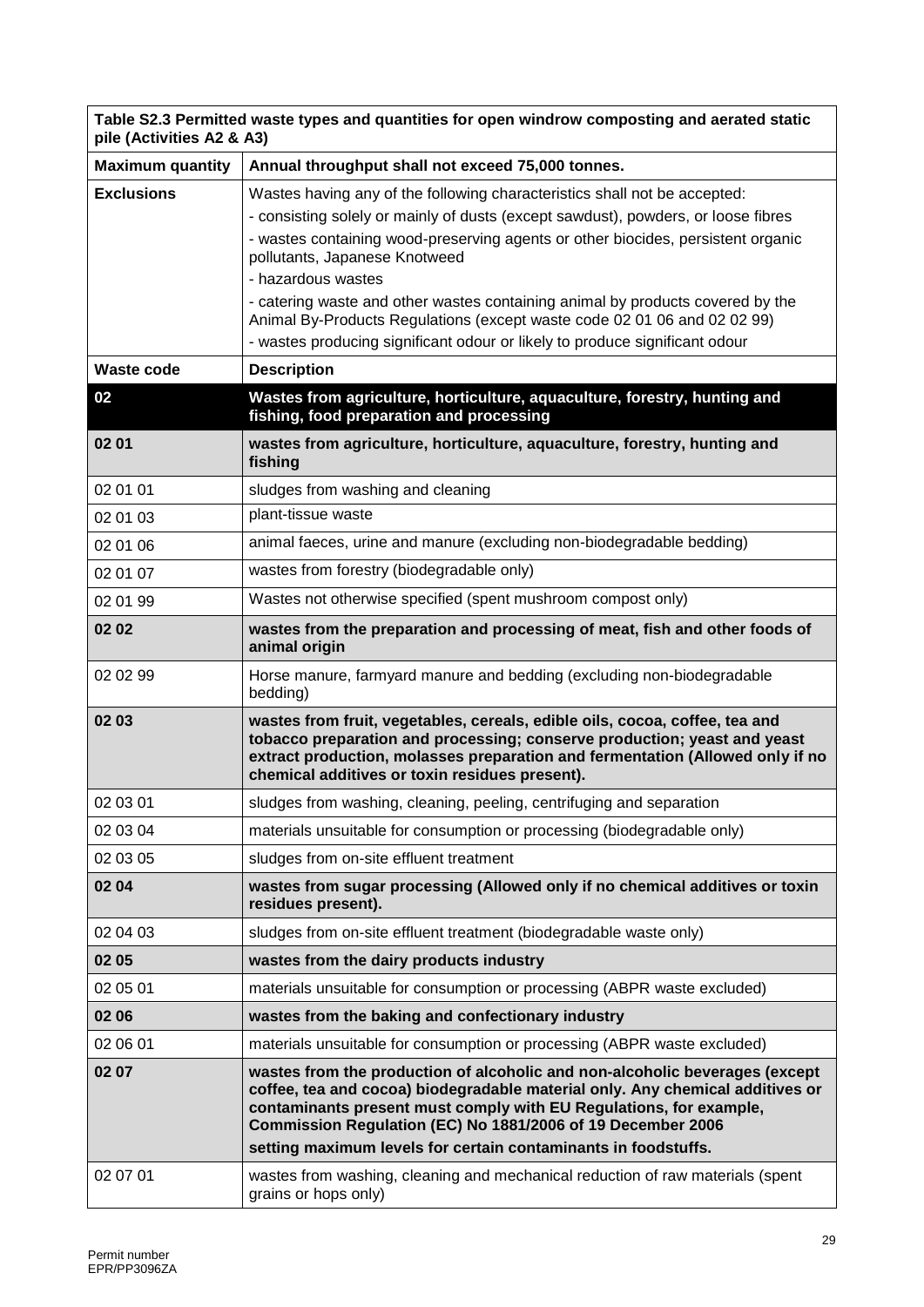| Table S2.3 Permitted waste types and quantities for open windrow composting and aerated static pile (Activities A2 & A3) | |
|---|---|
| **Maximum quantity** | **Annual throughput shall not exceed 75,000 tonnes.** |
| **Exclusions** | Wastes having any of the following characteristics shall not be accepted:<br>- consisting solely or mainly of dusts (except sawdust), powders, or loose fibres<br>- wastes containing wood-preserving agents or other biocides, persistent organic pollutants, Japanese Knotweed<br>- hazardous wastes<br>- catering waste and other wastes containing animal by products covered by the Animal By-Products Regulations (except waste code 02 01 06 and 02 02 99)<br>- wastes producing significant odour or likely to produce significant odour |
| **Waste code** | **Description** |
| **02** | **Wastes from agriculture, horticulture, aquaculture, forestry, hunting and fishing, food preparation and processing** |
| **02 01** | **wastes from agriculture, horticulture, aquaculture, forestry, hunting and fishing** |
| 02 01 01 | sludges from washing and cleaning |
| 02 01 03 | plant-tissue waste |
| 02 01 06 | animal faeces, urine and manure (excluding non-biodegradable bedding) |
| 02 01 07 | wastes from forestry (biodegradable only) |
| 02 01 99 | Wastes not otherwise specified (spent mushroom compost only) |
| **02 02** | **wastes from the preparation and processing of meat, fish and other foods of animal origin** |
| 02 02 99 | Horse manure, farmyard manure and bedding (excluding non-biodegradable bedding) |
| **02 03** | **wastes from fruit, vegetables, cereals, edible oils, cocoa, coffee, tea and tobacco preparation and processing; conserve production; yeast and yeast extract production, molasses preparation and fermentation (Allowed only if no chemical additives or toxin residues present).** |
| 02 03 01 | sludges from washing, cleaning, peeling, centrifuging and separation |
| 02 03 04 | materials unsuitable for consumption or processing (biodegradable only) |
| 02 03 05 | sludges from on-site effluent treatment |
| **02 04** | **wastes from sugar processing (Allowed only if no chemical additives or toxin residues present).** |
| 02 04 03 | sludges from on-site effluent treatment (biodegradable waste only) |
| **02 05** | **wastes from the dairy products industry** |
| 02 05 01 | materials unsuitable for consumption or processing (ABPR waste excluded) |
| **02 06** | **wastes from the baking and confectionary industry** |
| 02 06 01 | materials unsuitable for consumption or processing (ABPR waste excluded) |
| **02 07** | **wastes from the production of alcoholic and non-alcoholic beverages (except coffee, tea and cocoa) biodegradable material only. Any chemical additives or contaminants present must comply with EU Regulations, for example, Commission Regulation (EC) No 1881/2006 of 19 December 2006 setting maximum levels for certain contaminants in foodstuffs.** |
| 02 07 01 | wastes from washing, cleaning and mechanical reduction of raw materials (spent grains or hops only) |

Permit number EPR/PP3096ZA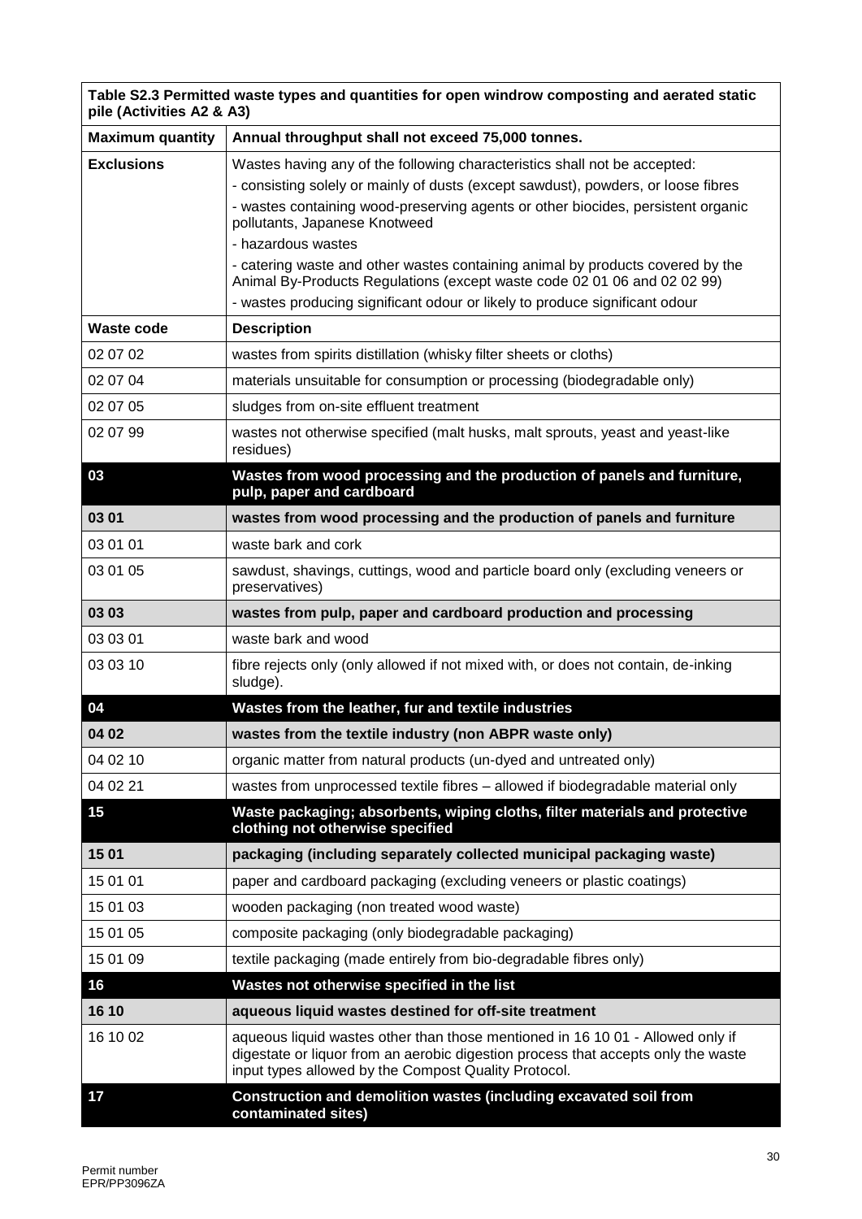| Table S2.3 Permitted waste types and quantities for open windrow composting and aerated static pile (Activities A2 & A3) | |
|---|---|
| **Maximum quantity** | **Annual throughput shall not exceed 75,000 tonnes.** |
| **Exclusions** | Wastes having any of the following characteristics shall not be accepted:<br>- consisting solely or mainly of dusts (except sawdust), powders, or loose fibres<br>- wastes containing wood-preserving agents or other biocides, persistent organic pollutants, Japanese Knotweed<br>- hazardous wastes<br>- catering waste and other wastes containing animal by products covered by the Animal By-Products Regulations (except waste code 02 01 06 and 02 02 99)<br>- wastes producing significant odour or likely to produce significant odour |
| **Waste code** | **Description** |
| 02 07 02 | wastes from spirits distillation (whisky filter sheets or cloths) |
| 02 07 04 | materials unsuitable for consumption or processing (biodegradable only) |
| 02 07 05 | sludges from on-site effluent treatment |
| 02 07 99 | wastes not otherwise specified (malt husks, malt sprouts, yeast and yeast-like residues) |
| **03** | **Wastes from wood processing and the production of panels and furniture, pulp, paper and cardboard** |
| **03 01** | **wastes from wood processing and the production of panels and furniture** |
| 03 01 01 | waste bark and cork |
| 03 01 05 | sawdust, shavings, cuttings, wood and particle board only (excluding veneers or preservatives) |
| **03 03** | **wastes from pulp, paper and cardboard production and processing** |
| 03 03 01 | waste bark and wood |
| 03 03 10 | fibre rejects only (only allowed if not mixed with, or does not contain, de-inking sludge). |
| **04** | **Wastes from the leather, fur and textile industries** |
| **04 02** | **wastes from the textile industry (non ABPR waste only)** |
| 04 02 10 | organic matter from natural products (un-dyed and untreated only) |
| 04 02 21 | wastes from unprocessed textile fibres – allowed if biodegradable material only |
| **15** | **Waste packaging; absorbents, wiping cloths, filter materials and protective clothing not otherwise specified** |
| **15 01** | **packaging (including separately collected municipal packaging waste)** |
| 15 01 01 | paper and cardboard packaging (excluding veneers or plastic coatings) |
| 15 01 03 | wooden packaging (non treated wood waste) |
| 15 01 05 | composite packaging (only biodegradable packaging) |
| 15 01 09 | textile packaging (made entirely from bio-degradable fibres only) |
| **16** | **Wastes not otherwise specified in the list** |
| **16 10** | **aqueous liquid wastes destined for off-site treatment** |
| 16 10 02 | aqueous liquid wastes other than those mentioned in 16 10 01 - Allowed only if digestate or liquor from an aerobic digestion process that accepts only the waste input types allowed by the Compost Quality Protocol. |
| **17** | **Construction and demolition wastes (including excavated soil from contaminated sites)** |

Permit number
EPR/PP3096ZA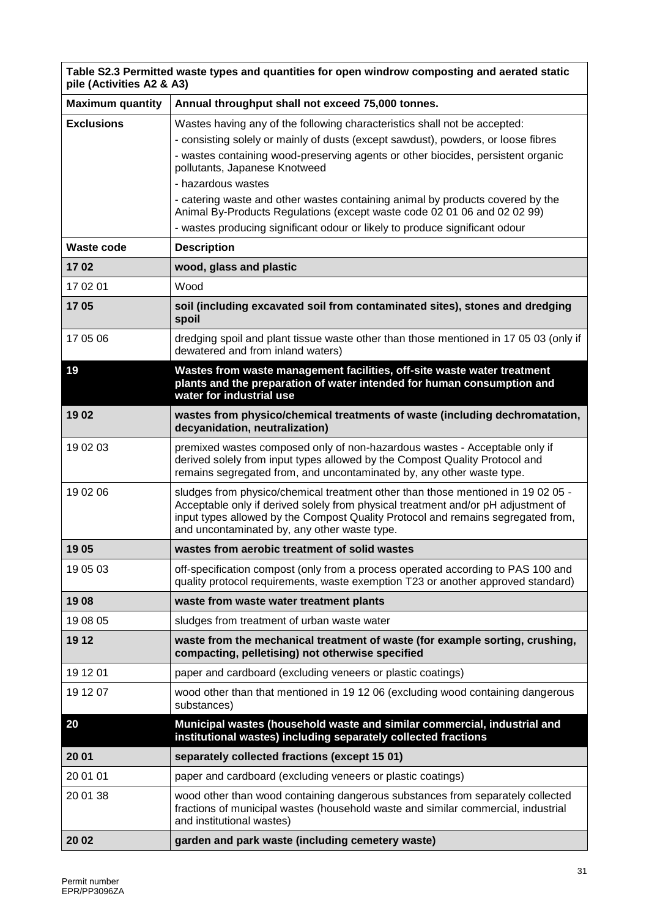| Table S2.3 Permitted waste types and quantities for open windrow composting and aerated static pile (Activities A2 & A3) | |
|---|---|
| **Maximum quantity** | **Annual throughput shall not exceed 75,000 tonnes.** |
| **Exclusions** | Wastes having any of the following characteristics shall not be accepted:<br>- consisting solely or mainly of dusts (except sawdust), powders, or loose fibres<br>- wastes containing wood-preserving agents or other biocides, persistent organic pollutants, Japanese Knotweed<br>- hazardous wastes<br>- catering waste and other wastes containing animal by products covered by the Animal By-Products Regulations (except waste code 02 01 06 and 02 02 99)<br>- wastes producing significant odour or likely to produce significant odour |
| **Waste code** | **Description** |
| **17 02** | **wood, glass and plastic** |
| 17 02 01 | Wood |
| **17 05** | **soil (including excavated soil from contaminated sites), stones and dredging spoil** |
| 17 05 06 | dredging spoil and plant tissue waste other than those mentioned in 17 05 03 (only if dewatered and from inland waters) |
| **19** | **Wastes from waste management facilities, off-site waste water treatment plants and the preparation of water intended for human consumption and water for industrial use** |
| **19 02** | **wastes from physico/chemical treatments of waste (including dechromatation, decyanidation, neutralization)** |
| 19 02 03 | premixed wastes composed only of non-hazardous wastes - Acceptable only if derived solely from input types allowed by the Compost Quality Protocol and remains segregated from, and uncontaminated by, any other waste type. |
| 19 02 06 | sludges from physico/chemical treatment other than those mentioned in 19 02 05 - Acceptable only if derived solely from physical treatment and/or pH adjustment of input types allowed by the Compost Quality Protocol and remains segregated from, and uncontaminated by, any other waste type. |
| **19 05** | **wastes from aerobic treatment of solid wastes** |
| 19 05 03 | off-specification compost (only from a process operated according to PAS 100 and quality protocol requirements, waste exemption T23 or another approved standard) |
| **19 08** | **waste from waste water treatment plants** |
| 19 08 05 | sludges from treatment of urban waste water |
| **19 12** | **waste from the mechanical treatment of waste (for example sorting, crushing, compacting, pelletising) not otherwise specified** |
| 19 12 01 | paper and cardboard (excluding veneers or plastic coatings) |
| 19 12 07 | wood other than that mentioned in 19 12 06 (excluding wood containing dangerous substances) |
| **20** | **Municipal wastes (household waste and similar commercial, industrial and institutional wastes) including separately collected fractions** |
| **20 01** | **separately collected fractions (except 15 01)** |
| 20 01 01 | paper and cardboard (excluding veneers or plastic coatings) |
| 20 01 38 | wood other than wood containing dangerous substances from separately collected fractions of municipal wastes (household waste and similar commercial, industrial and institutional wastes) |
| **20 02** | **garden and park waste (including cemetery waste)** |

Permit number
EPR/PP3096ZA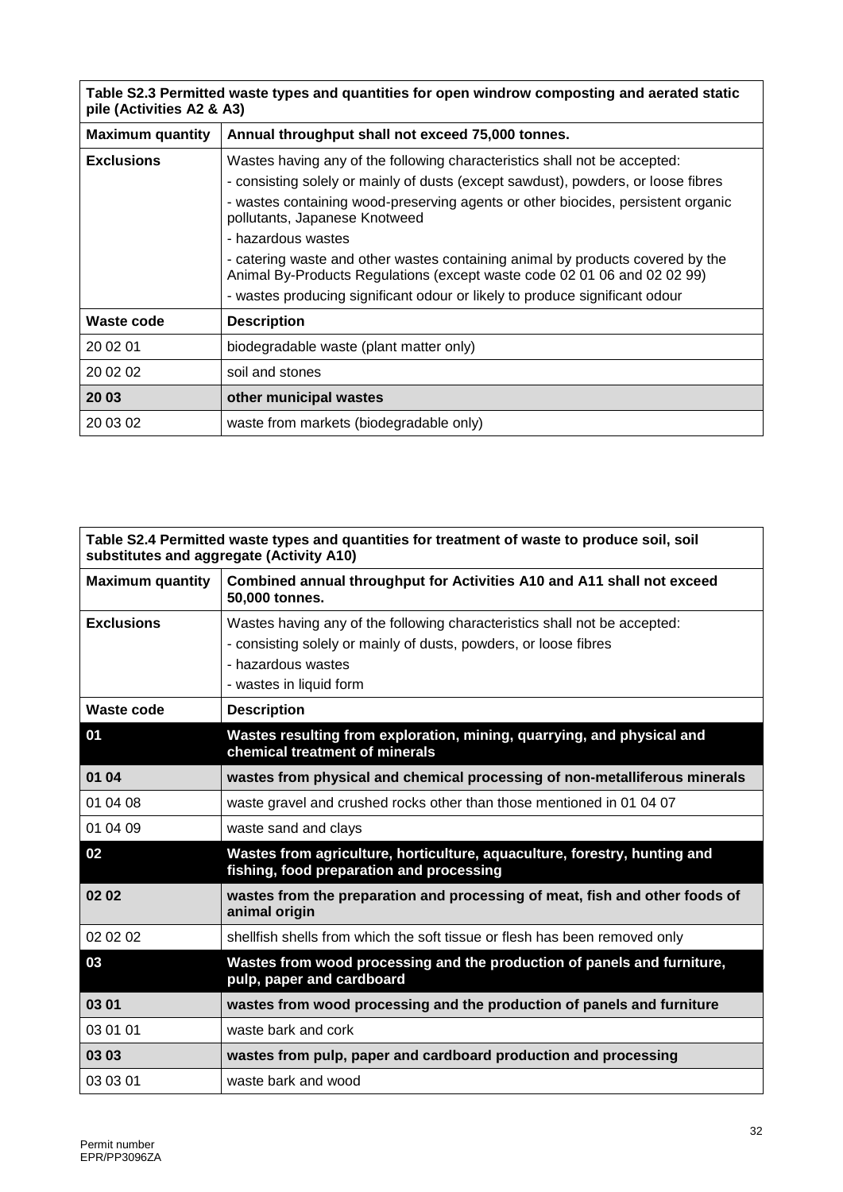| Table S2.3 Permitted waste types and quantities for open windrow composting and aerated static pile (Activities A2 & A3) | |
|---|---|
| **Maximum quantity** | **Annual throughput shall not exceed 75,000 tonnes.** |
| **Exclusions** | Wastes having any of the following characteristics shall not be accepted:<br>- consisting solely or mainly of dusts (except sawdust), powders, or loose fibres<br>- wastes containing wood-preserving agents or other biocides, persistent organic pollutants, Japanese Knotweed<br>- hazardous wastes<br>- catering waste and other wastes containing animal by products covered by the Animal By-Products Regulations (except waste code 02 01 06 and 02 02 99)<br>- wastes producing significant odour or likely to produce significant odour |
| **Waste code** | **Description** |
| 20 02 01 | biodegradable waste (plant matter only) |
| 20 02 02 | soil and stones |
| **20 03** | **other municipal wastes** |
| 20 03 02 | waste from markets (biodegradable only) |

| Table S2.4 Permitted waste types and quantities for treatment of waste to produce soil, soil substitutes and aggregate (Activity A10) | |
|---|---|
| **Maximum quantity** | **Combined annual throughput for Activities A10 and A11 shall not exceed 50,000 tonnes.** |
| **Exclusions** | Wastes having any of the following characteristics shall not be accepted:<br>- consisting solely or mainly of dusts, powders, or loose fibres<br>- hazardous wastes<br>- wastes in liquid form |
| **Waste code** | **Description** |
| **01** | **Wastes resulting from exploration, mining, quarrying, and physical and chemical treatment of minerals** |
| **01 04** | **wastes from physical and chemical processing of non-metalliferous minerals** |
| 01 04 08 | waste gravel and crushed rocks other than those mentioned in 01 04 07 |
| 01 04 09 | waste sand and clays |
| **02** | **Wastes from agriculture, horticulture, aquaculture, forestry, hunting and fishing, food preparation and processing** |
| **02 02** | **wastes from the preparation and processing of meat, fish and other foods of animal origin** |
| 02 02 02 | shellfish shells from which the soft tissue or flesh has been removed only |
| **03** | **Wastes from wood processing and the production of panels and furniture, pulp, paper and cardboard** |
| **03 01** | **wastes from wood processing and the production of panels and furniture** |
| 03 01 01 | waste bark and cork |
| **03 03** | **wastes from pulp, paper and cardboard production and processing** |
| 03 03 01 | waste bark and wood |

Permit number
EPR/PP3096ZA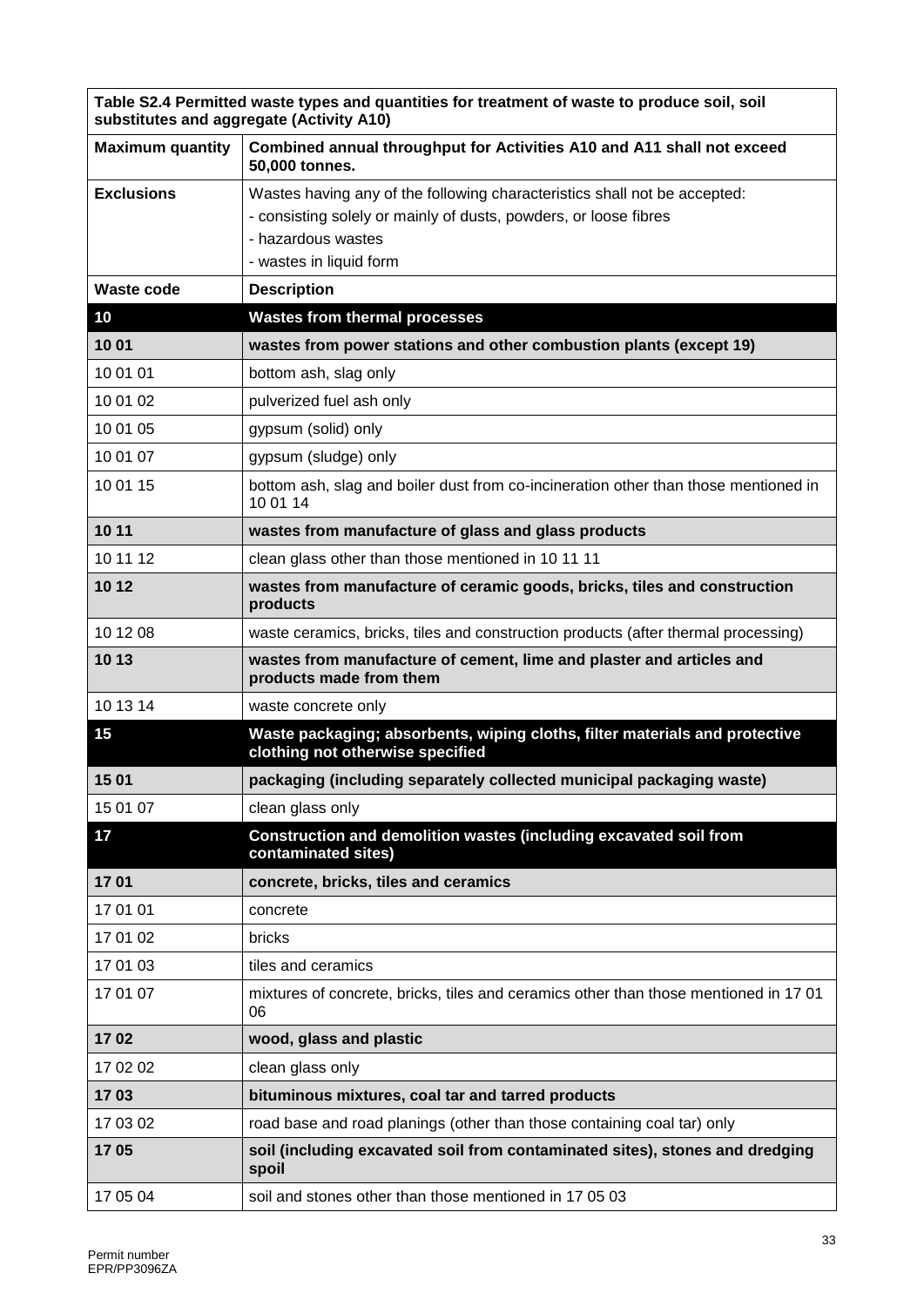| Table S2.4 Permitted waste types and quantities for treatment of waste to produce soil, soil substitutes and aggregate (Activity A10) | |
|---|---|
| **Maximum quantity** | **Combined annual throughput for Activities A10 and A11 shall not exceed 50,000 tonnes.** |
| **Exclusions** | Wastes having any of the following characteristics shall not be accepted:<br>- consisting solely or mainly of dusts, powders, or loose fibres<br>- hazardous wastes<br>- wastes in liquid form |
| **Waste code** | **Description** |
| **10** | **Wastes from thermal processes** |
| **10 01** | **wastes from power stations and other combustion plants (except 19)** |
| 10 01 01 | bottom ash, slag only |
| 10 01 02 | pulverized fuel ash only |
| 10 01 05 | gypsum (solid) only |
| 10 01 07 | gypsum (sludge) only |
| 10 01 15 | bottom ash, slag and boiler dust from co-incineration other than those mentioned in 10 01 14 |
| **10 11** | **wastes from manufacture of glass and glass products** |
| 10 11 12 | clean glass other than those mentioned in 10 11 11 |
| **10 12** | **wastes from manufacture of ceramic goods, bricks, tiles and construction products** |
| 10 12 08 | waste ceramics, bricks, tiles and construction products (after thermal processing) |
| **10 13** | **wastes from manufacture of cement, lime and plaster and articles and products made from them** |
| 10 13 14 | waste concrete only |
| **15** | **Waste packaging; absorbents, wiping cloths, filter materials and protective clothing not otherwise specified** |
| **15 01** | **packaging (including separately collected municipal packaging waste)** |
| 15 01 07 | clean glass only |
| **17** | **Construction and demolition wastes (including excavated soil from contaminated sites)** |
| **17 01** | **concrete, bricks, tiles and ceramics** |
| 17 01 01 | concrete |
| 17 01 02 | bricks |
| 17 01 03 | tiles and ceramics |
| 17 01 07 | mixtures of concrete, bricks, tiles and ceramics other than those mentioned in 17 01 06 |
| **17 02** | **wood, glass and plastic** |
| 17 02 02 | clean glass only |
| **17 03** | **bituminous mixtures, coal tar and tarred products** |
| 17 03 02 | road base and road planings (other than those containing coal tar) only |
| **17 05** | **soil (including excavated soil from contaminated sites), stones and dredging spoil** |
| 17 05 04 | soil and stones other than those mentioned in 17 05 03 |

Permit number
EPR/PP3096ZA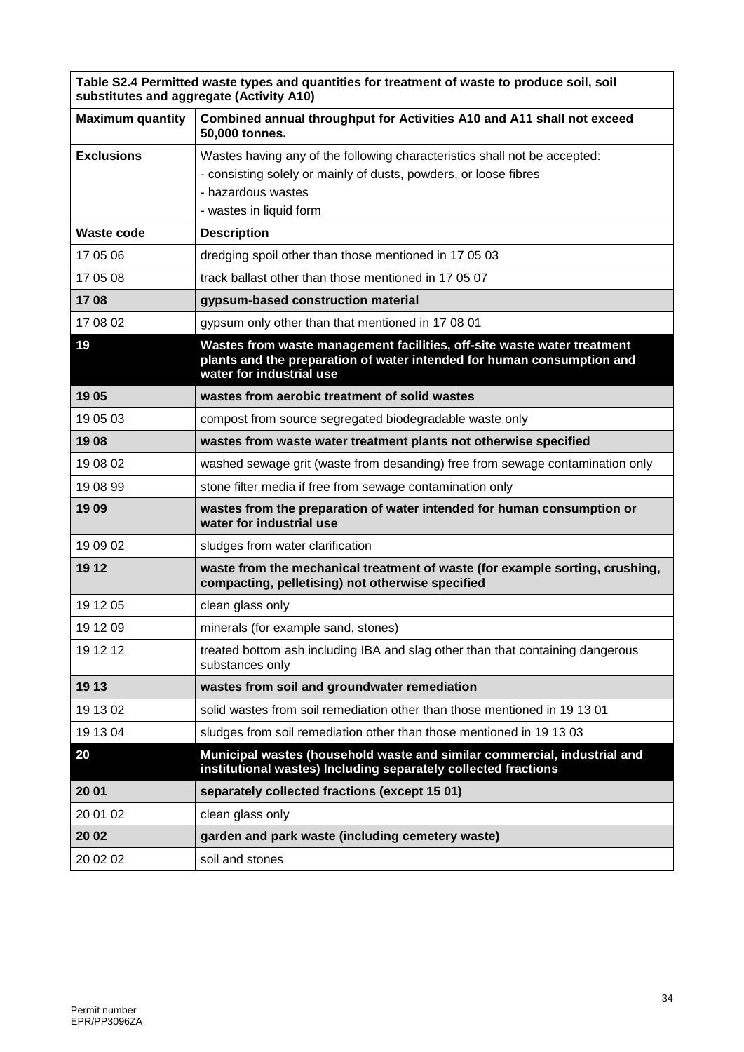| Table S2.4 Permitted waste types and quantities for treatment of waste to produce soil, soil substitutes and aggregate (Activity A10) | |
|---|---|
| **Maximum quantity** | **Combined annual throughput for Activities A10 and A11 shall not exceed 50,000 tonnes.** |
| **Exclusions** | Wastes having any of the following characteristics shall not be accepted:<br>- consisting solely or mainly of dusts, powders, or loose fibres<br>- hazardous wastes<br>- wastes in liquid form |
| **Waste code** | **Description** |
| 17 05 06 | dredging spoil other than those mentioned in 17 05 03 |
| 17 05 08 | track ballast other than those mentioned in 17 05 07 |
| **17 08** | **gypsum-based construction material** |
| 17 08 02 | gypsum only other than that mentioned in 17 08 01 |
| **19** | **Wastes from waste management facilities, off-site waste water treatment plants and the preparation of water intended for human consumption and water for industrial use** |
| **19 05** | **wastes from aerobic treatment of solid wastes** |
| 19 05 03 | compost from source segregated biodegradable waste only |
| **19 08** | **wastes from waste water treatment plants not otherwise specified** |
| 19 08 02 | washed sewage grit (waste from desanding) free from sewage contamination only |
| 19 08 99 | stone filter media if free from sewage contamination only |
| **19 09** | **wastes from the preparation of water intended for human consumption or water for industrial use** |
| 19 09 02 | sludges from water clarification |
| **19 12** | **waste from the mechanical treatment of waste (for example sorting, crushing, compacting, pelletising) not otherwise specified** |
| 19 12 05 | clean glass only |
| 19 12 09 | minerals (for example sand, stones) |
| 19 12 12 | treated bottom ash including IBA and slag other than that containing dangerous substances only |
| **19 13** | **wastes from soil and groundwater remediation** |
| 19 13 02 | solid wastes from soil remediation other than those mentioned in 19 13 01 |
| 19 13 04 | sludges from soil remediation other than those mentioned in 19 13 03 |
| **20** | **Municipal wastes (household waste and similar commercial, industrial and institutional wastes) Including separately collected fractions** |
| **20 01** | **separately collected fractions (except 15 01)** |
| 20 01 02 | clean glass only |
| **20 02** | **garden and park waste (including cemetery waste)** |
| 20 02 02 | soil and stones |

Permit number
EPR/PP3096ZA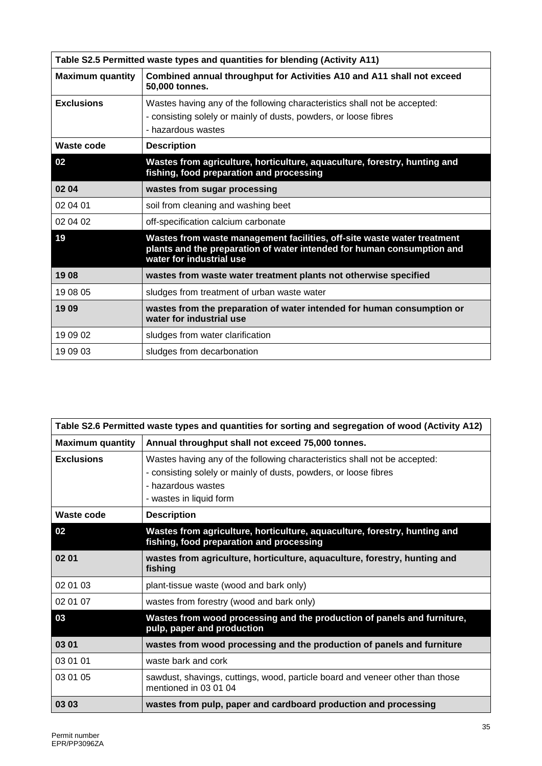| Table S2.5 Permitted waste types and quantities for blending (Activity A11) | |
|---|---|
| **Maximum quantity** | **Combined annual throughput for Activities A10 and A11 shall not exceed 50,000 tonnes.** |
| **Exclusions** | Wastes having any of the following characteristics shall not be accepted:<br>- consisting solely or mainly of dusts, powders, or loose fibres<br>- hazardous wastes |
| **Waste code** | **Description** |
| **02** | **Wastes from agriculture, horticulture, aquaculture, forestry, hunting and fishing, food preparation and processing** |
| **02 04** | **wastes from sugar processing** |
| 02 04 01 | soil from cleaning and washing beet |
| 02 04 02 | off-specification calcium carbonate |
| **19** | **Wastes from waste management facilities, off-site waste water treatment plants and the preparation of water intended for human consumption and water for industrial use** |
| **19 08** | **wastes from waste water treatment plants not otherwise specified** |
| 19 08 05 | sludges from treatment of urban waste water |
| **19 09** | **wastes from the preparation of water intended for human consumption or water for industrial use** |
| 19 09 02 | sludges from water clarification |
| 19 09 03 | sludges from decarbonation |

| Table S2.6 Permitted waste types and quantities for sorting and segregation of wood (Activity A12) | |
|---|---|
| **Maximum quantity** | **Annual throughput shall not exceed 75,000 tonnes.** |
| **Exclusions** | Wastes having any of the following characteristics shall not be accepted:<br>- consisting solely or mainly of dusts, powders, or loose fibres<br>- hazardous wastes<br>- wastes in liquid form |
| **Waste code** | **Description** |
| **02** | **Wastes from agriculture, horticulture, aquaculture, forestry, hunting and fishing, food preparation and processing** |
| **02 01** | **wastes from agriculture, horticulture, aquaculture, forestry, hunting and fishing** |
| 02 01 03 | plant-tissue waste (wood and bark only) |
| 02 01 07 | wastes from forestry (wood and bark only) |
| **03** | **Wastes from wood processing and the production of panels and furniture, pulp, paper and production** |
| **03 01** | **wastes from wood processing and the production of panels and furniture** |
| 03 01 01 | waste bark and cork |
| 03 01 05 | sawdust, shavings, cuttings, wood, particle board and veneer other than those mentioned in 03 01 04 |
| **03 03** | **wastes from pulp, paper and cardboard production and processing** |

Permit number
EPR/PP3096ZA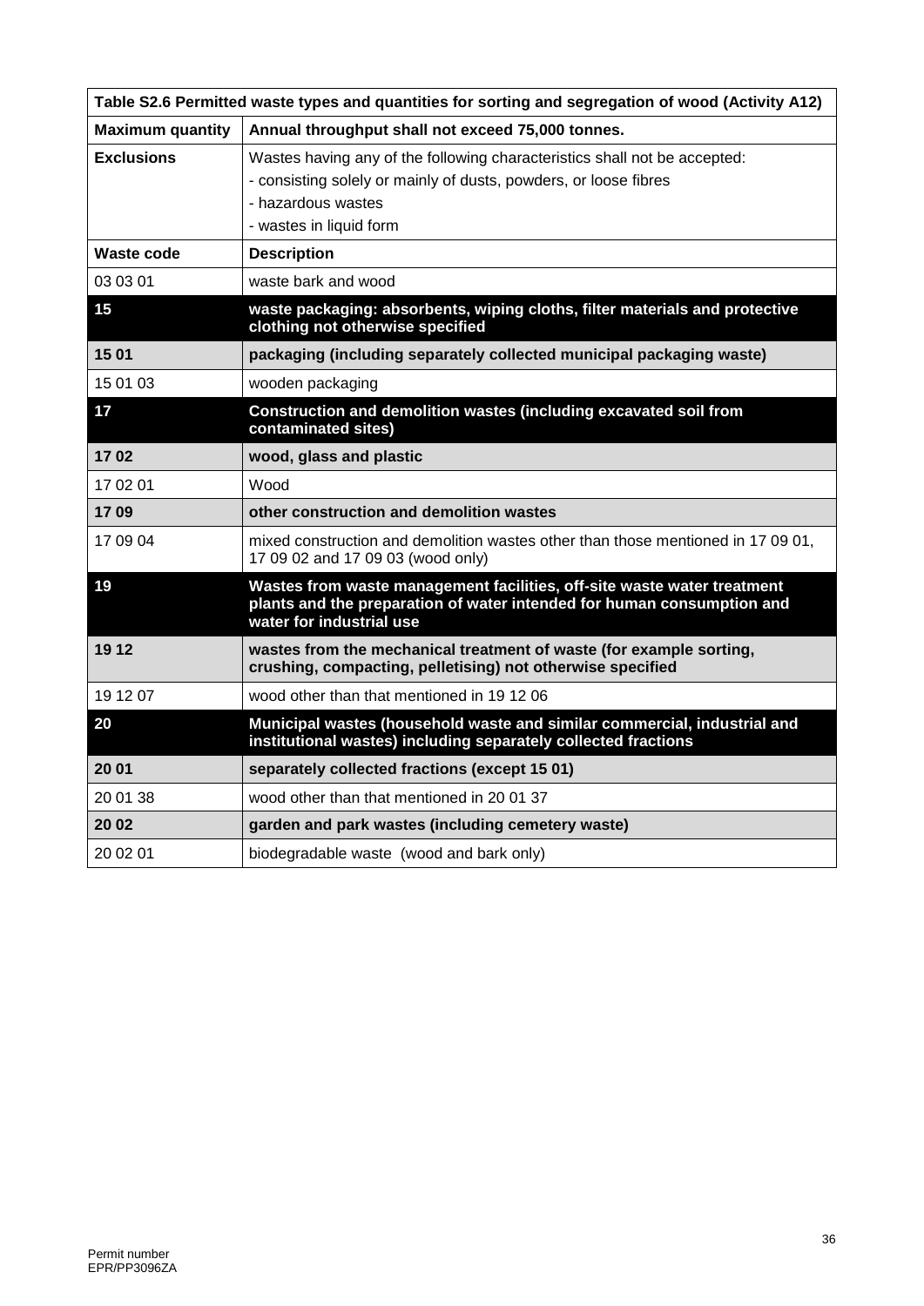| Table S2.6 Permitted waste types and quantities for sorting and segregation of wood (Activity A12) | |
|---|---|
| **Maximum quantity** | **Annual throughput shall not exceed 75,000 tonnes.** |
| **Exclusions** | Wastes having any of the following characteristics shall not be accepted:<br>- consisting solely or mainly of dusts, powders, or loose fibres<br>- hazardous wastes<br>- wastes in liquid form |
| **Waste code** | **Description** |
| 03 03 01 | waste bark and wood |
| **15** | **waste packaging: absorbents, wiping cloths, filter materials and protective clothing not otherwise specified** |
| **15 01** | **packaging (including separately collected municipal packaging waste)** |
| 15 01 03 | wooden packaging |
| **17** | **Construction and demolition wastes (including excavated soil from contaminated sites)** |
| **17 02** | **wood, glass and plastic** |
| 17 02 01 | Wood |
| **17 09** | **other construction and demolition wastes** |
| 17 09 04 | mixed construction and demolition wastes other than those mentioned in 17 09 01, 17 09 02 and 17 09 03 (wood only) |
| **19** | **Wastes from waste management facilities, off-site waste water treatment plants and the preparation of water intended for human consumption and water for industrial use** |
| **19 12** | **wastes from the mechanical treatment of waste (for example sorting, crushing, compacting, pelletising) not otherwise specified** |
| 19 12 07 | wood other than that mentioned in 19 12 06 |
| **20** | **Municipal wastes (household waste and similar commercial, industrial and institutional wastes) including separately collected fractions** |
| **20 01** | **separately collected fractions (except 15 01)** |
| 20 01 38 | wood other than that mentioned in 20 01 37 |
| **20 02** | **garden and park wastes (including cemetery waste)** |
| 20 02 01 | biodegradable waste (wood and bark only) |

Permit number
EPR/PP3096ZA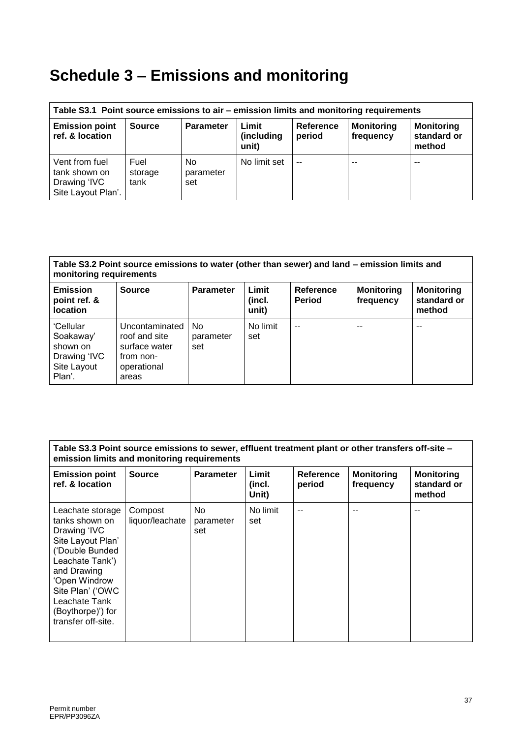# Schedule 3 – Emissions and monitoring

| Table S3.1 Point source emissions to air – emission limits and monitoring requirements | | | | | | |
|---|---|---|---|---|---|---|
| **Emission point ref. & location** | **Source** | **Parameter** | **Limit (including unit)** | **Reference period** | **Monitoring frequency** | **Monitoring standard or method** |
| Vent from fuel tank shown on Drawing 'IVC Site Layout Plan'. | Fuel storage tank | No parameter set | No limit set | -- | -- | -- |

| Table S3.2 Point source emissions to water (other than sewer) and land – emission limits and monitoring requirements | | | | | | |
|---|---|---|---|---|---|---|
| **Emission point ref. & location** | **Source** | **Parameter** | **Limit (incl. unit)** | **Reference Period** | **Monitoring frequency** | **Monitoring standard or method** |
| 'Cellular Soakaway' shown on Drawing 'IVC Site Layout Plan'. | Uncontaminated roof and site surface water from non-operational areas | No parameter set | No limit set | -- | -- | -- |

| Table S3.3 Point source emissions to sewer, effluent treatment plant or other transfers off-site – emission limits and monitoring requirements | | | | | | |
|---|---|---|---|---|---|---|
| **Emission point ref. & location** | **Source** | **Parameter** | **Limit (incl. Unit)** | **Reference period** | **Monitoring frequency** | **Monitoring standard or method** |
| Leachate storage tanks shown on Drawing 'IVC Site Layout Plan' ('Double Bunded Leachate Tank') and Drawing 'Open Windrow Site Plan' ('OWC Leachate Tank (Boythorpe)') for transfer off-site. | Compost liquor/leachate | No parameter set | No limit set | -- | -- | -- |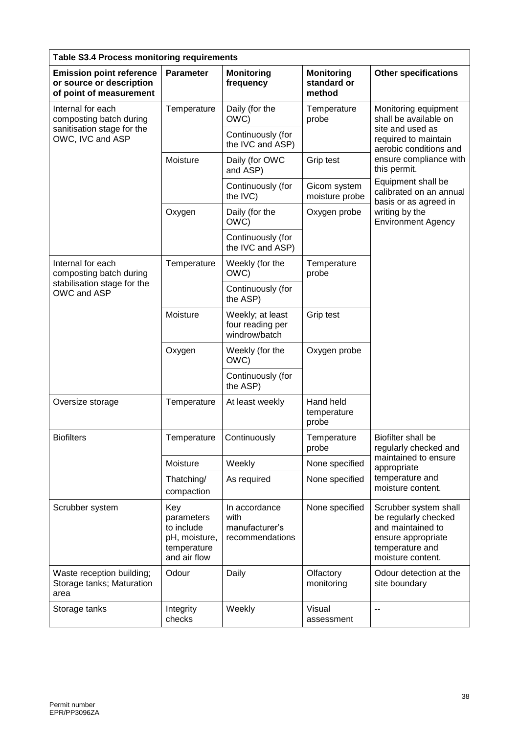**Table S3.4 Process monitoring requirements**

| Emission point reference or source or description of point of measurement | Parameter | Monitoring frequency | Monitoring standard or method | Other specifications |
|---|---|---|---|---|
| Internal for each composting batch during sanitisation stage for the OWC, IVC and ASP | Temperature | Daily (for the OWC) | Temperature probe | Monitoring equipment shall be available on site and used as required to maintain aerobic conditions and ensure compliance with this permit. Equipment shall be calibrated on an annual basis or as agreed in writing by the Environment Agency |
| | | Continuously (for the IVC and ASP) | | |
| | Moisture | Daily (for OWC and ASP) | Grip test | |
| | | Continuously (for the IVC) | Gicom system moisture probe | |
| | Oxygen | Daily (for the OWC) | Oxygen probe | |
| | | Continuously (for the IVC and ASP) | | |
| Internal for each composting batch during stabilisation stage for the OWC and ASP | Temperature | Weekly (for the OWC) | Temperature probe | |
| | | Continuously (for the ASP) | | |
| | Moisture | Weekly; at least four reading per window/batch | Grip test | |
| | Oxygen | Weekly (for the OWC) | Oxygen probe | |
| | | Continuously (for the ASP) | | |
| Oversize storage | Temperature | At least weekly | Hand held temperature probe | |
| Biofilters | Temperature | Continuously | Temperature probe | Biofilter shall be regularly checked and maintained to ensure appropriate temperature and moisture content. |
| | Moisture | Weekly | None specified | |
| | Thatching/ compaction | As required | None specified | |
| Scrubber system | Key parameters to include pH, moisture, temperature and air flow | In accordance with manufacturer's recommendations | None specified | Scrubber system shall be regularly checked and maintained to ensure appropriate temperature and moisture content. |
| Waste reception building; Storage tanks; Maturation area | Odour | Daily | Olfactory monitoring | Odour detection at the site boundary |
| Storage tanks | Integrity checks | Weekly | Visual assessment | -- |

Permit number
EPR/PP3096ZA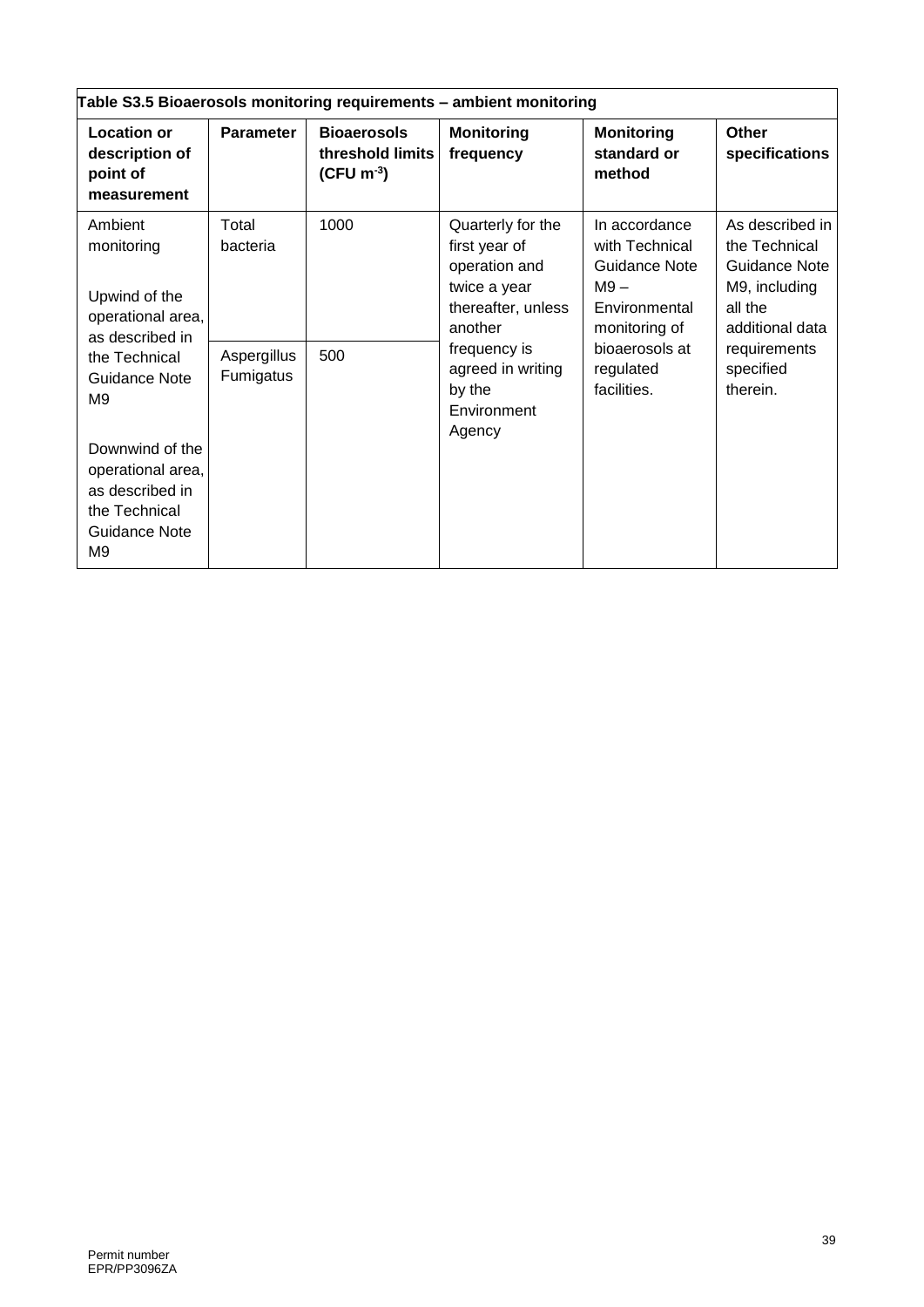| Table S3.5 Bioaerosols monitoring requirements – ambient monitoring | | | | | |
|---|---|---|---|---|---|
| **Location or description of point of measurement** | **Parameter** | **Bioaerosols threshold limits (CFU $m^{-3}$)** | **Monitoring frequency** | **Monitoring standard or method** | **Other specifications** |
| Ambient monitoring<br><br>Upwind of the operational area, as described in the Technical Guidance Note M9<br><br>Downwind of the operational area, as described in the Technical Guidance Note M9 | Total bacteria | 1000 | Quarterly for the first year of operation and twice a year thereafter, unless another frequency is agreed in writing by the Environment Agency | In accordance with Technical Guidance Note M9 – Environmental monitoring of bioaerosols at regulated facilities. | As described in the Technical Guidance Note M9, including all the additional data requirements specified therein. |
| | Aspergillus Fumigatus | 500 | | | |

Permit number
EPR/PP3096ZA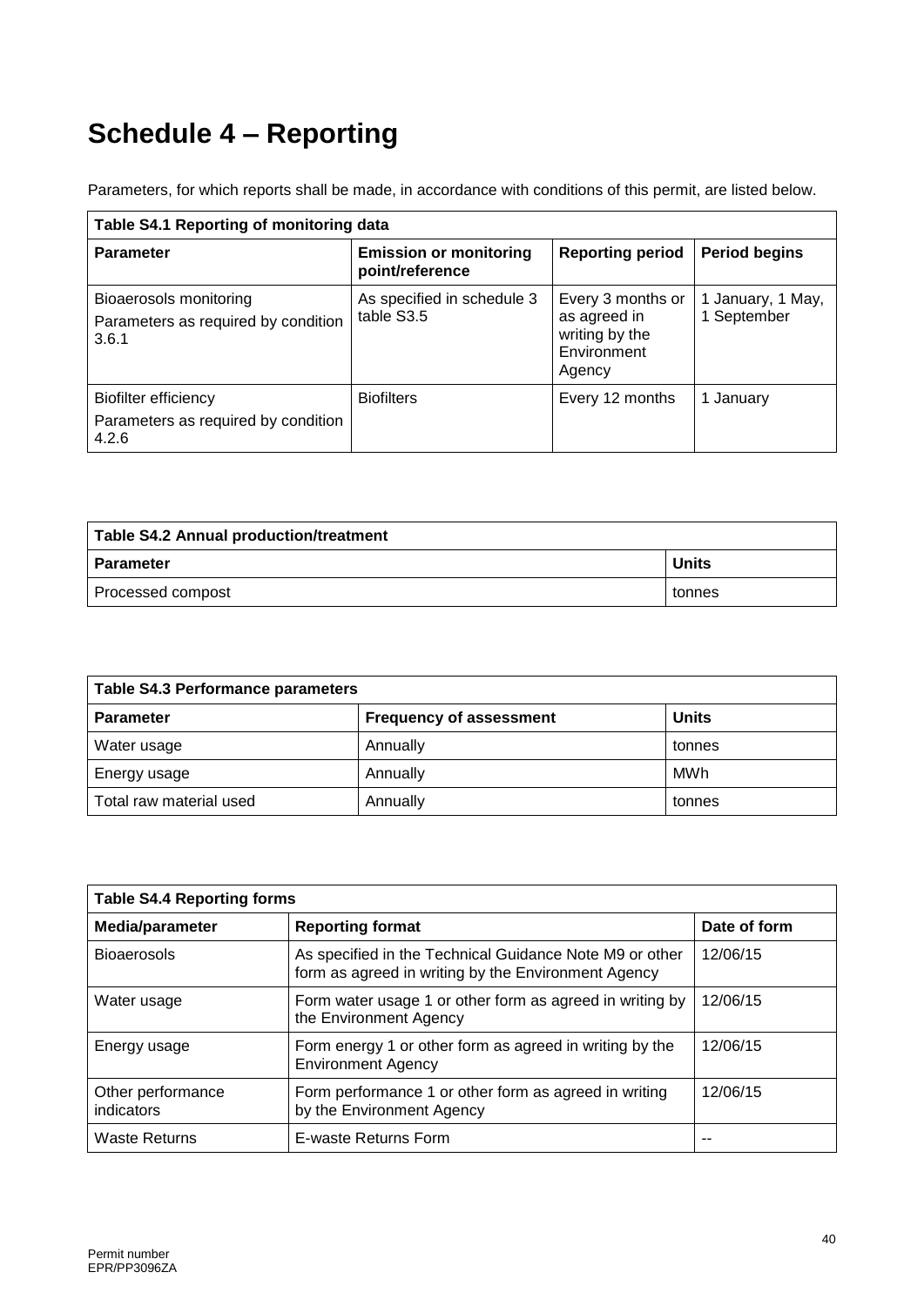# Schedule 4 – Reporting

Parameters, for which reports shall be made, in accordance with conditions of this permit, are listed below.

| Table S4.1 Reporting of monitoring data | | | |
|---|---|---|---|
| **Parameter** | **Emission or monitoring point/reference** | **Reporting period** | **Period begins** |
| Bioaerosols monitoring<br>Parameters as required by condition 3.6.1 | As specified in schedule 3 table S3.5 | Every 3 months or as agreed in writing by the Environment Agency | 1 January, 1 May, 1 September |
| Biofilter efficiency<br>Parameters as required by condition 4.2.6 | Biofilters | Every 12 months | 1 January |

| Table S4.2 Annual production/treatment | |
|---|---|
| **Parameter** | **Units** |
| Processed compost | tonnes |

| Table S4.3 Performance parameters | | |
|---|---|---|
| **Parameter** | **Frequency of assessment** | **Units** |
| Water usage | Annually | tonnes |
| Energy usage | Annually | MWh |
| Total raw material used | Annually | tonnes |

| Table S4.4 Reporting forms | | |
|---|---|---|
| **Media/parameter** | **Reporting format** | **Date of form** |
| Bioaerosols | As specified in the Technical Guidance Note M9 or other form as agreed in writing by the Environment Agency | 12/06/15 |
| Water usage | Form water usage 1 or other form as agreed in writing by the Environment Agency | 12/06/15 |
| Energy usage | Form energy 1 or other form as agreed in writing by the Environment Agency | 12/06/15 |
| Other performance indicators | Form performance 1 or other form as agreed in writing by the Environment Agency | 12/06/15 |
| Waste Returns | E-waste Returns Form | -- |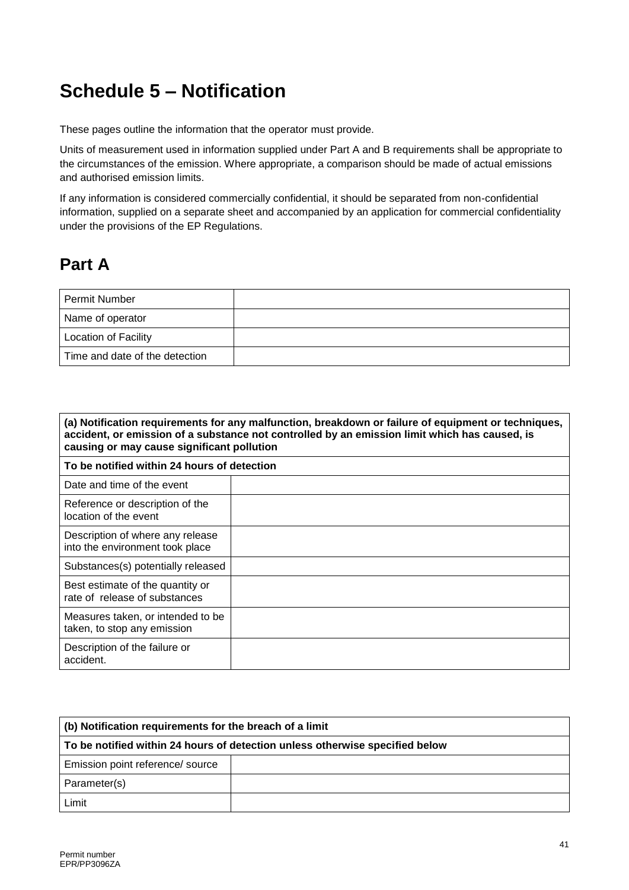# Schedule 5 – Notification

These pages outline the information that the operator must provide.

Units of measurement used in information supplied under Part A and B requirements shall be appropriate to the circumstances of the emission. Where appropriate, a comparison should be made of actual emissions and authorised emission limits.

If any information is considered commercially confidential, it should be separated from non-confidential information, supplied on a separate sheet and accompanied by an application for commercial confidentiality under the provisions of the EP Regulations.

## Part A

| | |
|---|---|
| Permit Number | |
| Name of operator | |
| Location of Facility | |
| Time and date of the detection | |

| **(a) Notification requirements for any malfunction, breakdown or failure of equipment or techniques, accident, or emission of a substance not controlled by an emission limit which has caused, is causing or may cause significant pollution** | |
|---|---|
| **To be notified within 24 hours of detection** | |
| Date and time of the event | |
| Reference or description of the location of the event | |
| Description of where any release into the environment took place | |
| Substances(s) potentially released | |
| Best estimate of the quantity or rate of release of substances | |
| Measures taken, or intended to be taken, to stop any emission | |
| Description of the failure or accident. | |

| **(b) Notification requirements for the breach of a limit** | |
|---|---|
| **To be notified within 24 hours of detection unless otherwise specified below** | |
| Emission point reference/ source | |
| Parameter(s) | |
| Limit | |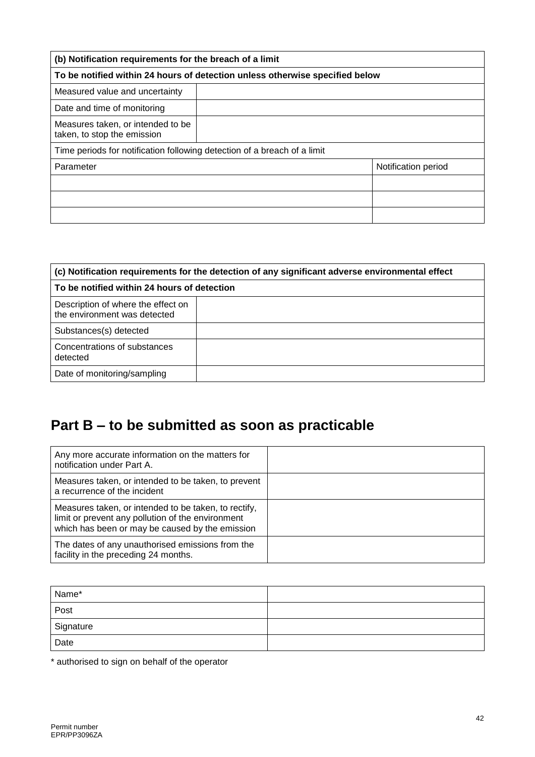| (b) Notification requirements for the breach of a limit | | |
|---|---|---|
| **To be notified within 24 hours of detection unless otherwise specified below** | | |
| Measured value and uncertainty | | |
| Date and time of monitoring | | |
| Measures taken, or intended to be taken, to stop the emission | | |
| Time periods for notification following detection of a breach of a limit | | |
| Parameter | | Notification period |
| | | |
| | | |
| | | |

| (c) Notification requirements for the detection of any significant adverse environmental effect | |
|---|---|
| **To be notified within 24 hours of detection** | |
| Description of where the effect on the environment was detected | |
| Substances(s) detected | |
| Concentrations of substances detected | |
| Date of monitoring/sampling | |

# Part B – to be submitted as soon as practicable

| | |
|---|---|
| Any more accurate information on the matters for notification under Part A. | |
| Measures taken, or intended to be taken, to prevent a recurrence of the incident | |
| Measures taken, or intended to be taken, to rectify, limit or prevent any pollution of the environment which has been or may be caused by the emission | |
| The dates of any unauthorised emissions from the facility in the preceding 24 months. | |

| | |
|---|---|
| Name* | |
| Post | |
| Signature | |
| Date | |

* authorised to sign on behalf of the operator

Permit number
EPR/PP3096ZA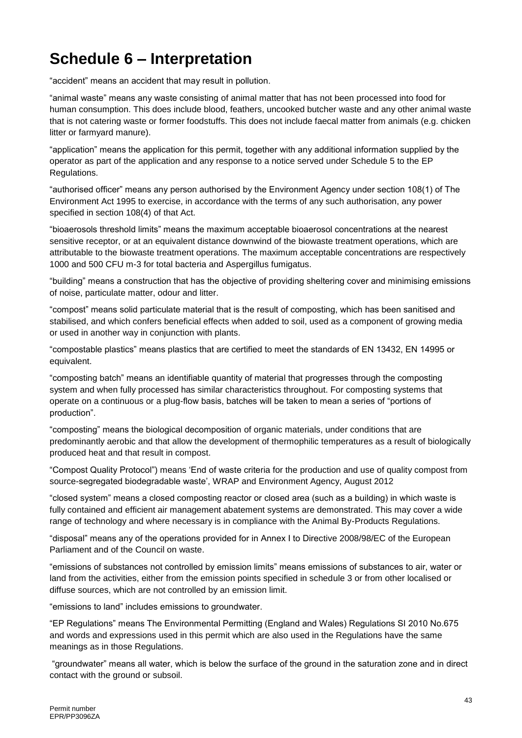# Schedule 6 – Interpretation

"accident" means an accident that may result in pollution.

"animal waste" means any waste consisting of animal matter that has not been processed into food for human consumption. This does include blood, feathers, uncooked butcher waste and any other animal waste that is not catering waste or former foodstuffs. This does not include faecal matter from animals (e.g. chicken litter or farmyard manure).

"application" means the application for this permit, together with any additional information supplied by the operator as part of the application and any response to a notice served under Schedule 5 to the EP Regulations.

"authorised officer" means any person authorised by the Environment Agency under section 108(1) of The Environment Act 1995 to exercise, in accordance with the terms of any such authorisation, any power specified in section 108(4) of that Act.

"bioaerosols threshold limits" means the maximum acceptable bioaerosol concentrations at the nearest sensitive receptor, or at an equivalent distance downwind of the biowaste treatment operations, which are attributable to the biowaste treatment operations. The maximum acceptable concentrations are respectively 1000 and 500 CFU $m^{-3}$ for total bacteria and Aspergillus fumigatus.

"building" means a construction that has the objective of providing sheltering cover and minimising emissions of noise, particulate matter, odour and litter.

"compost" means solid particulate material that is the result of composting, which has been sanitised and stabilised, and which confers beneficial effects when added to soil, used as a component of growing media or used in another way in conjunction with plants.

"compostable plastics" means plastics that are certified to meet the standards of EN 13432, EN 14995 or equivalent.

"composting batch" means an identifiable quantity of material that progresses through the composting system and when fully processed has similar characteristics throughout. For composting systems that operate on a continuous or a plug-flow basis, batches will be taken to mean a series of "portions of production".

"composting" means the biological decomposition of organic materials, under conditions that are predominantly aerobic and that allow the development of thermophilic temperatures as a result of biologically produced heat and that result in compost.

"Compost Quality Protocol") means 'End of waste criteria for the production and use of quality compost from source-segregated biodegradable waste', WRAP and Environment Agency, August 2012

"closed system" means a closed composting reactor or closed area (such as a building) in which waste is fully contained and efficient air management abatement systems are demonstrated. This may cover a wide range of technology and where necessary is in compliance with the Animal By-Products Regulations.

"disposal" means any of the operations provided for in Annex I to Directive 2008/98/EC of the European Parliament and of the Council on waste.

"emissions of substances not controlled by emission limits" means emissions of substances to air, water or land from the activities, either from the emission points specified in schedule 3 or from other localised or diffuse sources, which are not controlled by an emission limit.

"emissions to land" includes emissions to groundwater.

"EP Regulations" means The Environmental Permitting (England and Wales) Regulations SI 2010 No.675 and words and expressions used in this permit which are also used in the Regulations have the same meanings as in those Regulations.

"groundwater" means all water, which is below the surface of the ground in the saturation zone and in direct contact with the ground or subsoil.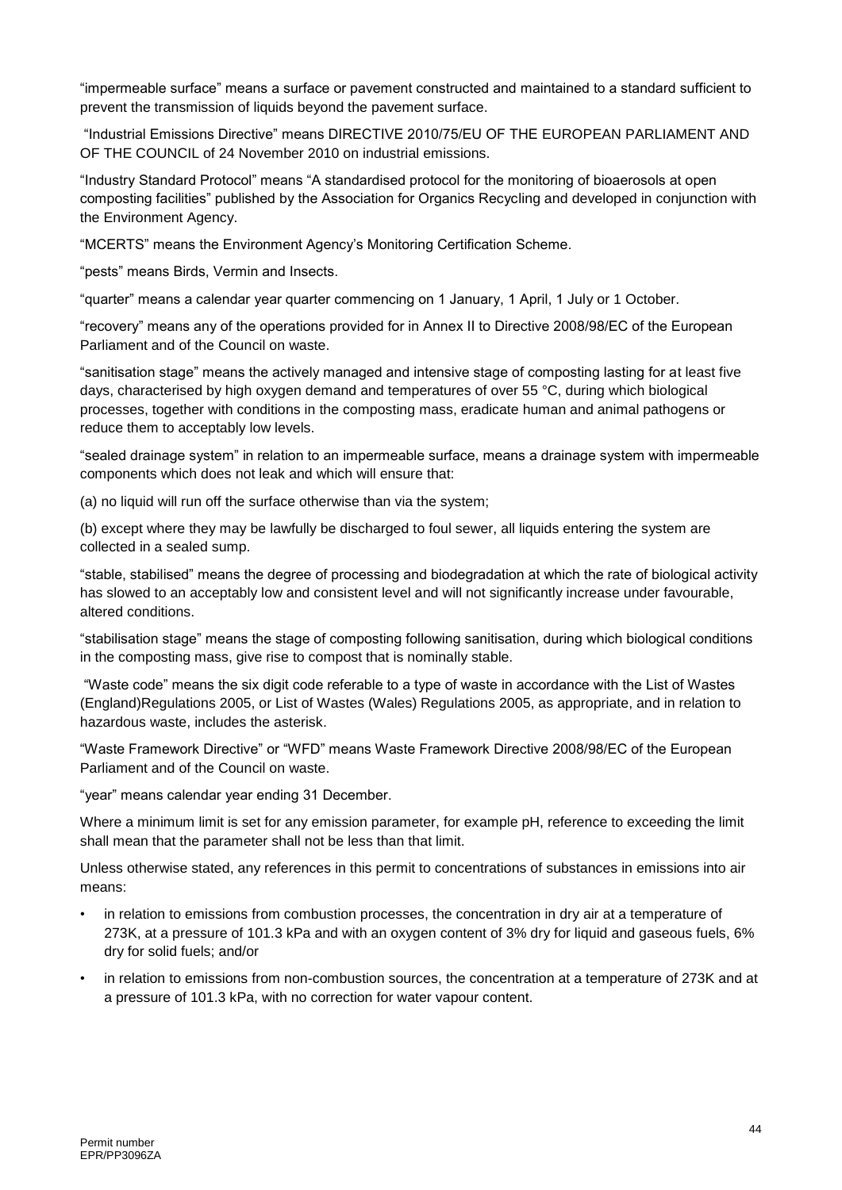"impermeable surface" means a surface or pavement constructed and maintained to a standard sufficient to prevent the transmission of liquids beyond the pavement surface.

"Industrial Emissions Directive" means DIRECTIVE 2010/75/EU OF THE EUROPEAN PARLIAMENT AND OF THE COUNCIL of 24 November 2010 on industrial emissions.

"Industry Standard Protocol" means "A standardised protocol for the monitoring of bioaerosols at open composting facilities" published by the Association for Organics Recycling and developed in conjunction with the Environment Agency.

"MCERTS" means the Environment Agency's Monitoring Certification Scheme.

"pests" means Birds, Vermin and Insects.

"quarter" means a calendar year quarter commencing on 1 January, 1 April, 1 July or 1 October.

"recovery" means any of the operations provided for in Annex II to Directive 2008/98/EC of the European Parliament and of the Council on waste.

"sanitisation stage" means the actively managed and intensive stage of composting lasting for at least five days, characterised by high oxygen demand and temperatures of over 55 °C, during which biological processes, together with conditions in the composting mass, eradicate human and animal pathogens or reduce them to acceptably low levels.

"sealed drainage system" in relation to an impermeable surface, means a drainage system with impermeable components which does not leak and which will ensure that:

(a) no liquid will run off the surface otherwise than via the system;

(b) except where they may be lawfully be discharged to foul sewer, all liquids entering the system are collected in a sealed sump.

"stable, stabilised" means the degree of processing and biodegradation at which the rate of biological activity has slowed to an acceptably low and consistent level and will not significantly increase under favourable, altered conditions.

"stabilisation stage" means the stage of composting following sanitisation, during which biological conditions in the composting mass, give rise to compost that is nominally stable.

"Waste code" means the six digit code referable to a type of waste in accordance with the List of Wastes (England)Regulations 2005, or List of Wastes (Wales) Regulations 2005, as appropriate, and in relation to hazardous waste, includes the asterisk.

"Waste Framework Directive" or "WFD" means Waste Framework Directive 2008/98/EC of the European Parliament and of the Council on waste.

"year" means calendar year ending 31 December.

Where a minimum limit is set for any emission parameter, for example pH, reference to exceeding the limit shall mean that the parameter shall not be less than that limit.

Unless otherwise stated, any references in this permit to concentrations of substances in emissions into air means:

- in relation to emissions from combustion processes, the concentration in dry air at a temperature of 273K, at a pressure of 101.3 kPa and with an oxygen content of 3% dry for liquid and gaseous fuels, 6% dry for solid fuels; and/or
- in relation to emissions from non-combustion sources, the concentration at a temperature of 273K and at a pressure of 101.3 kPa, with no correction for water vapour content.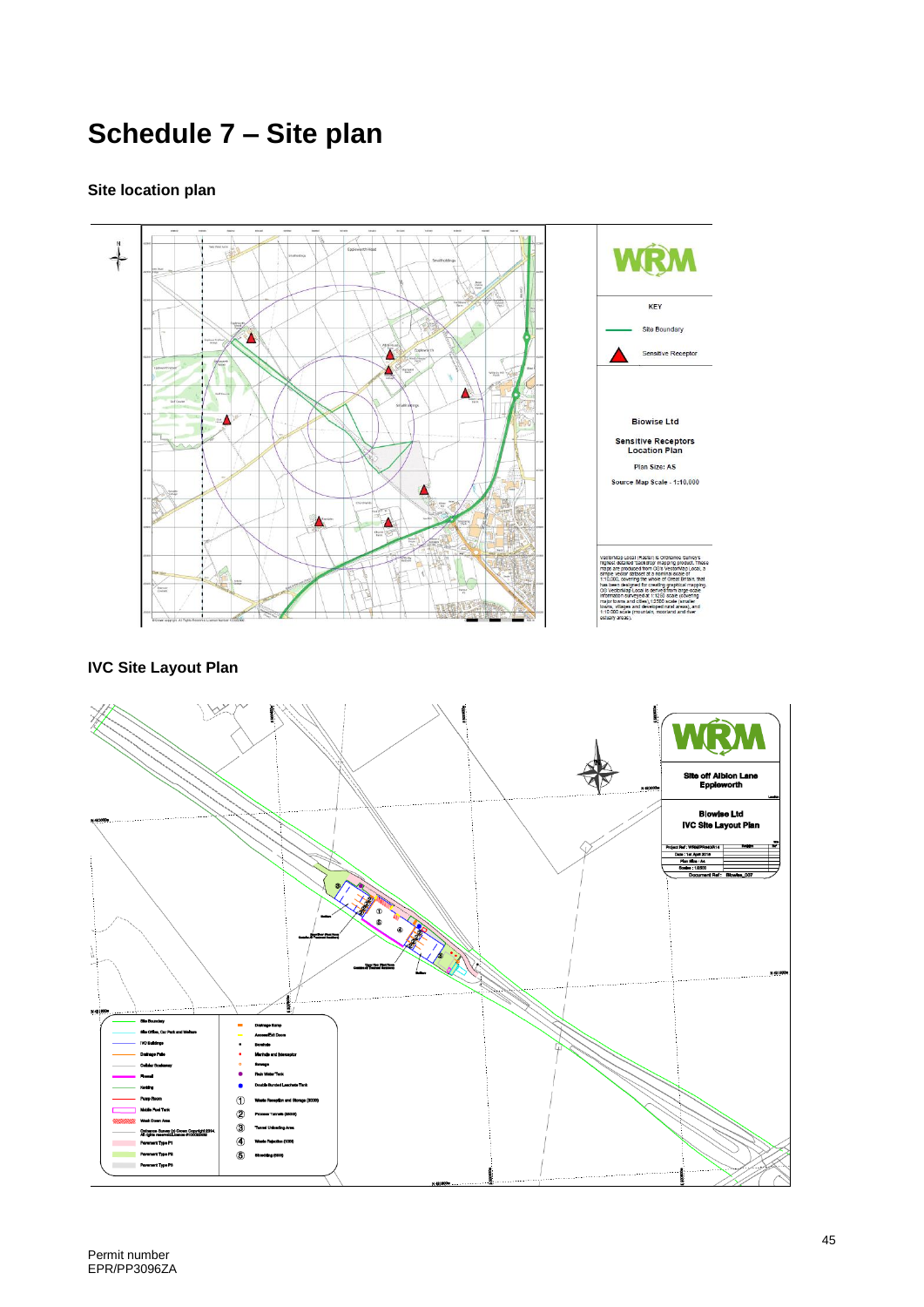# Schedule 7 – Site plan

### Site location plan

### IVC Site Layout Plan

Permit number
EPR/PP3096ZA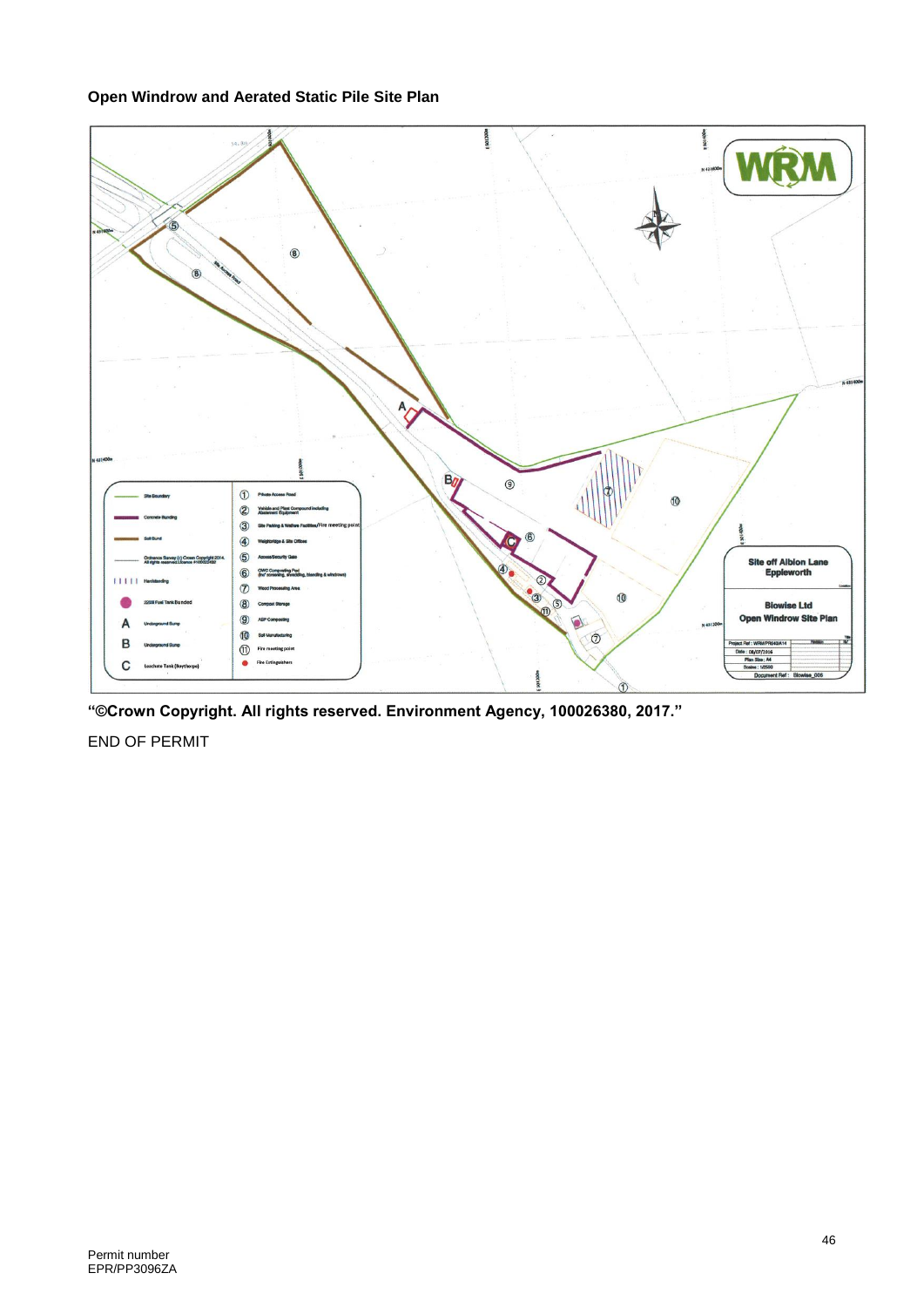**Open Windrow and Aerated Static Pile Site Plan**

**"©Crown Copyright. All rights reserved. Environment Agency, 100026380, 2017."**

END OF PERMIT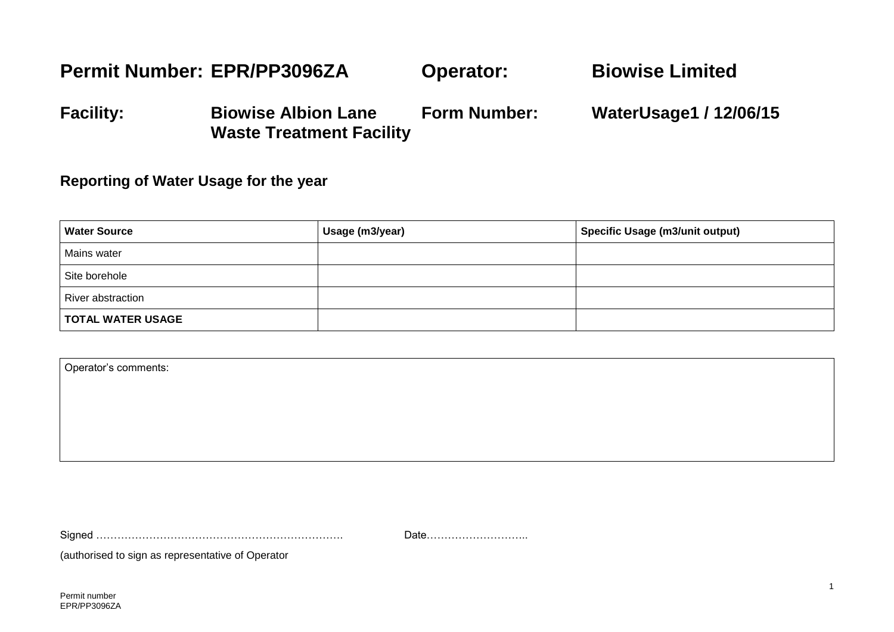| **Permit Number:** | **EPR/PP3096ZA** | **Operator:** | **Biowise Limited** |
|---|---|---|---|
| **Facility:** | **Biowise Albion Lane Waste Treatment Facility** | **Form Number:** | **WaterUsage1 / 12/06/15** |

### Reporting of Water Usage for the year

| Water Source | Usage (m3/year) | Specific Usage (m3/unit output) |
|---|---|---|
| Mains water | | |
| Site borehole | | |
| River abstraction | | |
| **TOTAL WATER USAGE** | | |

| Operator's comments: |
|---|
| |

Signed ……………………………………………………………. Date………………………..

(authorised to sign as representative of Operator

Permit number
EPR/PP3096ZA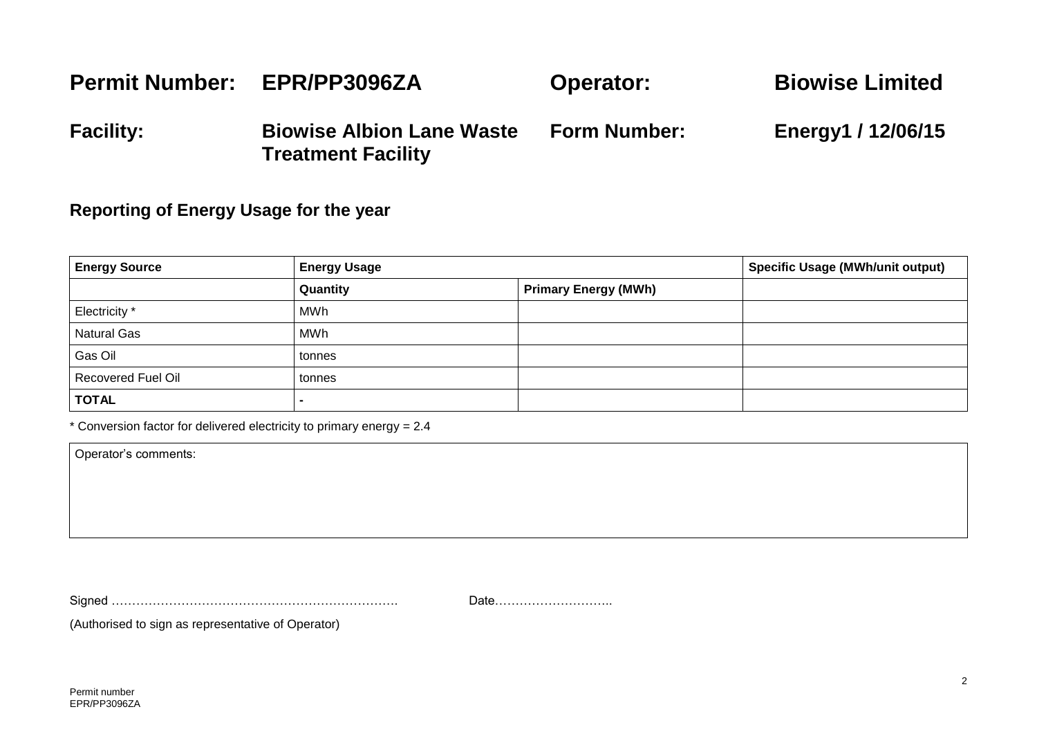**Permit Number:** EPR/PP3096ZA **Operator:** Biowise Limited

**Facility:** Biowise Albion Lane Waste Treatment Facility **Form Number:** Energy1 / 12/06/15

## Reporting of Energy Usage for the year

| Energy Source | Energy Usage | | Specific Usage (MWh/unit output) |
|---|---|---|---|
| | Quantity | Primary Energy (MWh) | |
| Electricity * | MWh | | |
| Natural Gas | MWh | | |
| Gas Oil | tonnes | | |
| Recovered Fuel Oil | tonnes | | |
| **TOTAL** | - | | |

* Conversion factor for delivered electricity to primary energy = 2.4

Operator's comments:

Signed ………………………………………………………………. Date………………………..

(Authorised to sign as representative of Operator)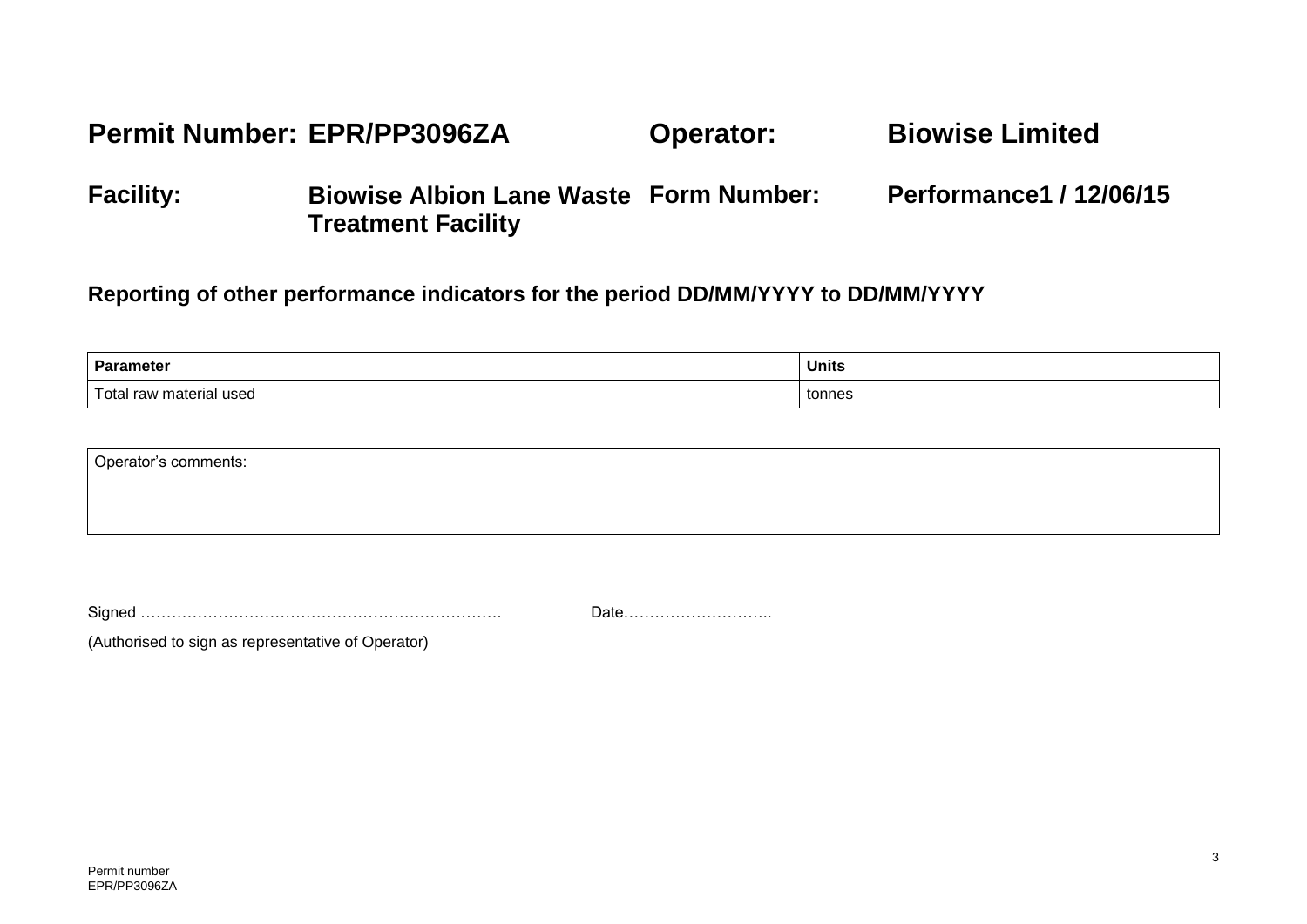**Permit Number:** **EPR/PP3096ZA** **Operator:** **Biowise Limited**

**Facility:** **Biowise Albion Lane Waste Treatment Facility** **Form Number:** **Performance1 / 12/06/15**

### Reporting of other performance indicators for the period DD/MM/YYYY to DD/MM/YYYY

| Parameter | Units |
|---|---|
| Total raw material used | tonnes |

| Operator's comments: |
|---|
| |

Signed ……………………………………………………………. Date………………………..

(Authorised to sign as representative of Operator)